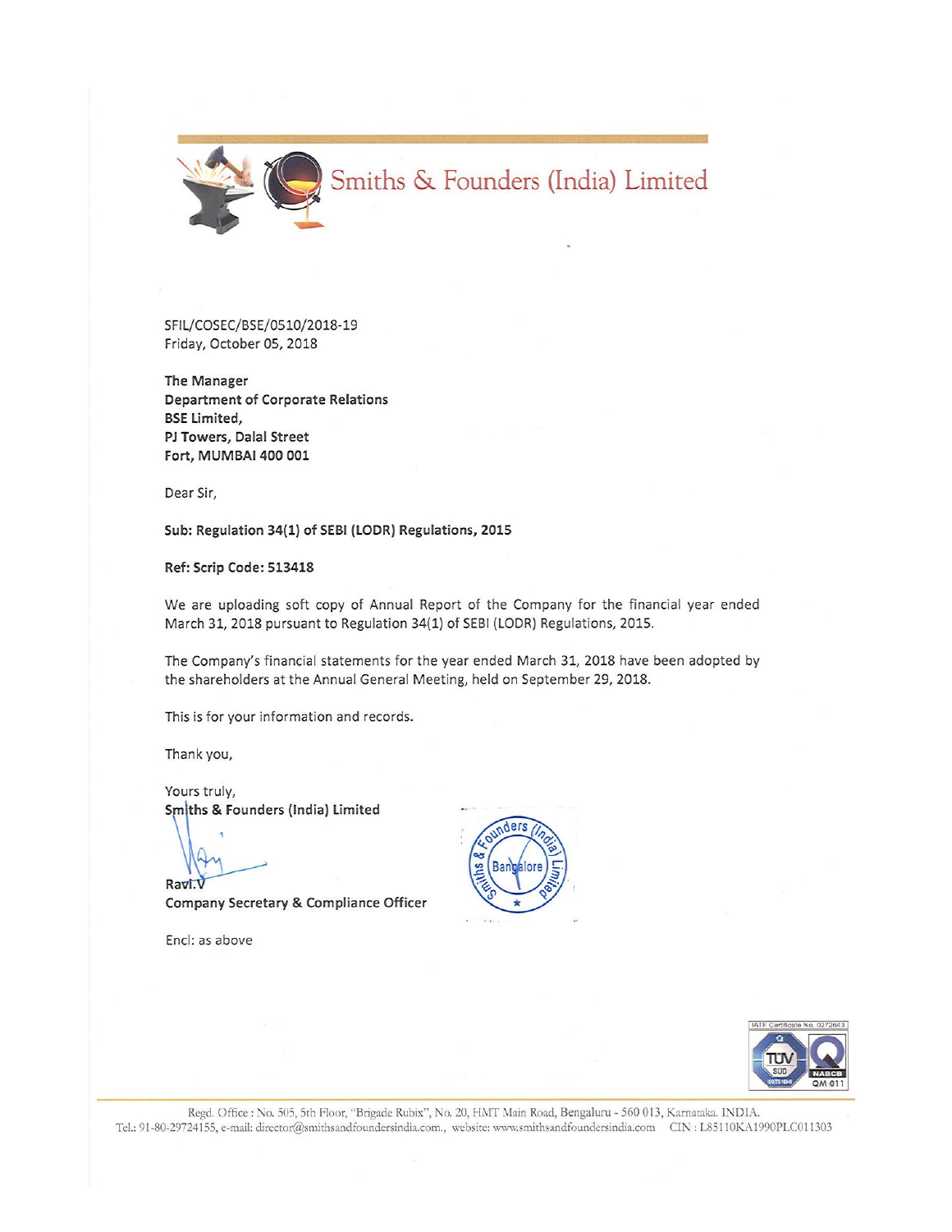# Smiths & Founders (India) Limited

SFIL/COSEC/BSE/0510/2018-19
Friday, October 05, 2018

**The Manager**
**Department of Corporate Relations**
**BSE Limited,**
**PJ Towers, Dalal Street**
**Fort, MUMBAI 400 001**

Dear Sir,

**Sub: Regulation 34(1) of SEBI (LODR) Regulations, 2015**

**Ref: Scrip Code: 513418**

We are uploading soft copy of Annual Report of the Company for the financial year ended March 31, 2018 pursuant to Regulation 34(1) of SEBI (LODR) Regulations, 2015.

The Company's financial statements for the year ended March 31, 2018 have been adopted by the shareholders at the Annual General Meeting, held on September 29, 2018.

This is for your information and records.

Thank you,

Yours truly,
**Smiths & Founders (India) Limited**

Ravi.V
**Company Secretary & Compliance Officer**

Encl: as above

Regd. Office : No. 505, 5th Floor, "Brigade Rubix", No. 20, HMT Main Road, Bengaluru - 560 013, Karnataka. INDIA.
Tel.: 91-80-29724155, e-mail: director@smithsandfoundersindia.com., website: www.smithsandfoundersindia.com CIN : L85110KA1990PLC011303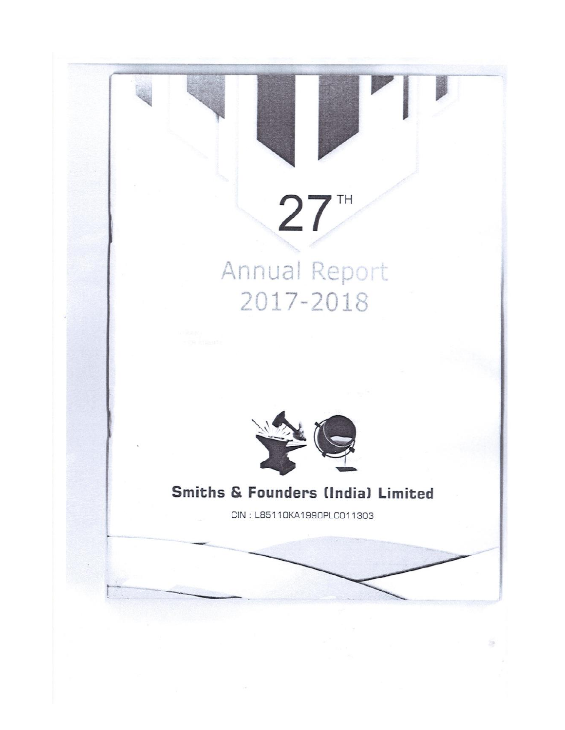# 27TH

# Annual Report 2017-2018

## Smiths & Founders (India) Limited

CIN : L85110KA1990PLC011303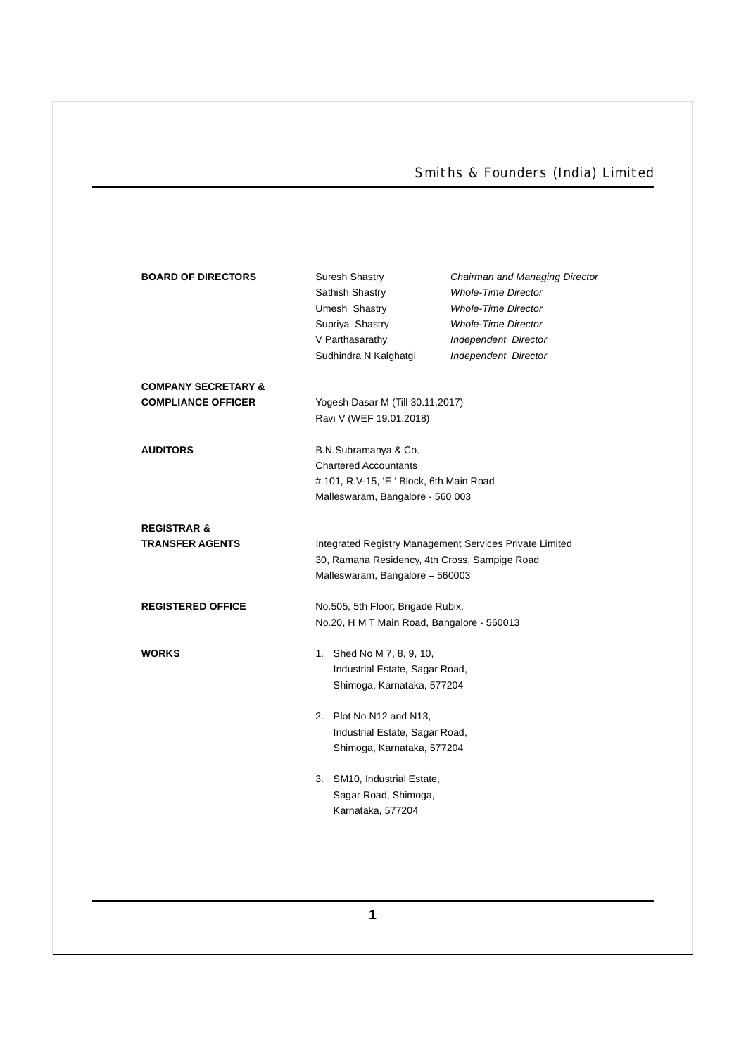**BOARD OF DIRECTORS**

| | |
|---|---|
| Suresh Shastry | *Chairman and Managing Director* |
| Sathish Shastry | *Whole-Time Director* |
| Umesh Shastry | *Whole-Time Director* |
| Supriya Shastry | *Whole-Time Director* |
| V Parthasarathy | *Independent Director* |
| Sudhindra N Kalghatgi | *Independent Director* |

**COMPANY SECRETARY & COMPLIANCE OFFICER**

Yogesh Dasar M (Till 30.11.2017)
Ravi V (WEF 19.01.2018)

**AUDITORS**

B.N.Subramanya & Co.
Chartered Accountants
# 101, R.V-15, 'E ' Block, 6th Main Road
Malleswaram, Bangalore - 560 003

**REGISTRAR & TRANSFER AGENTS**

Integrated Registry Management Services Private Limited
30, Ramana Residency, 4th Cross, Sampige Road
Malleswaram, Bangalore – 560003

**REGISTERED OFFICE**

No.505, 5th Floor, Brigade Rubix,
No.20, H M T Main Road, Bangalore - 560013

**WORKS**

1. Shed No M 7, 8, 9, 10,
   Industrial Estate, Sagar Road,
   Shimoga, Karnataka, 577204

2. Plot No N12 and N13,
   Industrial Estate, Sagar Road,
   Shimoga, Karnataka, 577204

3. SM10, Industrial Estate,
   Sagar Road, Shimoga,
   Karnataka, 577204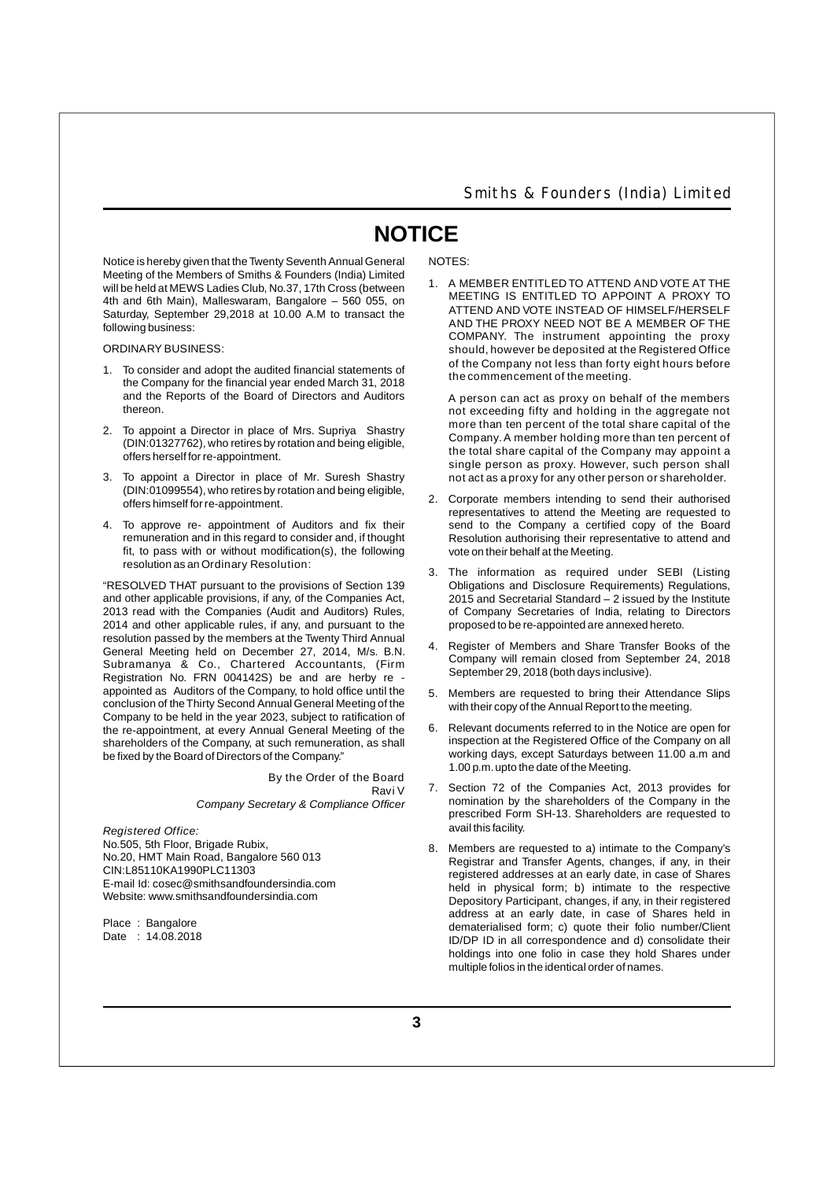# NOTICE

Notice is hereby given that the Twenty Seventh Annual General Meeting of the Members of Smiths & Founders (India) Limited will be held at MEWS Ladies Club, No.37, 17th Cross (between 4th and 6th Main), Malleswaram, Bangalore – 560 055, on Saturday, September 29,2018 at 10.00 A.M to transact the following business:

ORDINARY BUSINESS:

1. To consider and adopt the audited financial statements of the Company for the financial year ended March 31, 2018 and the Reports of the Board of Directors and Auditors thereon.
2. To appoint a Director in place of Mrs. Supriya Shastry (DIN:01327762), who retires by rotation and being eligible, offers herself for re-appointment.
3. To appoint a Director in place of Mr. Suresh Shastry (DIN:01099554), who retires by rotation and being eligible, offers himself for re-appointment.
4. To approve re- appointment of Auditors and fix their remuneration and in this regard to consider and, if thought fit, to pass with or without modification(s), the following resolution as an Ordinary Resolution:

"RESOLVED THAT pursuant to the provisions of Section 139 and other applicable provisions, if any, of the Companies Act, 2013 read with the Companies (Audit and Auditors) Rules, 2014 and other applicable rules, if any, and pursuant to the resolution passed by the members at the Twenty Third Annual General Meeting held on December 27, 2014, M/s. B.N. Subramanya & Co., Chartered Accountants, (Firm Registration No. FRN 004142S) be and are herby re - appointed as Auditors of the Company, to hold office until the conclusion of the Thirty Second Annual General Meeting of the Company to be held in the year 2023, subject to ratification of the re-appointment, at every Annual General Meeting of the shareholders of the Company, at such remuneration, as shall be fixed by the Board of Directors of the Company."

By the Order of the Board
Ravi V
*Company Secretary & Compliance Officer*

*Registered Office:*
No.505, 5th Floor, Brigade Rubix,
No.20, HMT Main Road, Bangalore 560 013
CIN:L85110KA1990PLC11303
E-mail Id: cosec@smithsandfoundersindia.com
Website: www.smithsandfoundersindia.com

Place : Bangalore
Date : 14.08.2018

NOTES:

1. A MEMBER ENTITLED TO ATTEND AND VOTE AT THE MEETING IS ENTITLED TO APPOINT A PROXY TO ATTEND AND VOTE INSTEAD OF HIMSELF/HERSELF AND THE PROXY NEED NOT BE A MEMBER OF THE COMPANY. The instrument appointing the proxy should, however be deposited at the Registered Office of the Company not less than forty eight hours before the commencement of the meeting.

   A person can act as proxy on behalf of the members not exceeding fifty and holding in the aggregate not more than ten percent of the total share capital of the Company. A member holding more than ten percent of the total share capital of the Company may appoint a single person as proxy. However, such person shall not act as a proxy for any other person or shareholder.

2. Corporate members intending to send their authorised representatives to attend the Meeting are requested to send to the Company a certified copy of the Board Resolution authorising their representative to attend and vote on their behalf at the Meeting.
3. The information as required under SEBI (Listing Obligations and Disclosure Requirements) Regulations, 2015 and Secretarial Standard – 2 issued by the Institute of Company Secretaries of India, relating to Directors proposed to be re-appointed are annexed hereto.
4. Register of Members and Share Transfer Books of the Company will remain closed from September 24, 2018 September 29, 2018 (both days inclusive).
5. Members are requested to bring their Attendance Slips with their copy of the Annual Report to the meeting.
6. Relevant documents referred to in the Notice are open for inspection at the Registered Office of the Company on all working days, except Saturdays between 11.00 a.m and 1.00 p.m. upto the date of the Meeting.
7. Section 72 of the Companies Act, 2013 provides for nomination by the shareholders of the Company in the prescribed Form SH-13. Shareholders are requested to avail this facility.
8. Members are requested to a) intimate to the Company's Registrar and Transfer Agents, changes, if any, in their registered addresses at an early date, in case of Shares held in physical form; b) intimate to the respective Depository Participant, changes, if any, in their registered address at an early date, in case of Shares held in dematerialised form; c) quote their folio number/Client ID/DP ID in all correspondence and d) consolidate their holdings into one folio in case they hold Shares under multiple folios in the identical order of names.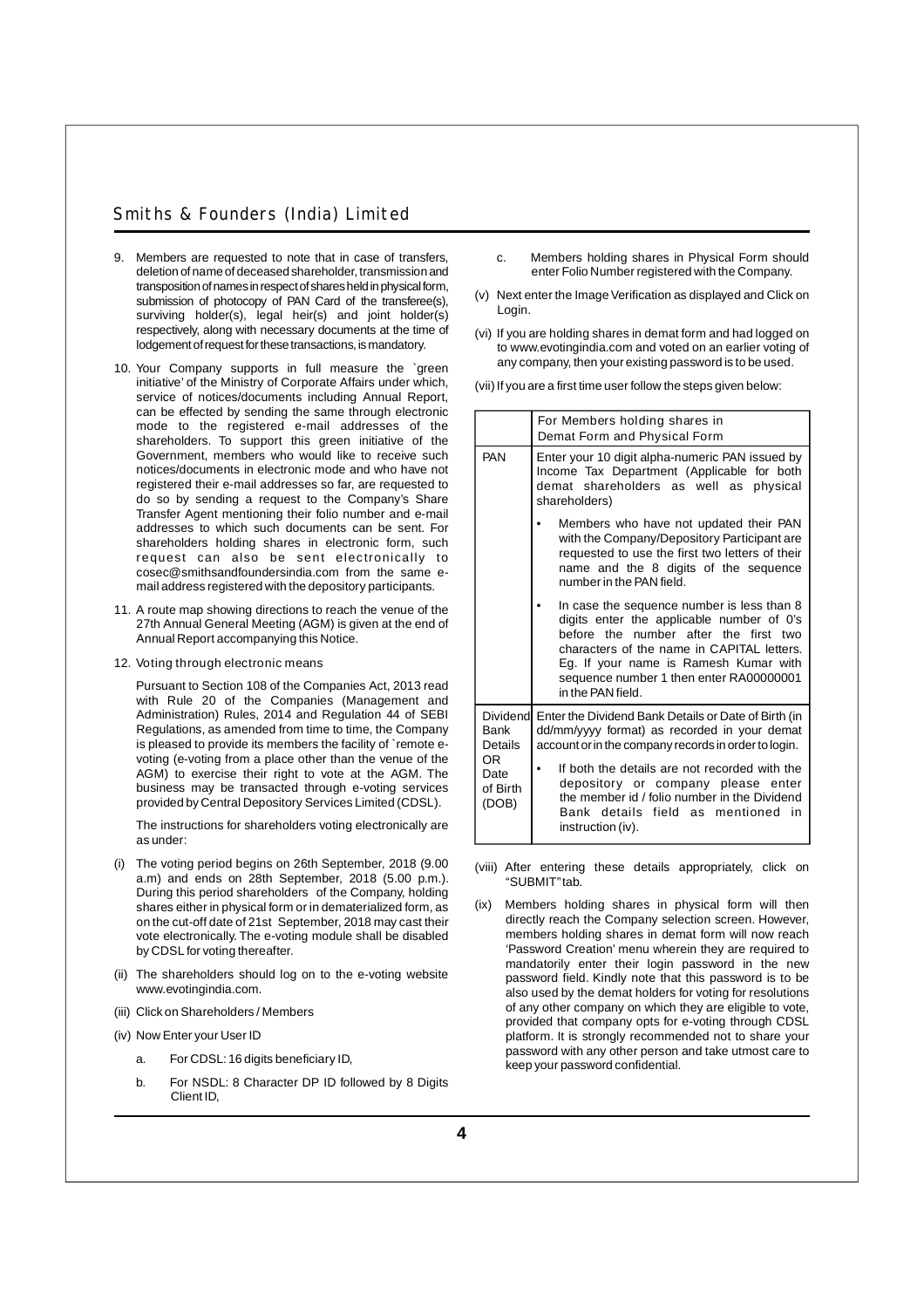9. Members are requested to note that in case of transfers, deletion of name of deceased shareholder, transmission and transposition of names in respect of shares held in physical form, submission of photocopy of PAN Card of the transferee(s), surviving holder(s), legal heir(s) and joint holder(s) respectively, along with necessary documents at the time of lodgement of request for these transactions, is mandatory.

10. Your Company supports in full measure the `green initiative' of the Ministry of Corporate Affairs under which, service of notices/documents including Annual Report, can be effected by sending the same through electronic mode to the registered e-mail addresses of the shareholders. To support this green initiative of the Government, members who would like to receive such notices/documents in electronic mode and who have not registered their e-mail addresses so far, are requested to do so by sending a request to the Company's Share Transfer Agent mentioning their folio number and e-mail addresses to which such documents can be sent. For shareholders holding shares in electronic form, such request can also be sent electronically to cosec@smithsandfoundersindia.com from the same e-mail address registered with the depository participants.

11. A route map showing directions to reach the venue of the 27th Annual General Meeting (AGM) is given at the end of Annual Report accompanying this Notice.

12. Voting through electronic means

    Pursuant to Section 108 of the Companies Act, 2013 read with Rule 20 of the Companies (Management and Administration) Rules, 2014 and Regulation 44 of SEBI Regulations, as amended from time to time, the Company is pleased to provide its members the facility of `remote e-voting (e-voting from a place other than the venue of the AGM) to exercise their right to vote at the AGM. The business may be transacted through e-voting services provided by Central Depository Services Limited (CDSL).

    The instructions for shareholders voting electronically are as under:

(i) The voting period begins on 26th September, 2018 (9.00 a.m) and ends on 28th September, 2018 (5.00 p.m.). During this period shareholders of the Company, holding shares either in physical form or in dematerialized form, as on the cut-off date of 21st September, 2018 may cast their vote electronically. The e-voting module shall be disabled by CDSL for voting thereafter.

(ii) The shareholders should log on to the e-voting website www.evotingindia.com.

(iii) Click on Shareholders / Members

(iv) Now Enter your User ID

    a. For CDSL: 16 digits beneficiary ID,

    b. For NSDL: 8 Character DP ID followed by 8 Digits Client ID,

    c. Members holding shares in Physical Form should enter Folio Number registered with the Company.

(v) Next enter the Image Verification as displayed and Click on Login.

(vi) If you are holding shares in demat form and had logged on to www.evotingindia.com and voted on an earlier voting of any company, then your existing password is to be used.

(vii) If you are a first time user follow the steps given below:

| | For Members holding shares in Demat Form and Physical Form |
|---|---|
| PAN | Enter your 10 digit alpha-numeric PAN issued by Income Tax Department (Applicable for both demat shareholders as well as physical shareholders)<br>• Members who have not updated their PAN with the Company/Depository Participant are requested to use the first two letters of their name and the 8 digits of the sequence number in the PAN field.<br>• In case the sequence number is less than 8 digits enter the applicable number of 0's before the number after the first two characters of the name in CAPITAL letters. Eg. If your name is Ramesh Kumar with sequence number 1 then enter RA00000001 in the PAN field. |
| Dividend Bank Details OR Date of Birth (DOB) | Enter the Dividend Bank Details or Date of Birth (in dd/mm/yyyy format) as recorded in your demat account or in the company records in order to login.<br>• If both the details are not recorded with the depository or company please enter the member id / folio number in the Dividend Bank details field as mentioned in instruction (iv). |

(viii) After entering these details appropriately, click on "SUBMIT" tab.

(ix) Members holding shares in physical form will then directly reach the Company selection screen. However, members holding shares in demat form will now reach 'Password Creation' menu wherein they are required to mandatorily enter their login password in the new password field. Kindly note that this password is to be also used by the demat holders for voting for resolutions of any other company on which they are eligible to vote, provided that company opts for e-voting through CDSL platform. It is strongly recommended not to share your password with any other person and take utmost care to keep your password confidential.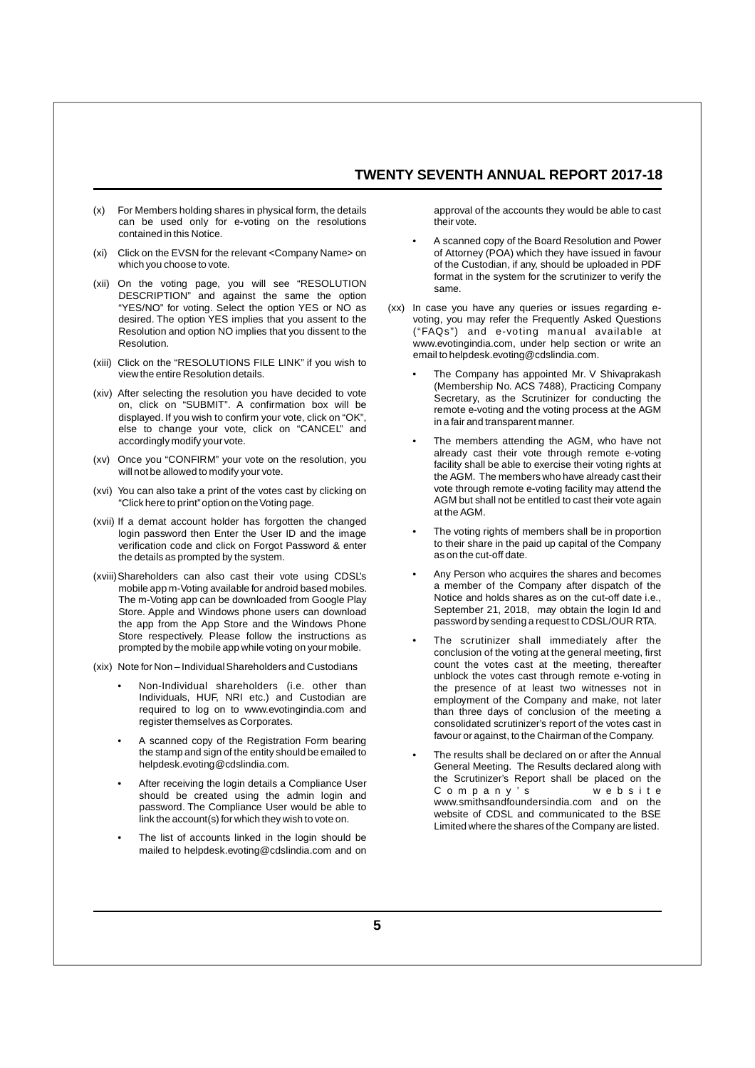(x) For Members holding shares in physical form, the details can be used only for e-voting on the resolutions contained in this Notice.

(xi) Click on the EVSN for the relevant <Company Name> on which you choose to vote.

(xii) On the voting page, you will see "RESOLUTION DESCRIPTION" and against the same the option "YES/NO" for voting. Select the option YES or NO as desired. The option YES implies that you assent to the Resolution and option NO implies that you dissent to the Resolution.

(xiii) Click on the "RESOLUTIONS FILE LINK" if you wish to view the entire Resolution details.

(xiv) After selecting the resolution you have decided to vote on, click on "SUBMIT". A confirmation box will be displayed. If you wish to confirm your vote, click on "OK", else to change your vote, click on "CANCEL" and accordingly modify your vote.

(xv) Once you "CONFIRM" your vote on the resolution, you will not be allowed to modify your vote.

(xvi) You can also take a print of the votes cast by clicking on "Click here to print" option on the Voting page.

(xvii) If a demat account holder has forgotten the changed login password then Enter the User ID and the image verification code and click on Forgot Password & enter the details as prompted by the system.

(xviii) Shareholders can also cast their vote using CDSL's mobile app m-Voting available for android based mobiles. The m-Voting app can be downloaded from Google Play Store. Apple and Windows phone users can download the app from the App Store and the Windows Phone Store respectively. Please follow the instructions as prompted by the mobile app while voting on your mobile.

(xix) Note for Non – Individual Shareholders and Custodians

- Non-Individual shareholders (i.e. other than Individuals, HUF, NRI etc.) and Custodian are required to log on to www.evotingindia.com and register themselves as Corporates.
- A scanned copy of the Registration Form bearing the stamp and sign of the entity should be emailed to helpdesk.evoting@cdslindia.com.
- After receiving the login details a Compliance User should be created using the admin login and password. The Compliance User would be able to link the account(s) for which they wish to vote on.
- The list of accounts linked in the login should be mailed to helpdesk.evoting@cdslindia.com and on approval of the accounts they would be able to cast their vote.
- A scanned copy of the Board Resolution and Power of Attorney (POA) which they have issued in favour of the Custodian, if any, should be uploaded in PDF format in the system for the scrutinizer to verify the same.

(xx) In case you have any queries or issues regarding e-voting, you may refer the Frequently Asked Questions ("FAQs") and e-voting manual available at www.evotingindia.com, under help section or write an email to helpdesk.evoting@cdslindia.com.

- The Company has appointed Mr. V Shivaprakash (Membership No. ACS 7488), Practicing Company Secretary, as the Scrutinizer for conducting the remote e-voting and the voting process at the AGM in a fair and transparent manner.
- The members attending the AGM, who have not already cast their vote through remote e-voting facility shall be able to exercise their voting rights at the AGM. The members who have already cast their vote through remote e-voting facility may attend the AGM but shall not be entitled to cast their vote again at the AGM.
- The voting rights of members shall be in proportion to their share in the paid up capital of the Company as on the cut-off date.
- Any Person who acquires the shares and becomes a member of the Company after dispatch of the Notice and holds shares as on the cut-off date i.e., September 21, 2018, may obtain the login Id and password by sending a request to CDSL/OUR RTA.
- The scrutinizer shall immediately after the conclusion of the voting at the general meeting, first count the votes cast at the meeting, thereafter unblock the votes cast through remote e-voting in the presence of at least two witnesses not in employment of the Company and make, not later than three days of conclusion of the meeting a consolidated scrutinizer's report of the votes cast in favour or against, to the Chairman of the Company.
- The results shall be declared on or after the Annual General Meeting. The Results declared along with the Scrutinizer's Report shall be placed on the Company's website www.smithsandfoundersindia.com and on the website of CDSL and communicated to the BSE Limited where the shares of the Company are listed.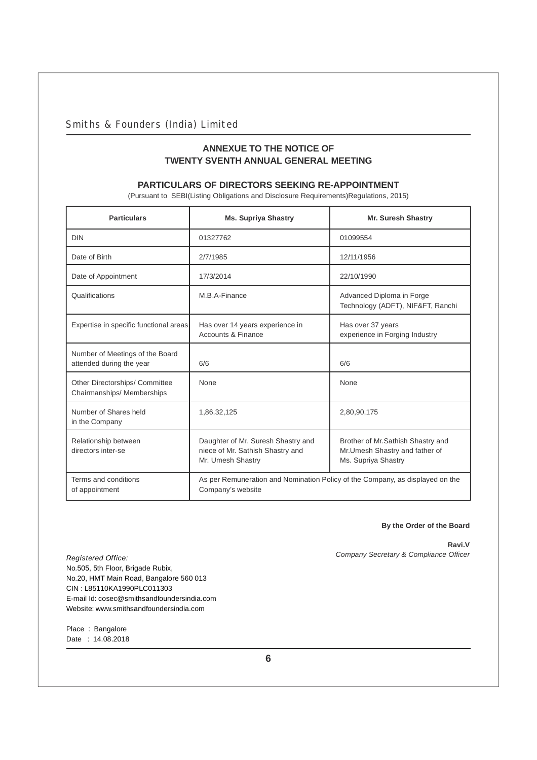## ANNEXUE TO THE NOTICE OF TWENTY SVENTH ANNUAL GENERAL MEETING

### PARTICULARS OF DIRECTORS SEEKING RE-APPOINTMENT

(Pursuant to SEBI(Listing Obligations and Disclosure Requirements)Regulations, 2015)

| Particulars | Ms. Supriya Shastry | Mr. Suresh Shastry |
|---|---|---|
| DIN | 01327762 | 01099554 |
| Date of Birth | 2/7/1985 | 12/11/1956 |
| Date of Appointment | 17/3/2014 | 22/10/1990 |
| Qualifications | M.B.A-Finance | Advanced Diploma in Forge Technology (ADFT), NIF&FT, Ranchi |
| Expertise in specific functional areas | Has over 14 years experience in Accounts & Finance | Has over 37 years experience in Forging Industry |
| Number of Meetings of the Board attended during the year | 6/6 | 6/6 |
| Other Directorships/ Committee Chairmanships/ Memberships | None | None |
| Number of Shares held in the Company | 1,86,32,125 | 2,80,90,175 |
| Relationship between directors inter-se | Daughter of Mr. Suresh Shastry and niece of Mr. Sathish Shastry and Mr. Umesh Shastry | Brother of Mr.Sathish Shastry and Mr.Umesh Shastry and father of Ms. Supriya Shastry |
| Terms and conditions of appointment | As per Remuneration and Nomination Policy of the Company, as displayed on the Company's website | |

**By the Order of the Board**

**Ravi.V**
*Company Secretary & Compliance Officer*

*Registered Office:*
No.505, 5th Floor, Brigade Rubix,
No.20, HMT Main Road, Bangalore 560 013
CIN : L85110KA1990PLC011303
E-mail Id: cosec@smithsandfoundersindia.com
Website: www.smithsandfoundersindia.com

Place : Bangalore
Date : 14.08.2018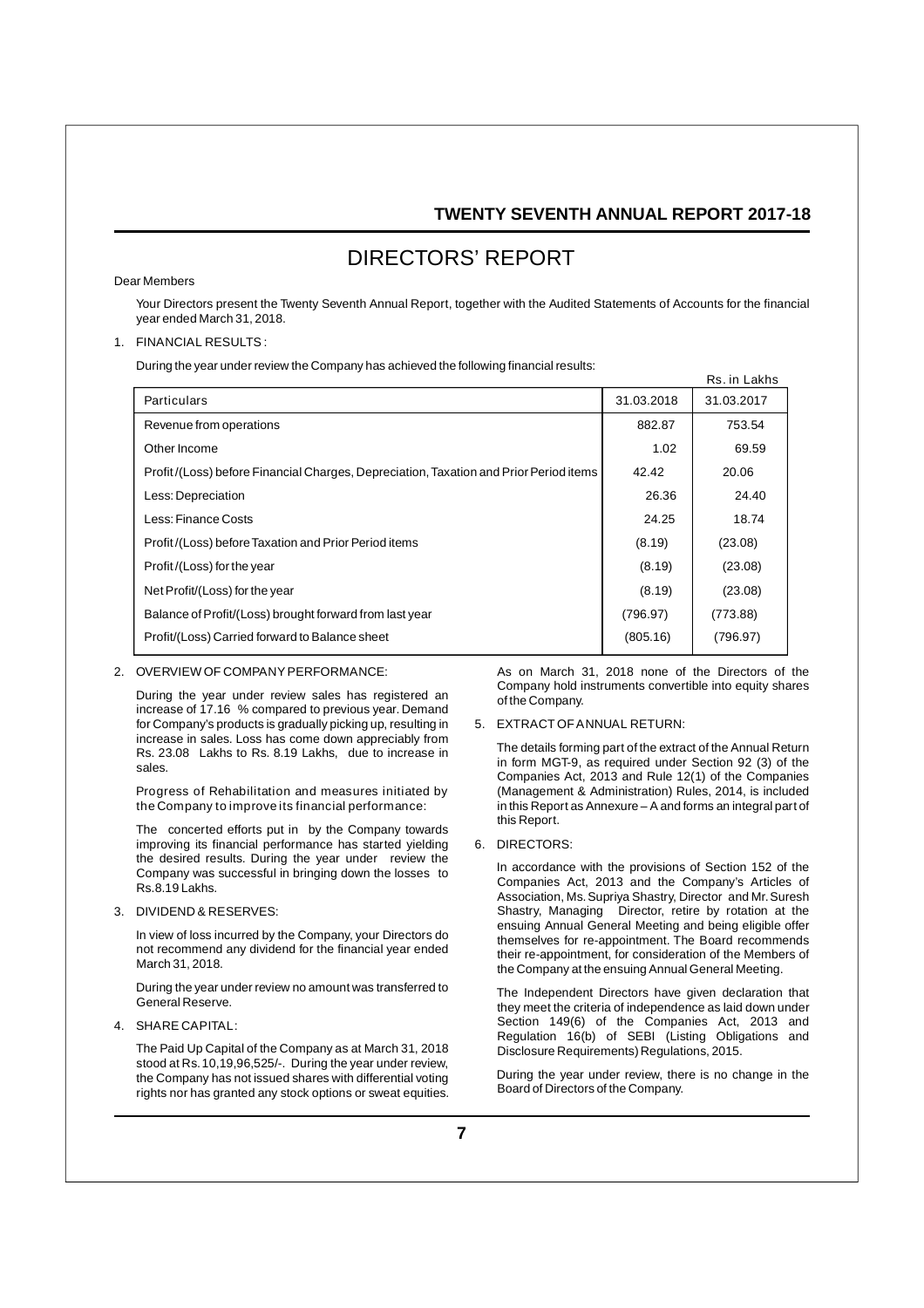# DIRECTORS' REPORT

Dear Members

Your Directors present the Twenty Seventh Annual Report, together with the Audited Statements of Accounts for the financial year ended March 31, 2018.

1. FINANCIAL RESULTS :

During the year under review the Company has achieved the following financial results:

Rs. in Lakhs

| Particulars | 31.03.2018 | 31.03.2017 |
|---|---|---|
| Revenue from operations | 882.87 | 753.54 |
| Other Income | 1.02 | 69.59 |
| Profit /(Loss) before Financial Charges, Depreciation, Taxation and Prior Period items | 42.42 | 20.06 |
| Less: Depreciation | 26.36 | 24.40 |
| Less: Finance Costs | 24.25 | 18.74 |
| Profit /(Loss) before Taxation and Prior Period items | (8.19) | (23.08) |
| Profit /(Loss) for the year | (8.19) | (23.08) |
| Net Profit/(Loss) for the year | (8.19) | (23.08) |
| Balance of Profit/(Loss) brought forward from last year | (796.97) | (773.88) |
| Profit/(Loss) Carried forward to Balance sheet | (805.16) | (796.97) |

2. OVERVIEW OF COMPANY PERFORMANCE:

During the year under review sales has registered an increase of 17.16 % compared to previous year. Demand for Company's products is gradually picking up, resulting in increase in sales. Loss has come down appreciably from Rs. 23.08 Lakhs to Rs. 8.19 Lakhs, due to increase in sales.

Progress of Rehabilitation and measures initiated by the Company to improve its financial performance:

The concerted efforts put in by the Company towards improving its financial performance has started yielding the desired results. During the year under review the Company was successful in bringing down the losses to Rs.8.19 Lakhs.

3. DIVIDEND & RESERVES:

In view of loss incurred by the Company, your Directors do not recommend any dividend for the financial year ended March 31, 2018.

During the year under review no amount was transferred to General Reserve.

4. SHARE CAPITAL:

The Paid Up Capital of the Company as at March 31, 2018 stood at Rs.10,19,96,525/-. During the year under review, the Company has not issued shares with differential voting rights nor has granted any stock options or sweat equities.

As on March 31, 2018 none of the Directors of the Company hold instruments convertible into equity shares of the Company.

5. EXTRACT OF ANNUAL RETURN:

The details forming part of the extract of the Annual Return in form MGT-9, as required under Section 92 (3) of the Companies Act, 2013 and Rule 12(1) of the Companies (Management & Administration) Rules, 2014, is included in this Report as Annexure – A and forms an integral part of this Report.

6. DIRECTORS:

In accordance with the provisions of Section 152 of the Companies Act, 2013 and the Company's Articles of Association, Ms. Supriya Shastry, Director and Mr. Suresh Shastry, Managing Director, retire by rotation at the ensuing Annual General Meeting and being eligible offer themselves for re-appointment. The Board recommends their re-appointment, for consideration of the Members of the Company at the ensuing Annual General Meeting.

The Independent Directors have given declaration that they meet the criteria of independence as laid down under Section 149(6) of the Companies Act, 2013 and Regulation 16(b) of SEBI (Listing Obligations and Disclosure Requirements) Regulations, 2015.

During the year under review, there is no change in the Board of Directors of the Company.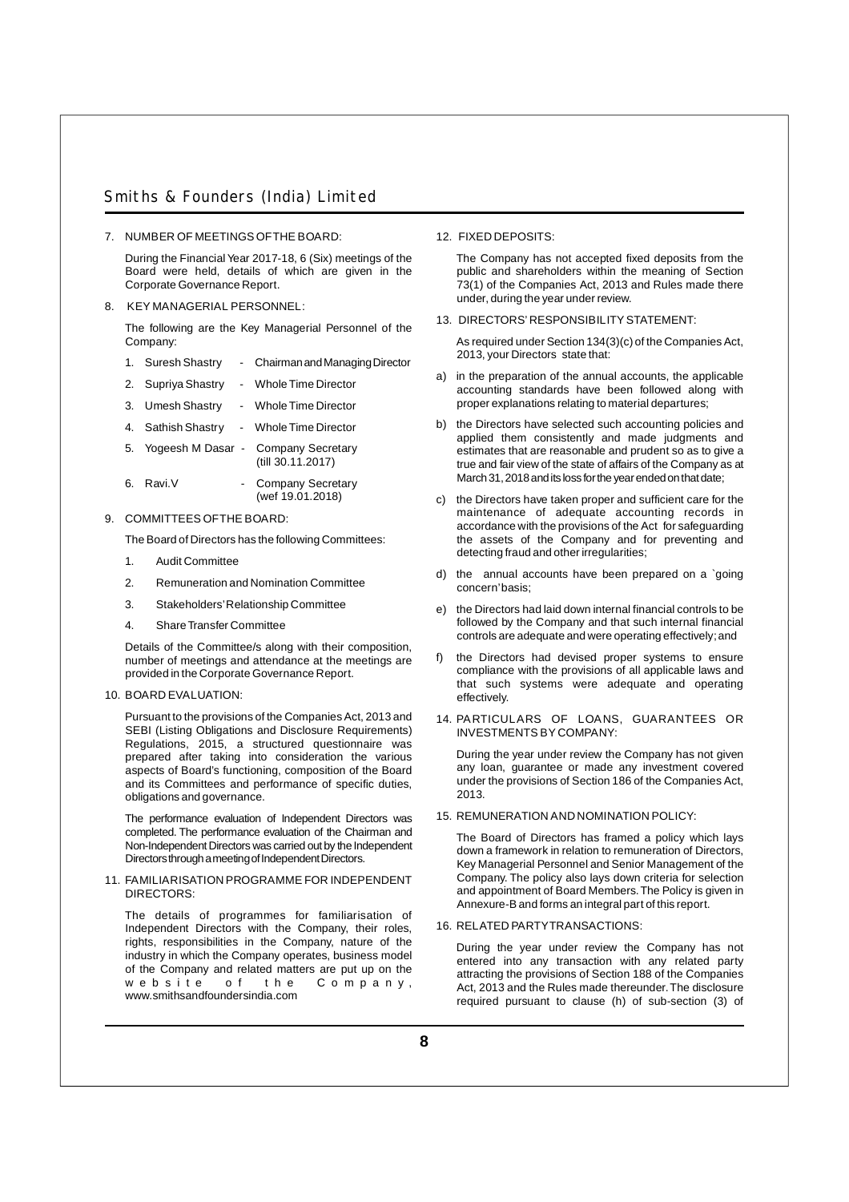## 7. NUMBER OF MEETINGS OF THE BOARD:

During the Financial Year 2017-18, 6 (Six) meetings of the Board were held, details of which are given in the Corporate Governance Report.

## 8. KEY MANAGERIAL PERSONNEL:

The following are the Key Managerial Personnel of the Company:

1. Suresh Shastry - Chairman and Managing Director
2. Supriya Shastry - Whole Time Director
3. Umesh Shastry - Whole Time Director
4. Sathish Shastry - Whole Time Director
5. Yogeesh M Dasar - Company Secretary (till 30.11.2017)
6. Ravi.V - Company Secretary (wef 19.01.2018)

## 9. COMMITTEES OF THE BOARD:

The Board of Directors has the following Committees:

1. Audit Committee
2. Remuneration and Nomination Committee
3. Stakeholders' Relationship Committee
4. Share Transfer Committee

Details of the Committee/s along with their composition, number of meetings and attendance at the meetings are provided in the Corporate Governance Report.

## 10. BOARD EVALUATION:

Pursuant to the provisions of the Companies Act, 2013 and SEBI (Listing Obligations and Disclosure Requirements) Regulations, 2015, a structured questionnaire was prepared after taking into consideration the various aspects of Board's functioning, composition of the Board and its Committees and performance of specific duties, obligations and governance.

The performance evaluation of Independent Directors was completed. The performance evaluation of the Chairman and Non-Independent Directors was carried out by the Independent Directors through a meeting of Independent Directors.

## 11. FAMILIARISATION PROGRAMME FOR INDEPENDENT DIRECTORS:

The details of programmes for familiarisation of Independent Directors with the Company, their roles, rights, responsibilities in the Company, nature of the industry in which the Company operates, business model of the Company and related matters are put up on the website of the Company, www.smithsandfoundersindia.com

## 12. FIXED DEPOSITS:

The Company has not accepted fixed deposits from the public and shareholders within the meaning of Section 73(1) of the Companies Act, 2013 and Rules made there under, during the year under review.

## 13. DIRECTORS' RESPONSIBILITY STATEMENT:

As required under Section 134(3)(c) of the Companies Act, 2013, your Directors state that:

a) in the preparation of the annual accounts, the applicable accounting standards have been followed along with proper explanations relating to material departures;

b) the Directors have selected such accounting policies and applied them consistently and made judgments and estimates that are reasonable and prudent so as to give a true and fair view of the state of affairs of the Company as at March 31, 2018 and its loss for the year ended on that date;

c) the Directors have taken proper and sufficient care for the maintenance of adequate accounting records in accordance with the provisions of the Act for safeguarding the assets of the Company and for preventing and detecting fraud and other irregularities;

d) the annual accounts have been prepared on a `going concern' basis;

e) the Directors had laid down internal financial controls to be followed by the Company and that such internal financial controls are adequate and were operating effectively; and

f) the Directors had devised proper systems to ensure compliance with the provisions of all applicable laws and that such systems were adequate and operating effectively.

## 14. PARTICULARS OF LOANS, GUARANTEES OR INVESTMENTS BY COMPANY:

During the year under review the Company has not given any loan, guarantee or made any investment covered under the provisions of Section 186 of the Companies Act, 2013.

## 15. REMUNERATION AND NOMINATION POLICY:

The Board of Directors has framed a policy which lays down a framework in relation to remuneration of Directors, Key Managerial Personnel and Senior Management of the Company. The policy also lays down criteria for selection and appointment of Board Members. The Policy is given in Annexure-B and forms an integral part of this report.

## 16. RELATED PARTY TRANSACTIONS:

During the year under review the Company has not entered into any transaction with any related party attracting the provisions of Section 188 of the Companies Act, 2013 and the Rules made thereunder. The disclosure required pursuant to clause (h) of sub-section (3) of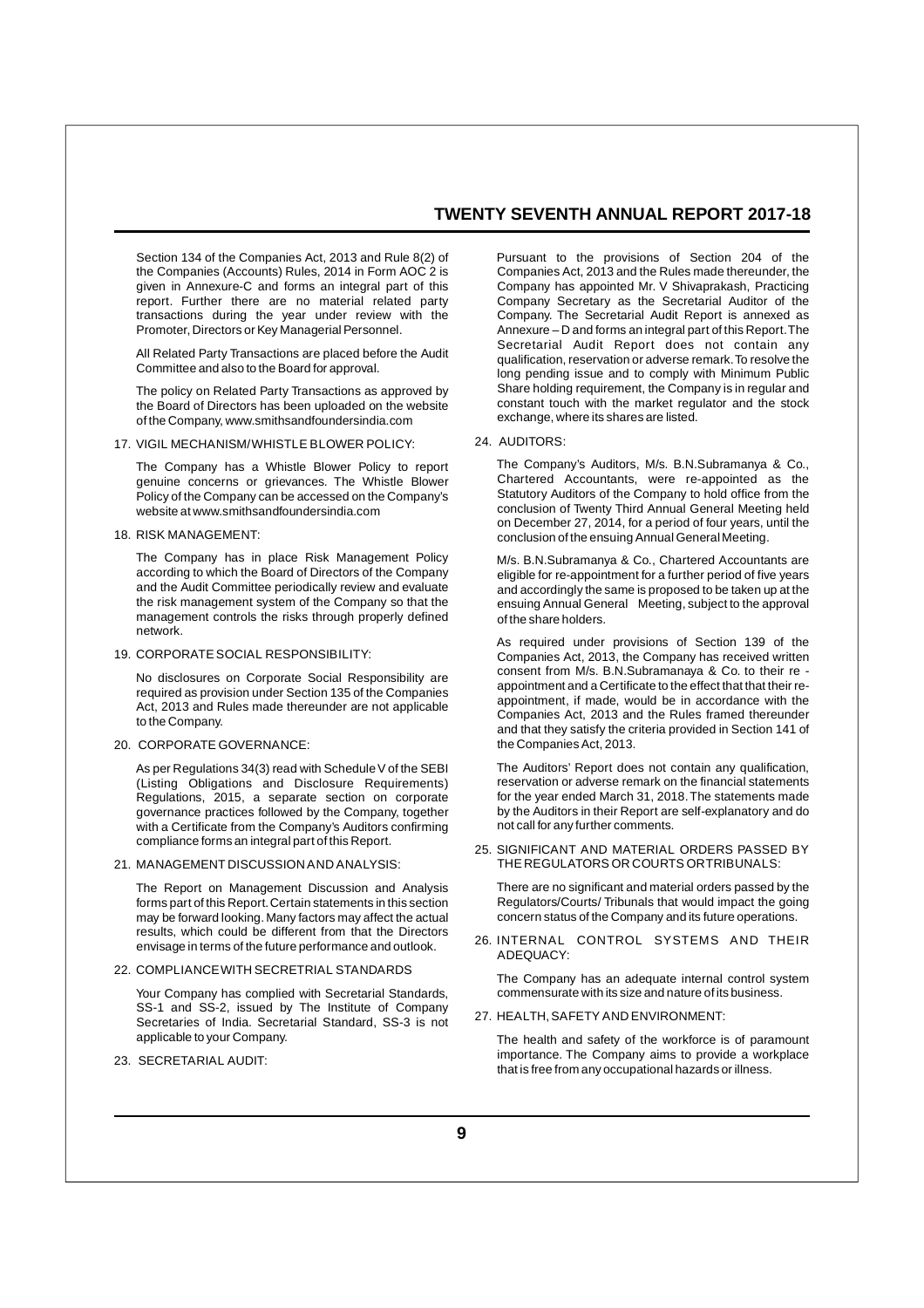Section 134 of the Companies Act, 2013 and Rule 8(2) of the Companies (Accounts) Rules, 2014 in Form AOC 2 is given in Annexure-C and forms an integral part of this report. Further there are no material related party transactions during the year under review with the Promoter, Directors or Key Managerial Personnel.

All Related Party Transactions are placed before the Audit Committee and also to the Board for approval.

The policy on Related Party Transactions as approved by the Board of Directors has been uploaded on the website of the Company, www.smithsandfoundersindia.com

17. VIGIL MECHANISM/WHISTLE BLOWER POLICY:

The Company has a Whistle Blower Policy to report genuine concerns or grievances. The Whistle Blower Policy of the Company can be accessed on the Company's website at www.smithsandfoundersindia.com

18. RISK MANAGEMENT:

The Company has in place Risk Management Policy according to which the Board of Directors of the Company and the Audit Committee periodically review and evaluate the risk management system of the Company so that the management controls the risks through properly defined network.

19. CORPORATE SOCIAL RESPONSIBILITY:

No disclosures on Corporate Social Responsibility are required as provision under Section 135 of the Companies Act, 2013 and Rules made thereunder are not applicable to the Company.

20. CORPORATE GOVERNANCE:

As per Regulations 34(3) read with Schedule V of the SEBI (Listing Obligations and Disclosure Requirements) Regulations, 2015, a separate section on corporate governance practices followed by the Company, together with a Certificate from the Company's Auditors confirming compliance forms an integral part of this Report.

21. MANAGEMENT DISCUSSION AND ANALYSIS:

The Report on Management Discussion and Analysis forms part of this Report. Certain statements in this section may be forward looking. Many factors may affect the actual results, which could be different from that the Directors envisage in terms of the future performance and outlook.

22. COMPLIANCE WITH SECRETRIAL STANDARDS

Your Company has complied with Secretarial Standards, SS-1 and SS-2, issued by The Institute of Company Secretaries of India. Secretarial Standard, SS-3 is not applicable to your Company.

23. SECRETARIAL AUDIT:

Pursuant to the provisions of Section 204 of the Companies Act, 2013 and the Rules made thereunder, the Company has appointed Mr. V Shivaprakash, Practicing Company Secretary as the Secretarial Auditor of the Company. The Secretarial Audit Report is annexed as Annexure – D and forms an integral part of this Report. The Secretarial Audit Report does not contain any qualification, reservation or adverse remark. To resolve the long pending issue and to comply with Minimum Public Share holding requirement, the Company is in regular and constant touch with the market regulator and the stock exchange, where its shares are listed.

24. AUDITORS:

The Company's Auditors, M/s. B.N.Subramanya & Co., Chartered Accountants, were re-appointed as the Statutory Auditors of the Company to hold office from the conclusion of Twenty Third Annual General Meeting held on December 27, 2014, for a period of four years, until the conclusion of the ensuing Annual General Meeting.

M/s. B.N.Subramanya & Co., Chartered Accountants are eligible for re-appointment for a further period of five years and accordingly the same is proposed to be taken up at the ensuing Annual General Meeting, subject to the approval of the share holders.

As required under provisions of Section 139 of the Companies Act, 2013, the Company has received written consent from M/s. B.N.Subramanaya & Co. to their re - appointment and a Certificate to the effect that that their re-appointment, if made, would be in accordance with the Companies Act, 2013 and the Rules framed thereunder and that they satisfy the criteria provided in Section 141 of the Companies Act, 2013.

The Auditors' Report does not contain any qualification, reservation or adverse remark on the financial statements for the year ended March 31, 2018. The statements made by the Auditors in their Report are self-explanatory and do not call for any further comments.

25. SIGNIFICANT AND MATERIAL ORDERS PASSED BY THE REGULATORS OR COURTS OR TRIBUNALS:

There are no significant and material orders passed by the Regulators/Courts/ Tribunals that would impact the going concern status of the Company and its future operations.

26. INTERNAL CONTROL SYSTEMS AND THEIR ADEQUACY:

The Company has an adequate internal control system commensurate with its size and nature of its business.

27. HEALTH, SAFETY AND ENVIRONMENT:

The health and safety of the workforce is of paramount importance. The Company aims to provide a workplace that is free from any occupational hazards or illness.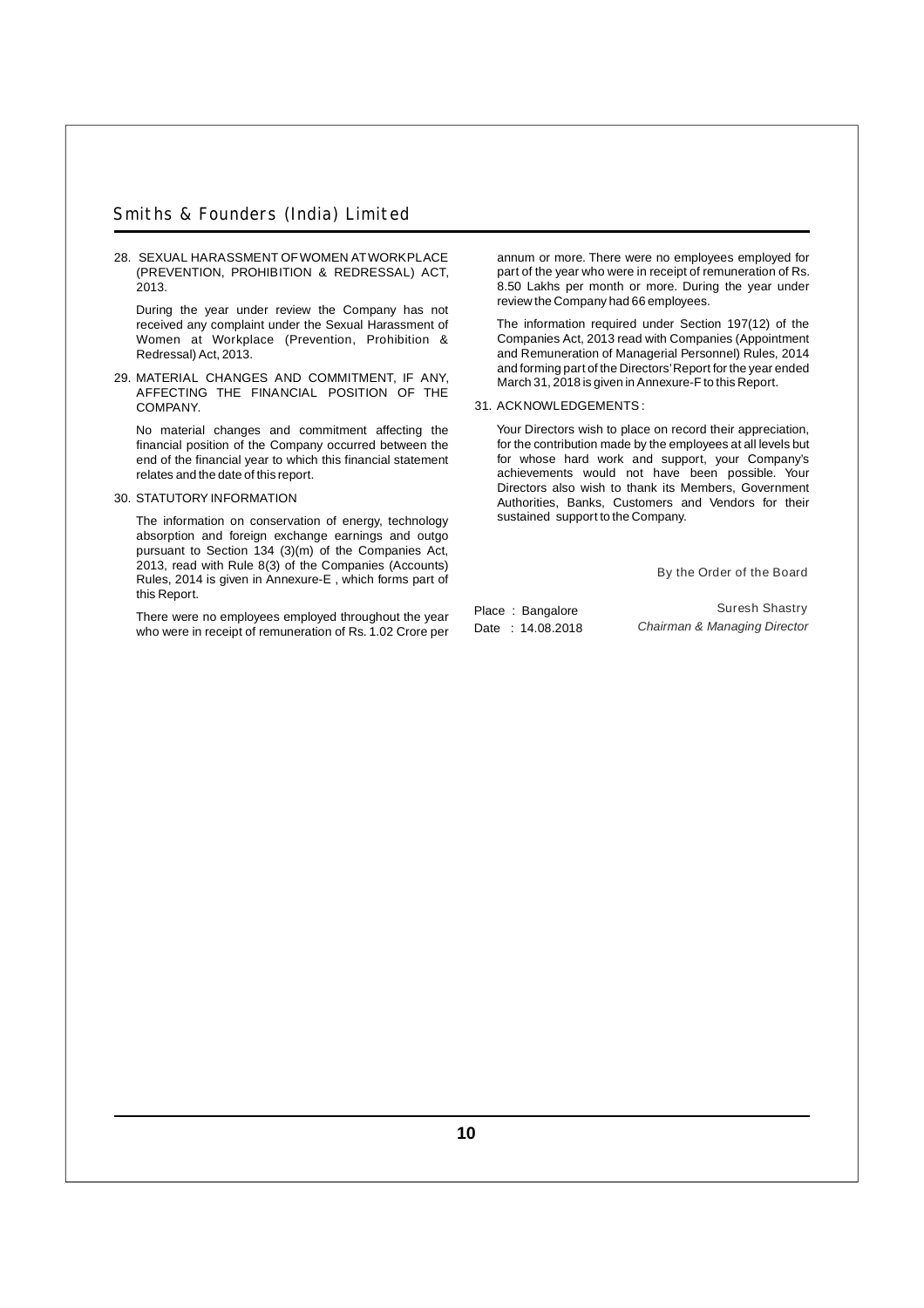## 28. SEXUAL HARASSMENT OF WOMEN AT WORKPLACE (PREVENTION, PROHIBITION & REDRESSAL) ACT, 2013.

During the year under review the Company has not received any complaint under the Sexual Harassment of Women at Workplace (Prevention, Prohibition & Redressal) Act, 2013.

## 29. MATERIAL CHANGES AND COMMITMENT, IF ANY, AFFECTING THE FINANCIAL POSITION OF THE COMPANY.

No material changes and commitment affecting the financial position of the Company occurred between the end of the financial year to which this financial statement relates and the date of this report.

## 30. STATUTORY INFORMATION

The information on conservation of energy, technology absorption and foreign exchange earnings and outgo pursuant to Section 134 (3)(m) of the Companies Act, 2013, read with Rule 8(3) of the Companies (Accounts) Rules, 2014 is given in Annexure-E , which forms part of this Report.

There were no employees employed throughout the year who were in receipt of remuneration of Rs. 1.02 Crore per annum or more. There were no employees employed for part of the year who were in receipt of remuneration of Rs. 8.50 Lakhs per month or more. During the year under review the Company had 66 employees.

The information required under Section 197(12) of the Companies Act, 2013 read with Companies (Appointment and Remuneration of Managerial Personnel) Rules, 2014 and forming part of the Directors' Report for the year ended March 31, 2018 is given in Annexure-F to this Report.

## 31. ACKNOWLEDGEMENTS :

Your Directors wish to place on record their appreciation, for the contribution made by the employees at all levels but for whose hard work and support, your Company's achievements would not have been possible. Your Directors also wish to thank its Members, Government Authorities, Banks, Customers and Vendors for their sustained support to the Company.

By the Order of the Board

Place : Bangalore
Date : 14.08.2018

Suresh Shastry
*Chairman & Managing Director*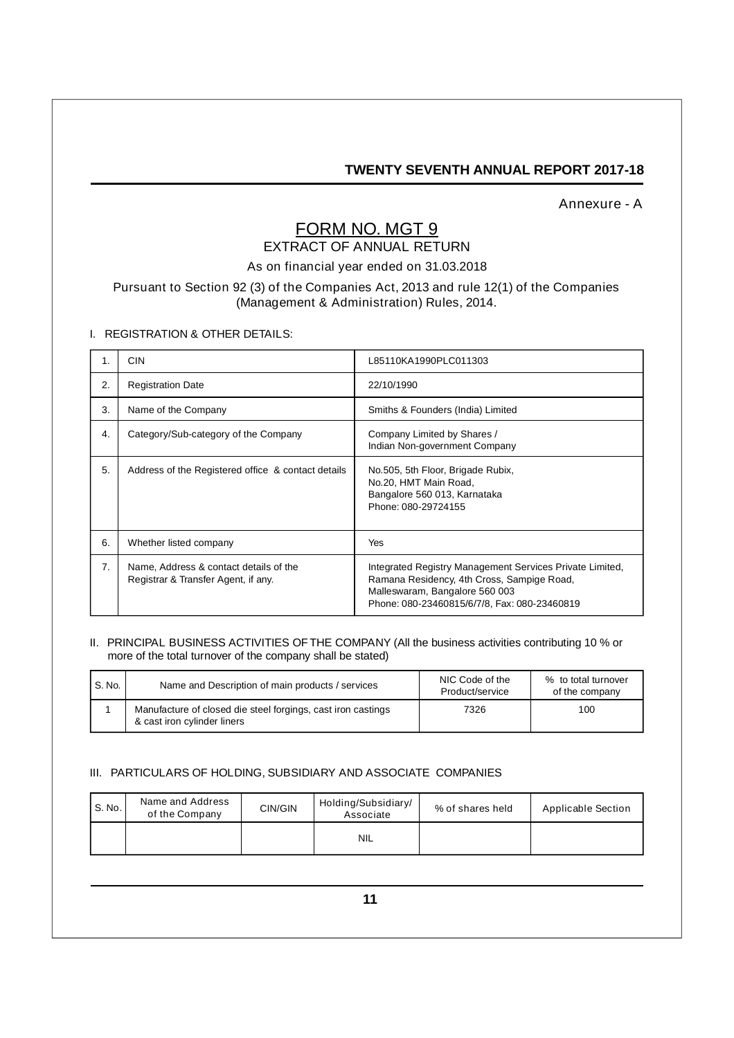Annexure - A

# FORM NO. MGT 9

## EXTRACT OF ANNUAL RETURN

As on financial year ended on 31.03.2018

Pursuant to Section 92 (3) of the Companies Act, 2013 and rule 12(1) of the Companies (Management & Administration) Rules, 2014.

### I. REGISTRATION & OTHER DETAILS:

| | | |
|---|---|---|
| 1. | CIN | L85110KA1990PLC011303 |
| 2. | Registration Date | 22/10/1990 |
| 3. | Name of the Company | Smiths & Founders (India) Limited |
| 4. | Category/Sub-category of the Company | Company Limited by Shares / Indian Non-government Company |
| 5. | Address of the Registered office & contact details | No.505, 5th Floor, Brigade Rubix, No.20, HMT Main Road, Bangalore 560 013, Karnataka Phone: 080-29724155 |
| 6. | Whether listed company | Yes |
| 7. | Name, Address & contact details of the Registrar & Transfer Agent, if any. | Integrated Registry Management Services Private Limited, Ramana Residency, 4th Cross, Sampige Road, Malleswaram, Bangalore 560 003 Phone: 080-23460815/6/7/8, Fax: 080-23460819 |

### II. PRINCIPAL BUSINESS ACTIVITIES OF THE COMPANY (All the business activities contributing 10 % or more of the total turnover of the company shall be stated)

| S. No. | Name and Description of main products / services | NIC Code of the Product/service | % to total turnover of the company |
|---|---|---|---|
| 1 | Manufacture of closed die steel forgings, cast iron castings & cast iron cylinder liners | 7326 | 100 |

### III. PARTICULARS OF HOLDING, SUBSIDIARY AND ASSOCIATE COMPANIES

| S. No. | Name and Address of the Company | CIN/GIN | Holding/Subsidiary/ Associate | % of shares held | Applicable Section |
|---|---|---|---|---|---|
| | | | NIL | | |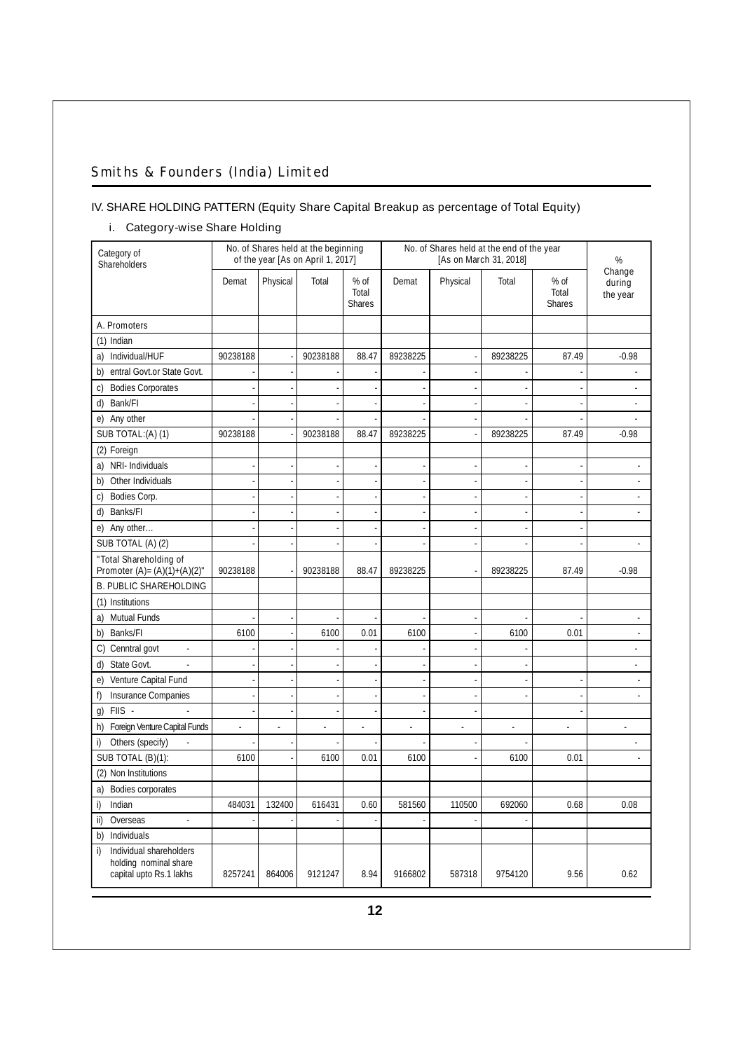## IV. SHARE HOLDING PATTERN (Equity Share Capital Breakup as percentage of Total Equity)

### i. Category-wise Share Holding

| Category of Shareholders | No. of Shares held at the beginning of the year [As on April 1, 2017] | | | | No. of Shares held at the end of the year [As on March 31, 2018] | | | | % Change during the year |
|---|---|---|---|---|---|---|---|---|---|
| | Demat | Physical | Total | % of Total Shares | Demat | Physical | Total | % of Total Shares | |
| A. Promoters | | | | | | | | | |
| (1) Indian | | | | | | | | | |
| a) Individual/HUF | 90238188 | - | 90238188 | 88.47 | 89238225 | - | 89238225 | 87.49 | -0.98 |
| b) entral Govt.or State Govt. | - | - | - | - | - | - | - | - | - |
| c) Bodies Corporates | - | - | - | - | - | - | - | - | - |
| d) Bank/FI | - | - | - | - | - | - | - | - | - |
| e) Any other | - | - | - | - | - | - | - | - | - |
| SUB TOTAL:(A) (1) | 90238188 | - | 90238188 | 88.47 | 89238225 | - | 89238225 | 87.49 | -0.98 |
| (2) Foreign | | | | | | | | | |
| a) NRI- Individuals | - | - | - | - | - | - | - | - | - |
| b) Other Individuals | - | - | - | - | - | - | - | - | - |
| c) Bodies Corp. | - | - | - | - | - | - | - | - | - |
| d) Banks/FI | - | - | - | - | - | - | - | - | - |
| e) Any other... | - | - | - | - | - | - | - | - | |
| SUB TOTAL (A) (2) | - | - | - | - | - | - | - | - | - |
| "Total Shareholding of Promoter (A)= (A)(1)+(A)(2)" | 90238188 | - | 90238188 | 88.47 | 89238225 | - | 89238225 | 87.49 | -0.98 |
| B. PUBLIC SHAREHOLDING | | | | | | | | | |
| (1) Institutions | | | | | | | | | |
| a) Mutual Funds | - | - | - | - | - | - | - | - | - |
| b) Banks/FI | 6100 | - | 6100 | 0.01 | 6100 | - | 6100 | 0.01 | - |
| C) Cenntral govt - | - | - | - | - | - | - | - | | - |
| d) State Govt. - | - | - | - | - | - | - | - | | - |
| e) Venture Capital Fund | - | - | - | - | - | - | - | - | - |
| f) Insurance Companies | - | - | - | - | - | - | - | - | - |
| g) FIIS - - | - | - | - | - | - | - | | - | |
| h) Foreign Venture Capital Funds | - | - | - | - | - | - | - | - | - |
| i) Others (specify) - | - | - | - | - | - | - | - | | - |
| SUB TOTAL (B)(1): | 6100 | - | 6100 | 0.01 | 6100 | - | 6100 | 0.01 | - |
| (2) Non Institutions | | | | | | | | | |
| a) Bodies corporates | | | | | | | | | |
| i) Indian | 484031 | 132400 | 616431 | 0.60 | 581560 | 110500 | 692060 | 0.68 | 0.08 |
| ii) Overseas - | - | - | - | - | - | - | - | | |
| b) Individuals | | | | | | | | | |
| i) Individual shareholders holding nominal share capital upto Rs.1 lakhs | 8257241 | 864006 | 9121247 | 8.94 | 9166802 | 587318 | 9754120 | 9.56 | 0.62 |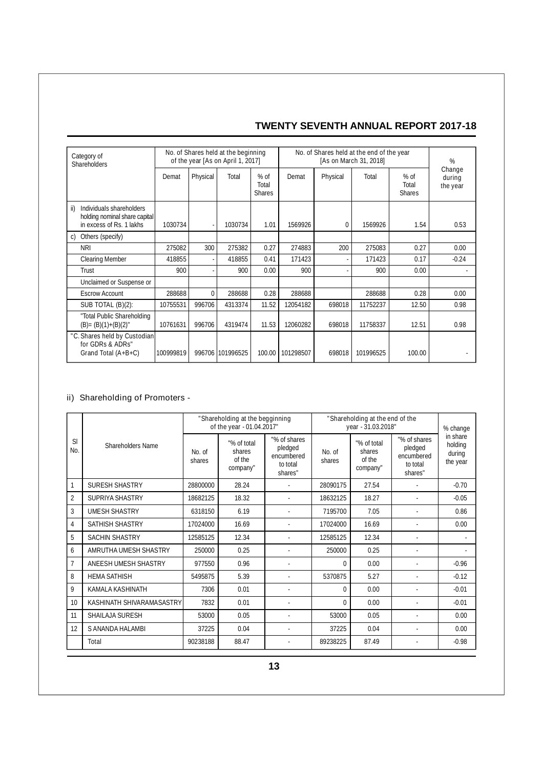| Category of Shareholders | No. of Shares held at the beginning of the year [As on April 1, 2017] | | | | No. of Shares held at the end of the year [As on March 31, 2018] | | | | % Change during the year |
|---|---|---|---|---|---|---|---|---|---|
| | Demat | Physical | Total | % of Total Shares | Demat | Physical | Total | % of Total Shares | |
| ii) Individuals shareholders holding nominal share capital in excess of Rs. 1 lakhs | 1030734 | - | 1030734 | 1.01 | 1569926 | 0 | 1569926 | 1.54 | 0.53 |
| c) Others (specify) | | | | | | | | | |
| NRI | 275082 | 300 | 275382 | 0.27 | 274883 | 200 | 275083 | 0.27 | 0.00 |
| Clearing Member | 418855 | - | 418855 | 0.41 | 171423 | - | 171423 | 0.17 | -0.24 |
| Trust | 900 | - | 900 | 0.00 | 900 | - | 900 | 0.00 | - |
| Unclaimed or Suspense or | | | | | | | | | |
| Escrow Account | 288688 | 0 | 288688 | 0.28 | 288688 | | 288688 | 0.28 | 0.00 |
| SUB TOTAL (B)(2): | 10755531 | 996706 | 4313374 | 11.52 | 12054182 | 698018 | 11752237 | 12.50 | 0.98 |
| "Total Public Shareholding (B)= (B)(1)+(B)(2)" | 10761631 | 996706 | 4319474 | 11.53 | 12060282 | 698018 | 11758337 | 12.51 | 0.98 |
| "C. Shares held by Custodian for GDRs & ADRs" Grand Total (A+B+C) | 100999819 | 996706 | 101996525 | 100.00 | 101298507 | 698018 | 101996525 | 100.00 | - |

ii) Shareholding of Promoters -

| Sl No. | Shareholders Name | "Shareholding at the begginning of the year - 01.04.2017" | | | "Shareholding at the end of the year - 31.03.2018" | | | % change in share holding during the year |
|---|---|---|---|---|---|---|---|---|
| | | No. of shares | "% of total shares of the company" | "% of shares pledged encumbered to total shares" | No. of shares | "% of total shares of the company" | "% of shares pledged encumbered to total shares" | |
| 1 | SURESH SHASTRY | 28800000 | 28.24 | - | 28090175 | 27.54 | - | -0.70 |
| 2 | SUPRIYA SHASTRY | 18682125 | 18.32 | - | 18632125 | 18.27 | - | -0.05 |
| 3 | UMESH SHASTRY | 6318150 | 6.19 | - | 7195700 | 7.05 | - | 0.86 |
| 4 | SATHISH SHASTRY | 17024000 | 16.69 | - | 17024000 | 16.69 | - | 0.00 |
| 5 | SACHIN SHASTRY | 12585125 | 12.34 | - | 12585125 | 12.34 | - | - |
| 6 | AMRUTHA UMESH SHASTRY | 250000 | 0.25 | - | 250000 | 0.25 | - | - |
| 7 | ANEESH UMESH SHASTRY | 977550 | 0.96 | - | 0 | 0.00 | - | -0.96 |
| 8 | HEMA SATHISH | 5495875 | 5.39 | - | 5370875 | 5.27 | - | -0.12 |
| 9 | KAMALA KASHINATH | 7306 | 0.01 | - | 0 | 0.00 | - | -0.01 |
| 10 | KASHINATH SHIVARAMASASTRY | 7832 | 0.01 | - | 0 | 0.00 | - | -0.01 |
| 11 | SHAILAJA SURESH | 53000 | 0.05 | - | 53000 | 0.05 | - | 0.00 |
| 12 | S ANANDA HALAMBI | 37225 | 0.04 | - | 37225 | 0.04 | - | 0.00 |
| | Total | 90238188 | 88.47 | - | 89238225 | 87.49 | - | -0.98 |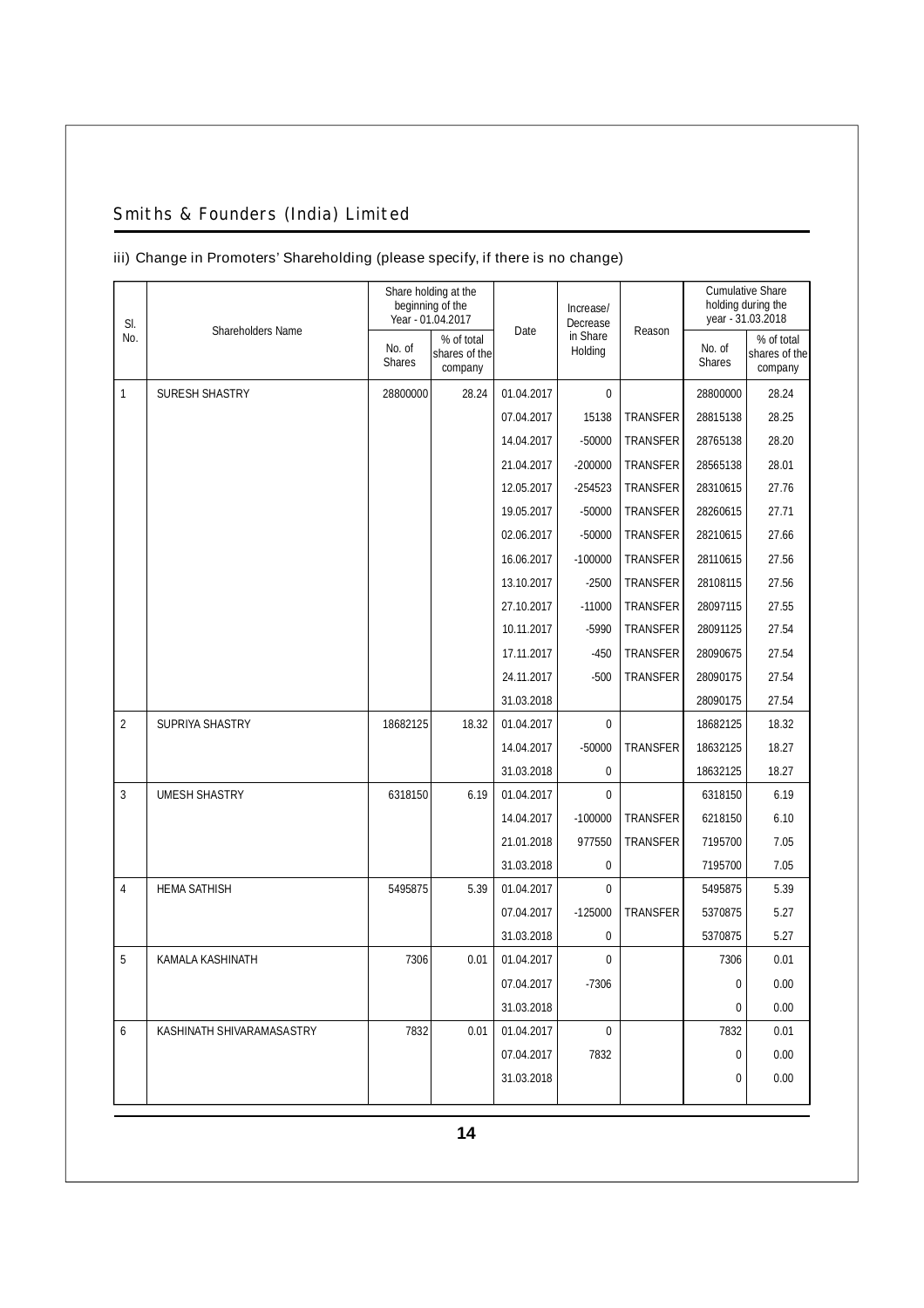## Smiths & Founders (India) Limited

### iii) Change in Promoters' Shareholding (please specify, if there is no change)

| Sl. No. | Shareholders Name | Share holding at the beginning of the Year - 01.04.2017 | | Date | Increase/ Decrease in Share Holding | Reason | Cumulative Share holding during the year - 31.03.2018 | |
|---|---|---|---|---|---|---|---|---|
| | | No. of Shares | % of total shares of the company | | | | No. of Shares | % of total shares of the company |
| 1 | SURESH SHASTRY | 28800000 | 28.24 | 01.04.2017 | 0 | | 28800000 | 28.24 |
| | | | | 07.04.2017 | 15138 | TRANSFER | 28815138 | 28.25 |
| | | | | 14.04.2017 | -50000 | TRANSFER | 28765138 | 28.20 |
| | | | | 21.04.2017 | -200000 | TRANSFER | 28565138 | 28.01 |
| | | | | 12.05.2017 | -254523 | TRANSFER | 28310615 | 27.76 |
| | | | | 19.05.2017 | -50000 | TRANSFER | 28260615 | 27.71 |
| | | | | 02.06.2017 | -50000 | TRANSFER | 28210615 | 27.66 |
| | | | | 16.06.2017 | -100000 | TRANSFER | 28110615 | 27.56 |
| | | | | 13.10.2017 | -2500 | TRANSFER | 28108115 | 27.56 |
| | | | | 27.10.2017 | -11000 | TRANSFER | 28097115 | 27.55 |
| | | | | 10.11.2017 | -5990 | TRANSFER | 28091125 | 27.54 |
| | | | | 17.11.2017 | -450 | TRANSFER | 28090675 | 27.54 |
| | | | | 24.11.2017 | -500 | TRANSFER | 28090175 | 27.54 |
| | | | | 31.03.2018 | | | 28090175 | 27.54 |
| 2 | SUPRIYA SHASTRY | 18682125 | 18.32 | 01.04.2017 | 0 | | 18682125 | 18.32 |
| | | | | 14.04.2017 | -50000 | TRANSFER | 18632125 | 18.27 |
| | | | | 31.03.2018 | 0 | | 18632125 | 18.27 |
| 3 | UMESH SHASTRY | 6318150 | 6.19 | 01.04.2017 | 0 | | 6318150 | 6.19 |
| | | | | 14.04.2017 | -100000 | TRANSFER | 6218150 | 6.10 |
| | | | | 21.01.2018 | 977550 | TRANSFER | 7195700 | 7.05 |
| | | | | 31.03.2018 | 0 | | 7195700 | 7.05 |
| 4 | HEMA SATHISH | 5495875 | 5.39 | 01.04.2017 | 0 | | 5495875 | 5.39 |
| | | | | 07.04.2017 | -125000 | TRANSFER | 5370875 | 5.27 |
| | | | | 31.03.2018 | 0 | | 5370875 | 5.27 |
| 5 | KAMALA KASHINATH | 7306 | 0.01 | 01.04.2017 | 0 | | 7306 | 0.01 |
| | | | | 07.04.2017 | -7306 | | 0 | 0.00 |
| | | | | 31.03.2018 | | | 0 | 0.00 |
| 6 | KASHINATH SHIVARAMASASTRY | 7832 | 0.01 | 01.04.2017 | 0 | | 7832 | 0.01 |
| | | | | 07.04.2017 | 7832 | | 0 | 0.00 |
| | | | | 31.03.2018 | | | 0 | 0.00 |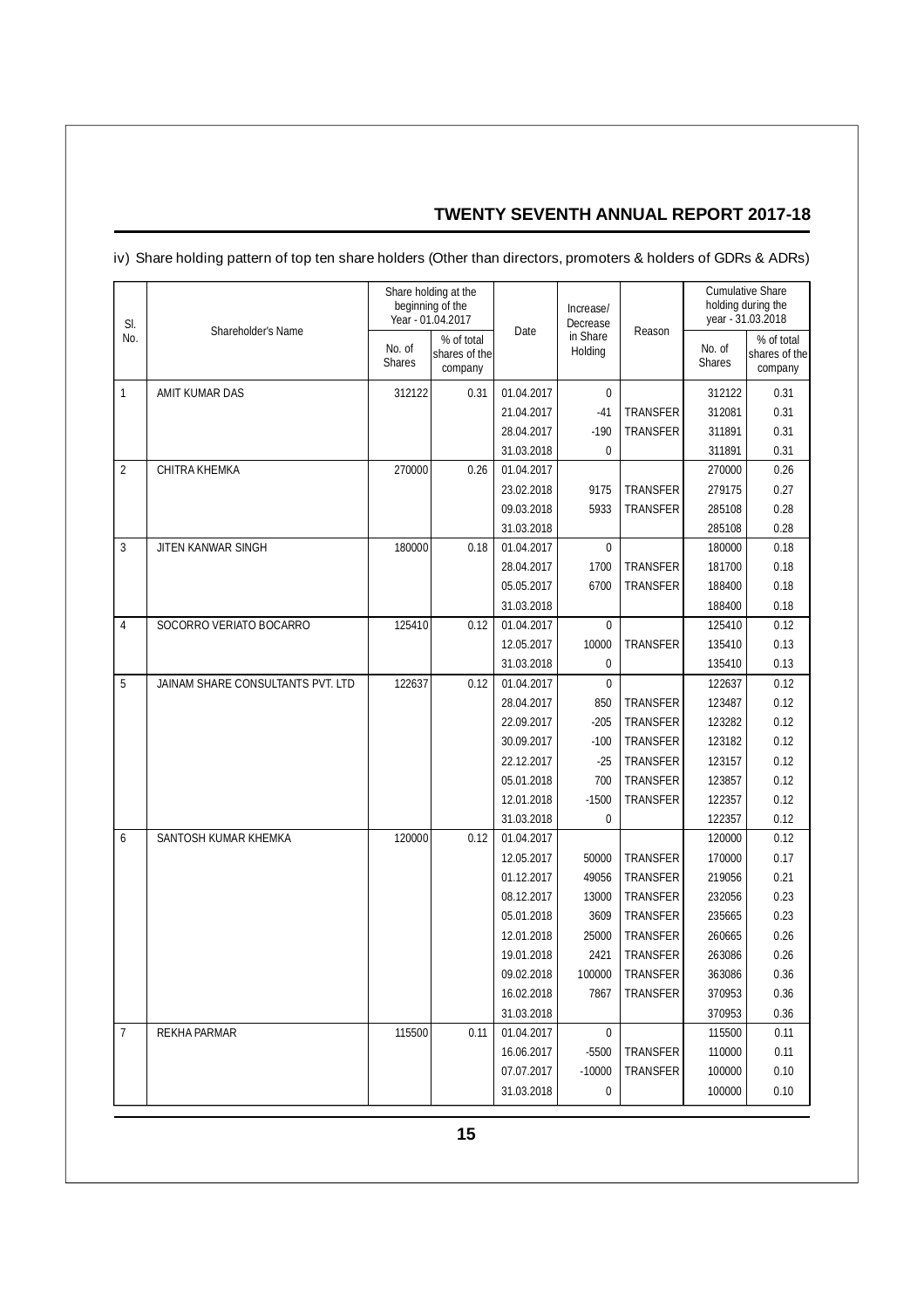iv) Share holding pattern of top ten share holders (Other than directors, promoters & holders of GDRs & ADRs)

| Sl. No. | Shareholder's Name | Share holding at the beginning of the Year - 01.04.2017 | | Date | Increase/ Decrease in Share Holding | Reason | Cumulative Share holding during the year - 31.03.2018 | |
|---|---|---|---|---|---|---|---|---|
| | | No. of Shares | % of total shares of the company | | | | No. of Shares | % of total shares of the company |
| 1 | AMIT KUMAR DAS | 312122 | 0.31 | 01.04.2017 | 0 | | 312122 | 0.31 |
| | | | | 21.04.2017 | -41 | TRANSFER | 312081 | 0.31 |
| | | | | 28.04.2017 | -190 | TRANSFER | 311891 | 0.31 |
| | | | | 31.03.2018 | 0 | | 311891 | 0.31 |
| 2 | CHITRA KHEMKA | 270000 | 0.26 | 01.04.2017 | | | 270000 | 0.26 |
| | | | | 23.02.2018 | 9175 | TRANSFER | 279175 | 0.27 |
| | | | | 09.03.2018 | 5933 | TRANSFER | 285108 | 0.28 |
| | | | | 31.03.2018 | | | 285108 | 0.28 |
| 3 | JITEN KANWAR SINGH | 180000 | 0.18 | 01.04.2017 | 0 | | 180000 | 0.18 |
| | | | | 28.04.2017 | 1700 | TRANSFER | 181700 | 0.18 |
| | | | | 05.05.2017 | 6700 | TRANSFER | 188400 | 0.18 |
| | | | | 31.03.2018 | | | 188400 | 0.18 |
| 4 | SOCORRO VERIATO BOCARRO | 125410 | 0.12 | 01.04.2017 | 0 | | 125410 | 0.12 |
| | | | | 12.05.2017 | 10000 | TRANSFER | 135410 | 0.13 |
| | | | | 31.03.2018 | 0 | | 135410 | 0.13 |
| 5 | JAINAM SHARE CONSULTANTS PVT. LTD | 122637 | 0.12 | 01.04.2017 | 0 | | 122637 | 0.12 |
| | | | | 28.04.2017 | 850 | TRANSFER | 123487 | 0.12 |
| | | | | 22.09.2017 | -205 | TRANSFER | 123282 | 0.12 |
| | | | | 30.09.2017 | -100 | TRANSFER | 123182 | 0.12 |
| | | | | 22.12.2017 | -25 | TRANSFER | 123157 | 0.12 |
| | | | | 05.01.2018 | 700 | TRANSFER | 123857 | 0.12 |
| | | | | 12.01.2018 | -1500 | TRANSFER | 122357 | 0.12 |
| | | | | 31.03.2018 | 0 | | 122357 | 0.12 |
| 6 | SANTOSH KUMAR KHEMKA | 120000 | 0.12 | 01.04.2017 | | | 120000 | 0.12 |
| | | | | 12.05.2017 | 50000 | TRANSFER | 170000 | 0.17 |
| | | | | 01.12.2017 | 49056 | TRANSFER | 219056 | 0.21 |
| | | | | 08.12.2017 | 13000 | TRANSFER | 232056 | 0.23 |
| | | | | 05.01.2018 | 3609 | TRANSFER | 235665 | 0.23 |
| | | | | 12.01.2018 | 25000 | TRANSFER | 260665 | 0.26 |
| | | | | 19.01.2018 | 2421 | TRANSFER | 263086 | 0.26 |
| | | | | 09.02.2018 | 100000 | TRANSFER | 363086 | 0.36 |
| | | | | 16.02.2018 | 7867 | TRANSFER | 370953 | 0.36 |
| | | | | 31.03.2018 | | | 370953 | 0.36 |
| 7 | REKHA PARMAR | 115500 | 0.11 | 01.04.2017 | 0 | | 115500 | 0.11 |
| | | | | 16.06.2017 | -5500 | TRANSFER | 110000 | 0.11 |
| | | | | 07.07.2017 | -10000 | TRANSFER | 100000 | 0.10 |
| | | | | 31.03.2018 | 0 | | 100000 | 0.10 |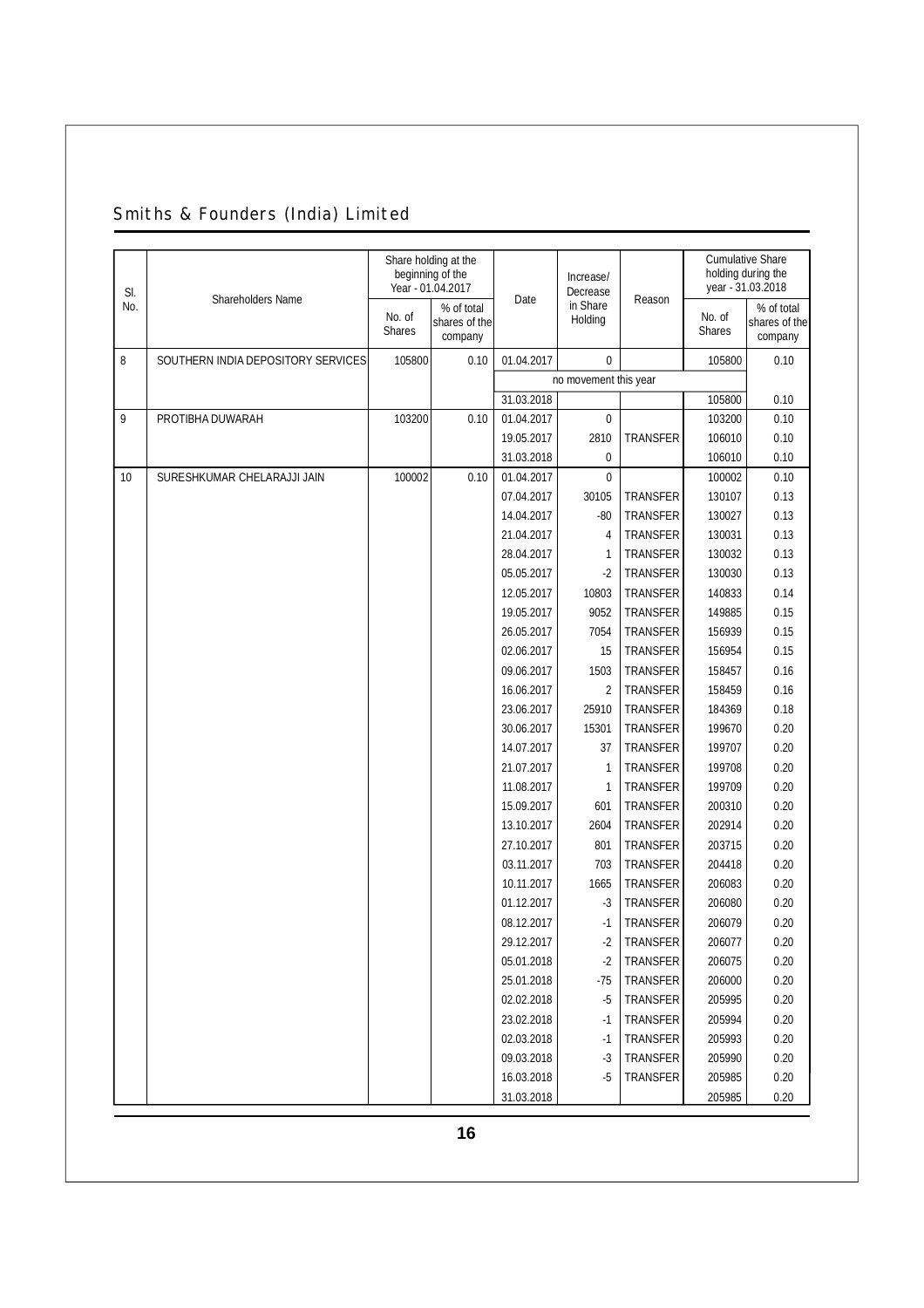| Sl. No. | Shareholders Name | Share holding at the beginning of the Year - 01.04.2017 | | Date | Increase/ Decrease in Share Holding | Reason | Cumulative Share holding during the year - 31.03.2018 | |
|---|---|---|---|---|---|---|---|---|
| | | No. of Shares | % of total shares of the company | | | | No. of Shares | % of total shares of the company |
| 8 | SOUTHERN INDIA DEPOSITORY SERVICES | 105800 | 0.10 | 01.04.2017 | 0 | | 105800 | 0.10 |
| | | | | no movement this year | | | | |
| | | | | 31.03.2018 | | | 105800 | 0.10 |
| 9 | PROTIBHA DUWARAH | 103200 | 0.10 | 01.04.2017 | 0 | | 103200 | 0.10 |
| | | | | 19.05.2017 | 2810 | TRANSFER | 106010 | 0.10 |
| | | | | 31.03.2018 | 0 | | 106010 | 0.10 |
| 10 | SURESHKUMAR CHELARAJJI JAIN | 100002 | 0.10 | 01.04.2017 | 0 | | 100002 | 0.10 |
| | | | | 07.04.2017 | 30105 | TRANSFER | 130107 | 0.13 |
| | | | | 14.04.2017 | -80 | TRANSFER | 130027 | 0.13 |
| | | | | 21.04.2017 | 4 | TRANSFER | 130031 | 0.13 |
| | | | | 28.04.2017 | 1 | TRANSFER | 130032 | 0.13 |
| | | | | 05.05.2017 | -2 | TRANSFER | 130030 | 0.13 |
| | | | | 12.05.2017 | 10803 | TRANSFER | 140833 | 0.14 |
| | | | | 19.05.2017 | 9052 | TRANSFER | 149885 | 0.15 |
| | | | | 26.05.2017 | 7054 | TRANSFER | 156939 | 0.15 |
| | | | | 02.06.2017 | 15 | TRANSFER | 156954 | 0.15 |
| | | | | 09.06.2017 | 1503 | TRANSFER | 158457 | 0.16 |
| | | | | 16.06.2017 | 2 | TRANSFER | 158459 | 0.16 |
| | | | | 23.06.2017 | 25910 | TRANSFER | 184369 | 0.18 |
| | | | | 30.06.2017 | 15301 | TRANSFER | 199670 | 0.20 |
| | | | | 14.07.2017 | 37 | TRANSFER | 199707 | 0.20 |
| | | | | 21.07.2017 | 1 | TRANSFER | 199708 | 0.20 |
| | | | | 11.08.2017 | 1 | TRANSFER | 199709 | 0.20 |
| | | | | 15.09.2017 | 601 | TRANSFER | 200310 | 0.20 |
| | | | | 13.10.2017 | 2604 | TRANSFER | 202914 | 0.20 |
| | | | | 27.10.2017 | 801 | TRANSFER | 203715 | 0.20 |
| | | | | 03.11.2017 | 703 | TRANSFER | 204418 | 0.20 |
| | | | | 10.11.2017 | 1665 | TRANSFER | 206083 | 0.20 |
| | | | | 01.12.2017 | -3 | TRANSFER | 206080 | 0.20 |
| | | | | 08.12.2017 | -1 | TRANSFER | 206079 | 0.20 |
| | | | | 29.12.2017 | -2 | TRANSFER | 206077 | 0.20 |
| | | | | 05.01.2018 | -2 | TRANSFER | 206075 | 0.20 |
| | | | | 25.01.2018 | -75 | TRANSFER | 206000 | 0.20 |
| | | | | 02.02.2018 | -5 | TRANSFER | 205995 | 0.20 |
| | | | | 23.02.2018 | -1 | TRANSFER | 205994 | 0.20 |
| | | | | 02.03.2018 | -1 | TRANSFER | 205993 | 0.20 |
| | | | | 09.03.2018 | -3 | TRANSFER | 205990 | 0.20 |
| | | | | 16.03.2018 | -5 | TRANSFER | 205985 | 0.20 |
| | | | | 31.03.2018 | | | 205985 | 0.20 |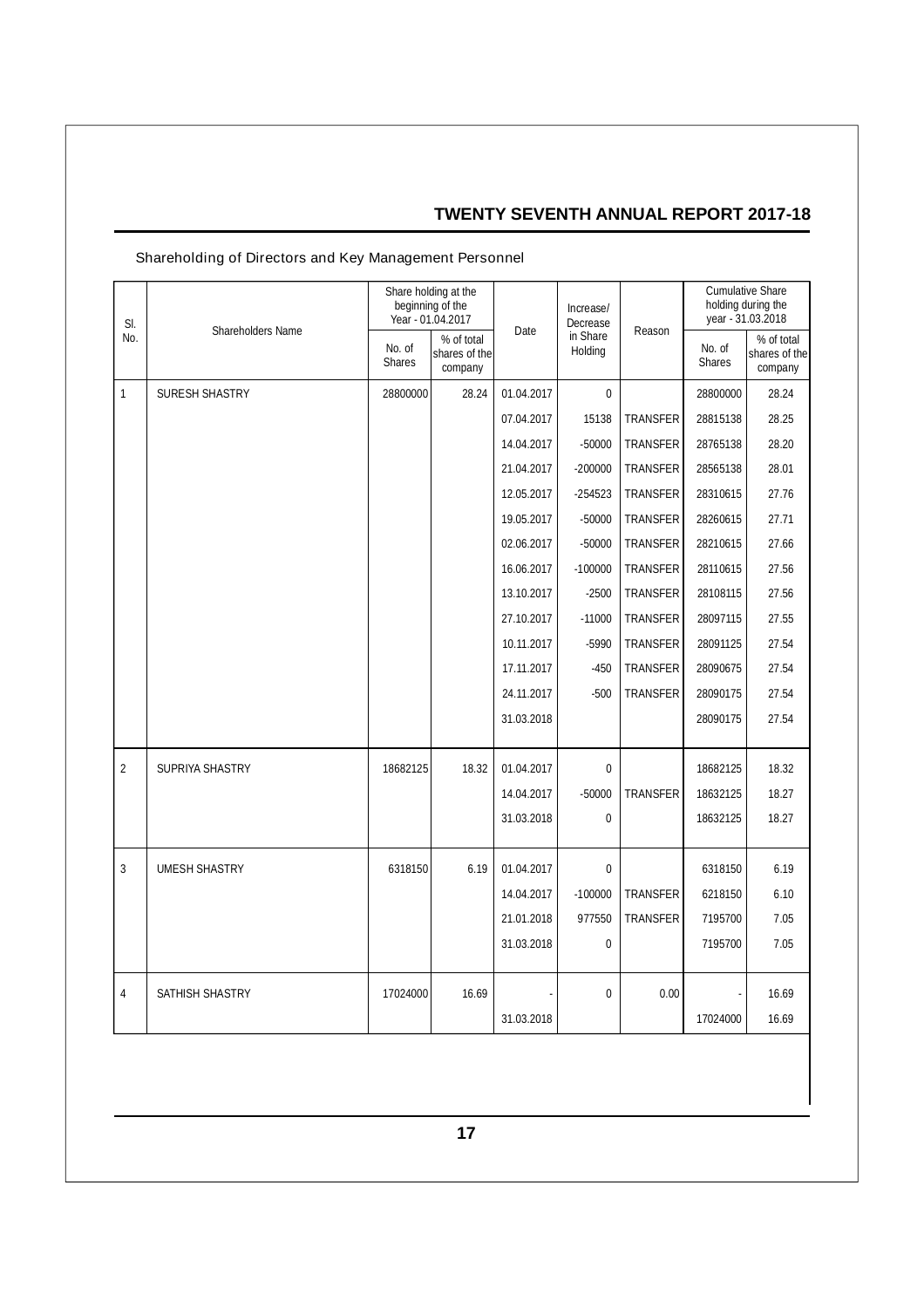Shareholding of Directors and Key Management Personnel

| Sl. No. | Shareholders Name | Share holding at the beginning of the Year - 01.04.2017 | | Date | Increase/ Decrease in Share Holding | Reason | Cumulative Share holding during the year - 31.03.2018 | |
|---|---|---|---|---|---|---|---|---|
| | | No. of Shares | % of total shares of the company | | | | No. of Shares | % of total shares of the company |
| 1 | SURESH SHASTRY | 28800000 | 28.24 | 01.04.2017 | 0 | | 28800000 | 28.24 |
| | | | | 07.04.2017 | 15138 | TRANSFER | 28815138 | 28.25 |
| | | | | 14.04.2017 | -50000 | TRANSFER | 28765138 | 28.20 |
| | | | | 21.04.2017 | -200000 | TRANSFER | 28565138 | 28.01 |
| | | | | 12.05.2017 | -254523 | TRANSFER | 28310615 | 27.76 |
| | | | | 19.05.2017 | -50000 | TRANSFER | 28260615 | 27.71 |
| | | | | 02.06.2017 | -50000 | TRANSFER | 28210615 | 27.66 |
| | | | | 16.06.2017 | -100000 | TRANSFER | 28110615 | 27.56 |
| | | | | 13.10.2017 | -2500 | TRANSFER | 28108115 | 27.56 |
| | | | | 27.10.2017 | -11000 | TRANSFER | 28097115 | 27.55 |
| | | | | 10.11.2017 | -5990 | TRANSFER | 28091125 | 27.54 |
| | | | | 17.11.2017 | -450 | TRANSFER | 28090675 | 27.54 |
| | | | | 24.11.2017 | -500 | TRANSFER | 28090175 | 27.54 |
| | | | | 31.03.2018 | | | 28090175 | 27.54 |
| 2 | SUPRIYA SHASTRY | 18682125 | 18.32 | 01.04.2017 | 0 | | 18682125 | 18.32 |
| | | | | 14.04.2017 | -50000 | TRANSFER | 18632125 | 18.27 |
| | | | | 31.03.2018 | 0 | | 18632125 | 18.27 |
| 3 | UMESH SHASTRY | 6318150 | 6.19 | 01.04.2017 | 0 | | 6318150 | 6.19 |
| | | | | 14.04.2017 | -100000 | TRANSFER | 6218150 | 6.10 |
| | | | | 21.01.2018 | 977550 | TRANSFER | 7195700 | 7.05 |
| | | | | 31.03.2018 | 0 | | 7195700 | 7.05 |
| 4 | SATHISH SHASTRY | 17024000 | 16.69 | - | 0 | 0.00 | - | 16.69 |
| | | | | 31.03.2018 | | | 17024000 | 16.69 |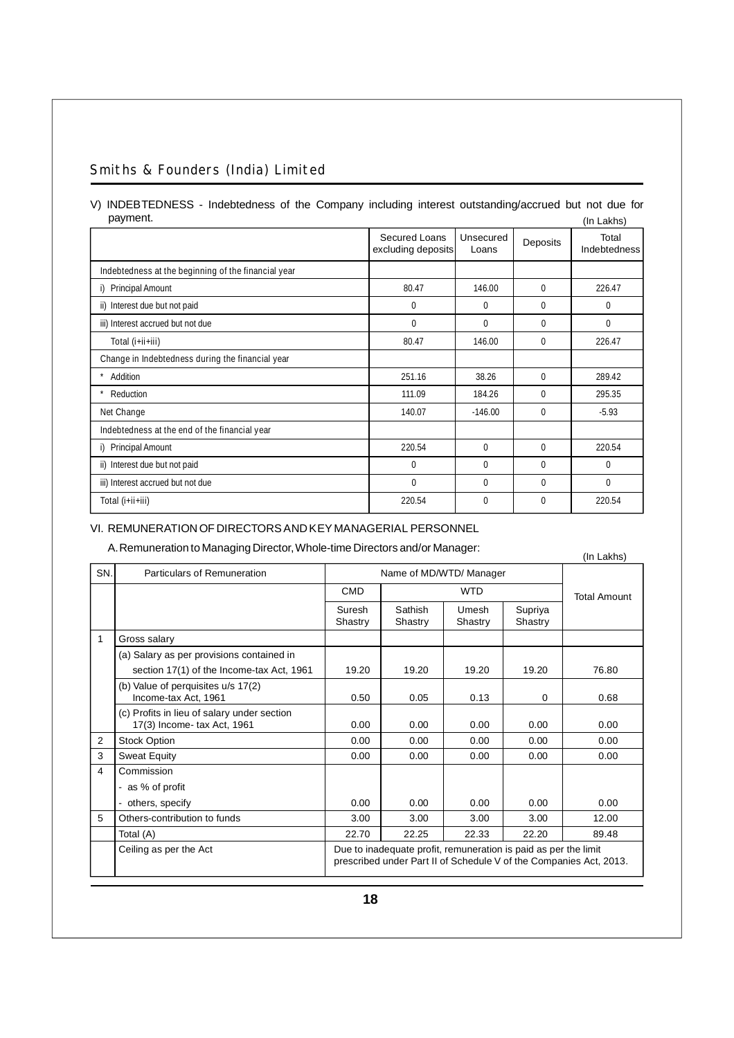V) INDEBTEDNESS - Indebtedness of the Company including interest outstanding/accrued but not due for payment.

(In Lakhs)

| | Secured Loans excluding deposits | Unsecured Loans | Deposits | Total Indebtedness |
|---|---|---|---|---|
| Indebtedness at the beginning of the financial year | | | | |
| i) Principal Amount | 80.47 | 146.00 | 0 | 226.47 |
| ii) Interest due but not paid | 0 | 0 | 0 | 0 |
| iii) Interest accrued but not due | 0 | 0 | 0 | 0 |
| Total (i+ii+iii) | 80.47 | 146.00 | 0 | 226.47 |
| Change in Indebtedness during the financial year | | | | |
| * Addition | 251.16 | 38.26 | 0 | 289.42 |
| * Reduction | 111.09 | 184.26 | 0 | 295.35 |
| Net Change | 140.07 | -146.00 | 0 | -5.93 |
| Indebtedness at the end of the financial year | | | | |
| i) Principal Amount | 220.54 | 0 | 0 | 220.54 |
| ii) Interest due but not paid | 0 | 0 | 0 | 0 |
| iii) Interest accrued but not due | 0 | 0 | 0 | 0 |
| Total (i+ii+iii) | 220.54 | 0 | 0 | 220.54 |

VI. REMUNERATION OF DIRECTORS AND KEY MANAGERIAL PERSONNEL

A. Remuneration to Managing Director, Whole-time Directors and/or Manager:

(In Lakhs)

| SN. | Particulars of Remuneration | Name of MD/WTD/ Manager | | | | Total Amount |
|---|---|---|---|---|---|---|
| | | CMD | WTD | | | |
| | | Suresh Shastry | Sathish Shastry | Umesh Shastry | Supriya Shastry | |
| 1 | Gross salary | | | | | |
| | (a) Salary as per provisions contained in section 17(1) of the Income-tax Act, 1961 | 19.20 | 19.20 | 19.20 | 19.20 | 76.80 |
| | (b) Value of perquisites u/s 17(2) Income-tax Act, 1961 | 0.50 | 0.05 | 0.13 | 0 | 0.68 |
| | (c) Profits in lieu of salary under section 17(3) Income- tax Act, 1961 | 0.00 | 0.00 | 0.00 | 0.00 | 0.00 |
| 2 | Stock Option | 0.00 | 0.00 | 0.00 | 0.00 | 0.00 |
| 3 | Sweat Equity | 0.00 | 0.00 | 0.00 | 0.00 | 0.00 |
| 4 | Commission | | | | | |
| | - as % of profit | | | | | |
| | - others, specify | 0.00 | 0.00 | 0.00 | 0.00 | 0.00 |
| 5 | Others-contribution to funds | 3.00 | 3.00 | 3.00 | 3.00 | 12.00 |
| | Total (A) | 22.70 | 22.25 | 22.33 | 22.20 | 89.48 |
| | Ceiling as per the Act | Due to inadequate profit, remuneration is paid as per the limit prescribed under Part II of Schedule V of the Companies Act, 2013. | | | | |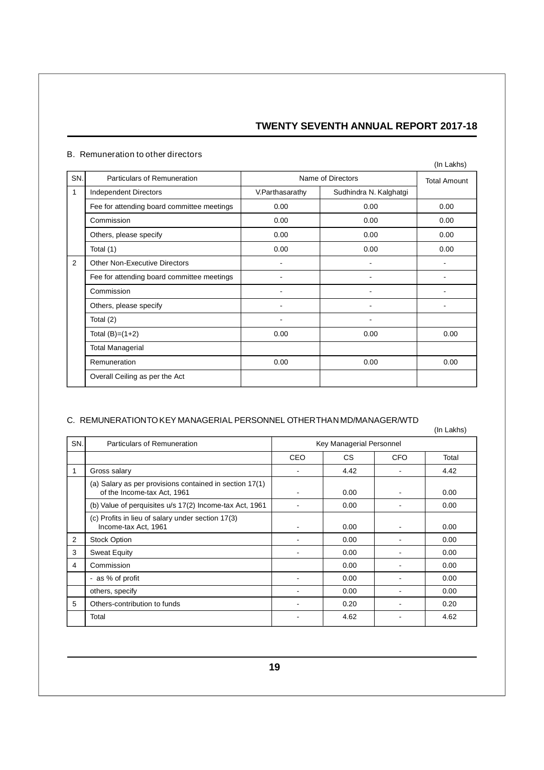B. Remuneration to other directors

(In Lakhs)

| SN. | Particulars of Remuneration | Name of Directors | | Total Amount |
|---|---|---|---|---|
| 1 | Independent Directors | V.Parthasarathy | Sudhindra N. Kalghatgi | |
| | Fee for attending board committee meetings | 0.00 | 0.00 | 0.00 |
| | Commission | 0.00 | 0.00 | 0.00 |
| | Others, please specify | 0.00 | 0.00 | 0.00 |
| | Total (1) | 0.00 | 0.00 | 0.00 |
| 2 | Other Non-Executive Directors | - | - | - |
| | Fee for attending board committee meetings | - | - | - |
| | Commission | - | - | - |
| | Others, please specify | - | - | - |
| | Total (2) | - | - | |
| | Total (B)=(1+2) | 0.00 | 0.00 | 0.00 |
| | Total Managerial | | | |
| | Remuneration | 0.00 | 0.00 | 0.00 |
| | Overall Ceiling as per the Act | | | |

C. REMUNERATION TO KEY MANAGERIAL PERSONNEL OTHER THAN MD/MANAGER/WTD

(In Lakhs)

| SN. | Particulars of Remuneration | Key Managerial Personnel | | | |
|---|---|---|---|---|---|
| | | CEO | CS | CFO | Total |
| 1 | Gross salary | - | 4.42 | - | 4.42 |
| | (a) Salary as per provisions contained in section 17(1) of the Income-tax Act, 1961 | - | 0.00 | - | 0.00 |
| | (b) Value of perquisites u/s 17(2) Income-tax Act, 1961 | - | 0.00 | - | 0.00 |
| | (c) Profits in lieu of salary under section 17(3) Income-tax Act, 1961 | - | 0.00 | - | 0.00 |
| 2 | Stock Option | - | 0.00 | - | 0.00 |
| 3 | Sweat Equity | - | 0.00 | - | 0.00 |
| 4 | Commission | | 0.00 | - | 0.00 |
| | - as % of profit | - | 0.00 | - | 0.00 |
| | others, specify | - | 0.00 | - | 0.00 |
| 5 | Others-contribution to funds | - | 0.20 | - | 0.20 |
| | Total | - | 4.62 | - | 4.62 |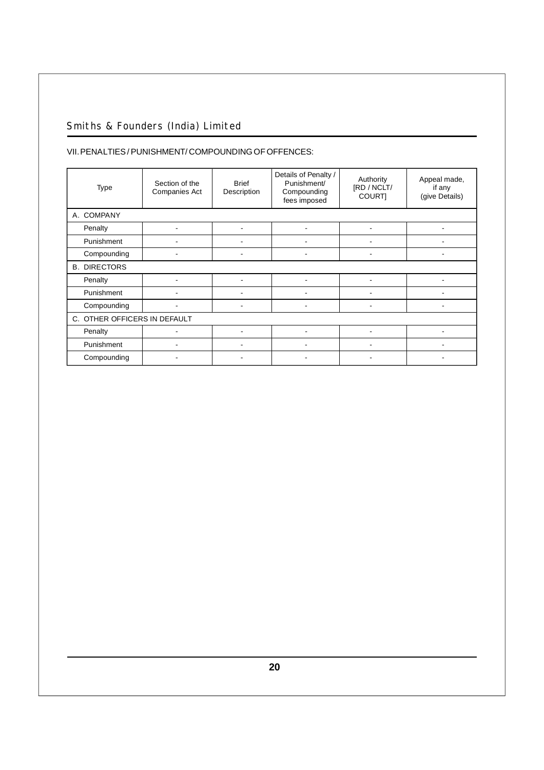VII. PENALTIES / PUNISHMENT/ COMPOUNDING OF OFFENCES:

| Type | Section of the Companies Act | Brief Description | Details of Penalty / Punishment/ Compounding fees imposed | Authority [RD / NCLT/ COURT] | Appeal made, if any (give Details) |
|---|---|---|---|---|---|
| A. COMPANY | | | | | |
| Penalty | - | - | - | - | - |
| Punishment | - | - | - | - | - |
| Compounding | - | - | - | - | - |
| B. DIRECTORS | | | | | |
| Penalty | - | - | - | - | - |
| Punishment | - | - | - | - | - |
| Compounding | - | - | - | - | - |
| C. OTHER OFFICERS IN DEFAULT | | | | | |
| Penalty | - | - | - | - | - |
| Punishment | - | - | - | - | - |
| Compounding | - | - | - | - | - |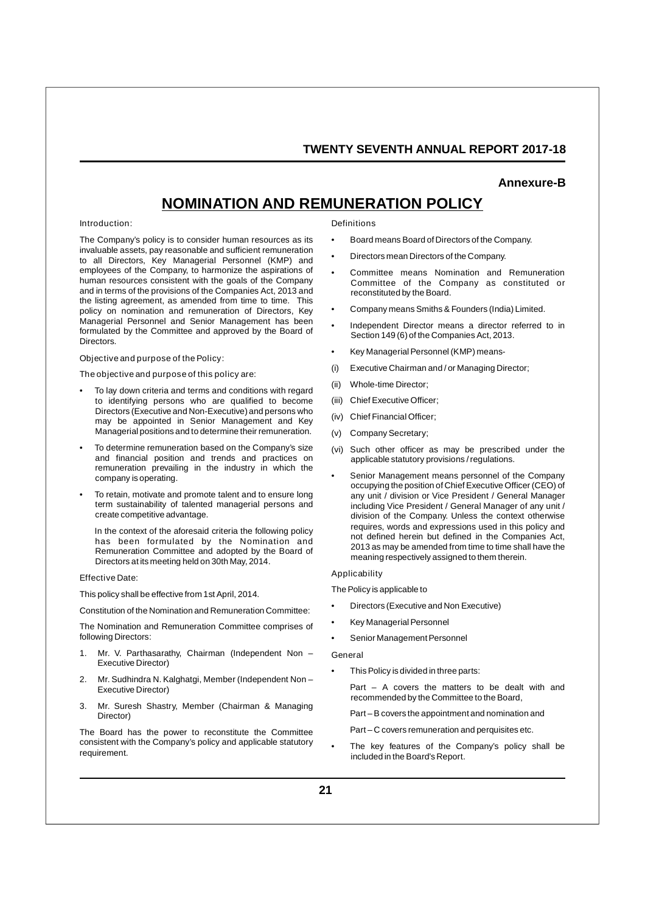**Annexure-B**

# NOMINATION AND REMUNERATION POLICY

Introduction:

The Company's policy is to consider human resources as its invaluable assets, pay reasonable and sufficient remuneration to all Directors, Key Managerial Personnel (KMP) and employees of the Company, to harmonize the aspirations of human resources consistent with the goals of the Company and in terms of the provisions of the Companies Act, 2013 and the listing agreement, as amended from time to time. This policy on nomination and remuneration of Directors, Key Managerial Personnel and Senior Management has been formulated by the Committee and approved by the Board of Directors.

Objective and purpose of the Policy:

The objective and purpose of this policy are:

- To lay down criteria and terms and conditions with regard to identifying persons who are qualified to become Directors (Executive and Non-Executive) and persons who may be appointed in Senior Management and Key Managerial positions and to determine their remuneration.
- To determine remuneration based on the Company's size and financial position and trends and practices on remuneration prevailing in the industry in which the company is operating.
- To retain, motivate and promote talent and to ensure long term sustainability of talented managerial persons and create competitive advantage.

  In the context of the aforesaid criteria the following policy has been formulated by the Nomination and Remuneration Committee and adopted by the Board of Directors at its meeting held on 30th May, 2014.

Effective Date:

This policy shall be effective from 1st April, 2014.

Constitution of the Nomination and Remuneration Committee:

The Nomination and Remuneration Committee comprises of following Directors:

1. Mr. V. Parthasarathy, Chairman (Independent Non – Executive Director)
2. Mr. Sudhindra N. Kalghatgi, Member (Independent Non – Executive Director)
3. Mr. Suresh Shastry, Member (Chairman & Managing Director)

The Board has the power to reconstitute the Committee consistent with the Company's policy and applicable statutory requirement.

Definitions

- Board means Board of Directors of the Company.
- Directors mean Directors of the Company.
- Committee means Nomination and Remuneration Committee of the Company as constituted or reconstituted by the Board.
- Company means Smiths & Founders (India) Limited.
- Independent Director means a director referred to in Section 149 (6) of the Companies Act, 2013.
- Key Managerial Personnel (KMP) means-

(i) Executive Chairman and / or Managing Director;

(ii) Whole-time Director;

(iii) Chief Executive Officer;

(iv) Chief Financial Officer;

(v) Company Secretary;

(vi) Such other officer as may be prescribed under the applicable statutory provisions / regulations.

- Senior Management means personnel of the Company occupying the position of Chief Executive Officer (CEO) of any unit / division or Vice President / General Manager including Vice President / General Manager of any unit / division of the Company. Unless the context otherwise requires, words and expressions used in this policy and not defined herein but defined in the Companies Act, 2013 as may be amended from time to time shall have the meaning respectively assigned to them therein.

Applicability

The Policy is applicable to

- Directors (Executive and Non Executive)
- Key Managerial Personnel
- Senior Management Personnel

General

- This Policy is divided in three parts:

  Part – A covers the matters to be dealt with and recommended by the Committee to the Board,

  Part – B covers the appointment and nomination and

  Part – C covers remuneration and perquisites etc.

- The key features of the Company's policy shall be included in the Board's Report.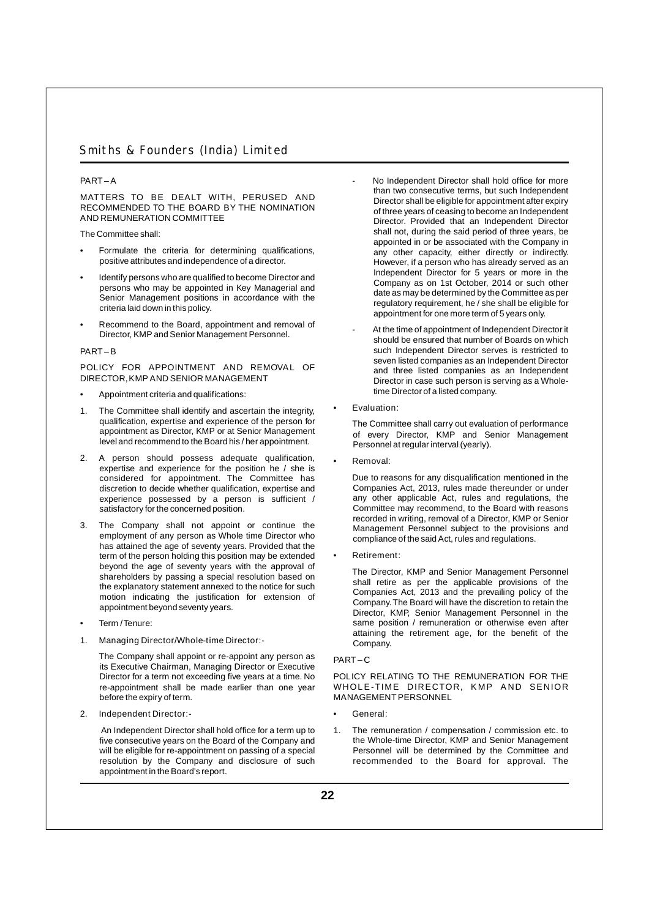PART – A

MATTERS TO BE DEALT WITH, PERUSED AND RECOMMENDED TO THE BOARD BY THE NOMINATION AND REMUNERATION COMMITTEE

The Committee shall:

- Formulate the criteria for determining qualifications, positive attributes and independence of a director.
- Identify persons who are qualified to become Director and persons who may be appointed in Key Managerial and Senior Management positions in accordance with the criteria laid down in this policy.
- Recommend to the Board, appointment and removal of Director, KMP and Senior Management Personnel.

PART – B

POLICY FOR APPOINTMENT AND REMOVAL OF DIRECTOR, KMP AND SENIOR MANAGEMENT

- Appointment criteria and qualifications:

1. The Committee shall identify and ascertain the integrity, qualification, expertise and experience of the person for appointment as Director, KMP or at Senior Management level and recommend to the Board his / her appointment.
2. A person should possess adequate qualification, expertise and experience for the position he / she is considered for appointment. The Committee has discretion to decide whether qualification, expertise and experience possessed by a person is sufficient / satisfactory for the concerned position.
3. The Company shall not appoint or continue the employment of any person as Whole time Director who has attained the age of seventy years. Provided that the term of the person holding this position may be extended beyond the age of seventy years with the approval of shareholders by passing a special resolution based on the explanatory statement annexed to the notice for such motion indicating the justification for extension of appointment beyond seventy years.

- Term / Tenure:

1. Managing Director/Whole-time Director:-

   The Company shall appoint or re-appoint any person as its Executive Chairman, Managing Director or Executive Director for a term not exceeding five years at a time. No re-appointment shall be made earlier than one year before the expiry of term.

2. Independent Director:-

   An Independent Director shall hold office for a term up to five consecutive years on the Board of the Company and will be eligible for re-appointment on passing of a special resolution by the Company and disclosure of such appointment in the Board's report.

   - No Independent Director shall hold office for more than two consecutive terms, but such Independent Director shall be eligible for appointment after expiry of three years of ceasing to become an Independent Director. Provided that an Independent Director shall not, during the said period of three years, be appointed in or be associated with the Company in any other capacity, either directly or indirectly. However, if a person who has already served as an Independent Director for 5 years or more in the Company as on 1st October, 2014 or such other date as may be determined by the Committee as per regulatory requirement, he / she shall be eligible for appointment for one more term of 5 years only.
   - At the time of appointment of Independent Director it should be ensured that number of Boards on which such Independent Director serves is restricted to seven listed companies as an Independent Director and three listed companies as an Independent Director in case such person is serving as a Whole-time Director of a listed company.

- Evaluation:

  The Committee shall carry out evaluation of performance of every Director, KMP and Senior Management Personnel at regular interval (yearly).

- Removal:

  Due to reasons for any disqualification mentioned in the Companies Act, 2013, rules made thereunder or under any other applicable Act, rules and regulations, the Committee may recommend, to the Board with reasons recorded in writing, removal of a Director, KMP or Senior Management Personnel subject to the provisions and compliance of the said Act, rules and regulations.

- Retirement:

  The Director, KMP and Senior Management Personnel shall retire as per the applicable provisions of the Companies Act, 2013 and the prevailing policy of the Company. The Board will have the discretion to retain the Director, KMP, Senior Management Personnel in the same position / remuneration or otherwise even after attaining the retirement age, for the benefit of the Company.

PART – C

POLICY RELATING TO THE REMUNERATION FOR THE WHOLE-TIME DIRECTOR, KMP AND SENIOR MANAGEMENT PERSONNEL

- General:

1. The remuneration / compensation / commission etc. to the Whole-time Director, KMP and Senior Management Personnel will be determined by the Committee and recommended to the Board for approval. The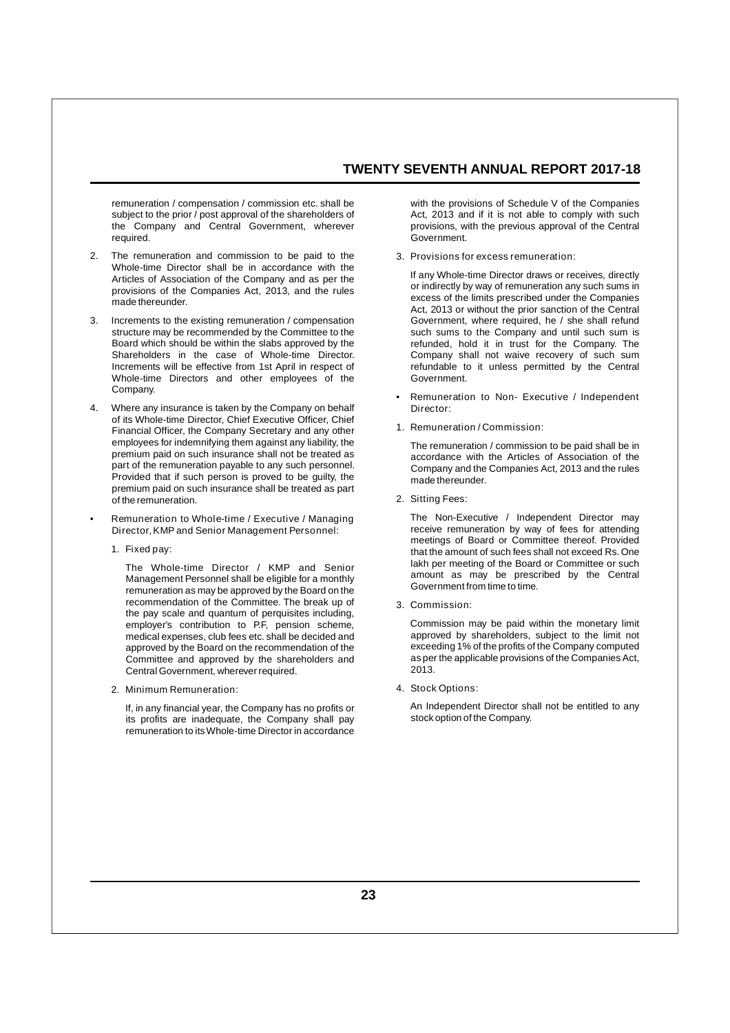remuneration / compensation / commission etc. shall be subject to the prior / post approval of the shareholders of the Company and Central Government, wherever required.

2. The remuneration and commission to be paid to the Whole-time Director shall be in accordance with the Articles of Association of the Company and as per the provisions of the Companies Act, 2013, and the rules made thereunder.

3. Increments to the existing remuneration / compensation structure may be recommended by the Committee to the Board which should be within the slabs approved by the Shareholders in the case of Whole-time Director. Increments will be effective from 1st April in respect of Whole-time Directors and other employees of the Company.

4. Where any insurance is taken by the Company on behalf of its Whole-time Director, Chief Executive Officer, Chief Financial Officer, the Company Secretary and any other employees for indemnifying them against any liability, the premium paid on such insurance shall not be treated as part of the remuneration payable to any such personnel. Provided that if such person is proved to be guilty, the premium paid on such insurance shall be treated as part of the remuneration.

- Remuneration to Whole-time / Executive / Managing Director, KMP and Senior Management Personnel:

  1. Fixed pay:

     The Whole-time Director / KMP and Senior Management Personnel shall be eligible for a monthly remuneration as may be approved by the Board on the recommendation of the Committee. The break up of the pay scale and quantum of perquisites including, employer's contribution to P.F, pension scheme, medical expenses, club fees etc. shall be decided and approved by the Board on the recommendation of the Committee and approved by the shareholders and Central Government, wherever required.

  2. Minimum Remuneration:

     If, in any financial year, the Company has no profits or its profits are inadequate, the Company shall pay remuneration to its Whole-time Director in accordance with the provisions of Schedule V of the Companies Act, 2013 and if it is not able to comply with such provisions, with the previous approval of the Central Government.

  3. Provisions for excess remuneration:

     If any Whole-time Director draws or receives, directly or indirectly by way of remuneration any such sums in excess of the limits prescribed under the Companies Act, 2013 or without the prior sanction of the Central Government, where required, he / she shall refund such sums to the Company and until such sum is refunded, hold it in trust for the Company. The Company shall not waive recovery of such sum refundable to it unless permitted by the Central Government.

- Remuneration to Non- Executive / Independent Director:

  1. Remuneration / Commission:

     The remuneration / commission to be paid shall be in accordance with the Articles of Association of the Company and the Companies Act, 2013 and the rules made thereunder.

  2. Sitting Fees:

     The Non-Executive / Independent Director may receive remuneration by way of fees for attending meetings of Board or Committee thereof. Provided that the amount of such fees shall not exceed Rs. One lakh per meeting of the Board or Committee or such amount as may be prescribed by the Central Government from time to time.

  3. Commission:

     Commission may be paid within the monetary limit approved by shareholders, subject to the limit not exceeding 1% of the profits of the Company computed as per the applicable provisions of the Companies Act, 2013.

  4. Stock Options:

     An Independent Director shall not be entitled to any stock option of the Company.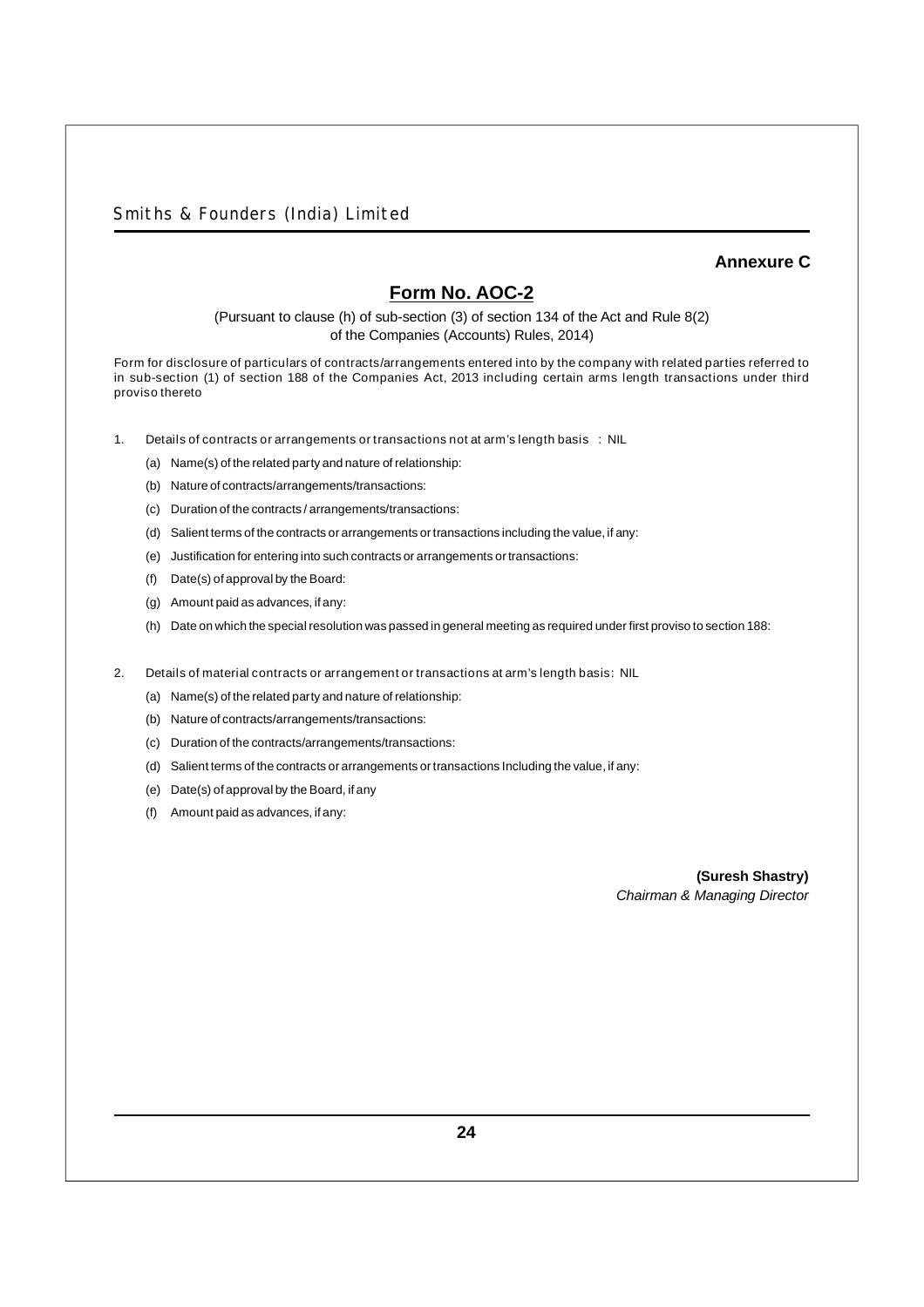**Annexure C**

# Form No. AOC-2

(Pursuant to clause (h) of sub-section (3) of section 134 of the Act and Rule 8(2) of the Companies (Accounts) Rules, 2014)

Form for disclosure of particulars of contracts/arrangements entered into by the company with related parties referred to in sub-section (1) of section 188 of the Companies Act, 2013 including certain arms length transactions under third proviso thereto

1. Details of contracts or arrangements or transactions not at arm's length basis : NIL
   - (a) Name(s) of the related party and nature of relationship:
   - (b) Nature of contracts/arrangements/transactions:
   - (c) Duration of the contracts / arrangements/transactions:
   - (d) Salient terms of the contracts or arrangements or transactions including the value, if any:
   - (e) Justification for entering into such contracts or arrangements or transactions:
   - (f) Date(s) of approval by the Board:
   - (g) Amount paid as advances, if any:
   - (h) Date on which the special resolution was passed in general meeting as required under first proviso to section 188:

2. Details of material contracts or arrangement or transactions at arm's length basis: NIL
   - (a) Name(s) of the related party and nature of relationship:
   - (b) Nature of contracts/arrangements/transactions:
   - (c) Duration of the contracts/arrangements/transactions:
   - (d) Salient terms of the contracts or arrangements or transactions Including the value, if any:
   - (e) Date(s) of approval by the Board, if any
   - (f) Amount paid as advances, if any:

**(Suresh Shastry)**
*Chairman & Managing Director*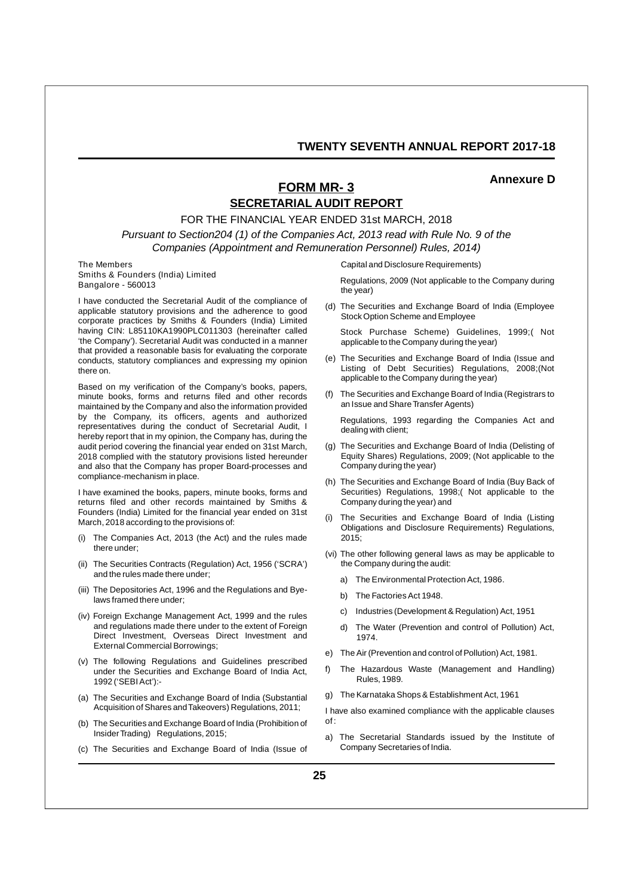**Annexure D**

## FORM MR- 3

## SECRETARIAL AUDIT REPORT

FOR THE FINANCIAL YEAR ENDED 31st MARCH, 2018

*Pursuant to Section204 (1) of the Companies Act, 2013 read with Rule No. 9 of the Companies (Appointment and Remuneration Personnel) Rules, 2014)*

The Members
Smiths & Founders (India) Limited
Bangalore - 560013

I have conducted the Secretarial Audit of the compliance of applicable statutory provisions and the adherence to good corporate practices by Smiths & Founders (India) Limited having CIN: L85110KA1990PLC011303 (hereinafter called 'the Company'). Secretarial Audit was conducted in a manner that provided a reasonable basis for evaluating the corporate conducts, statutory compliances and expressing my opinion there on.

Based on my verification of the Company's books, papers, minute books, forms and returns filed and other records maintained by the Company and also the information provided by the Company, its officers, agents and authorized representatives during the conduct of Secretarial Audit, I hereby report that in my opinion, the Company has, during the audit period covering the financial year ended on 31st March, 2018 complied with the statutory provisions listed hereunder and also that the Company has proper Board-processes and compliance-mechanism in place.

I have examined the books, papers, minute books, forms and returns filed and other records maintained by Smiths & Founders (India) Limited for the financial year ended on 31st March, 2018 according to the provisions of:

(i) The Companies Act, 2013 (the Act) and the rules made there under;

(ii) The Securities Contracts (Regulation) Act, 1956 ('SCRA') and the rules made there under;

(iii) The Depositories Act, 1996 and the Regulations and Bye-laws framed there under;

(iv) Foreign Exchange Management Act, 1999 and the rules and regulations made there under to the extent of Foreign Direct Investment, Overseas Direct Investment and External Commercial Borrowings;

(v) The following Regulations and Guidelines prescribed under the Securities and Exchange Board of India Act, 1992 ('SEBI Act'):-

(a) The Securities and Exchange Board of India (Substantial Acquisition of Shares and Takeovers) Regulations, 2011;

(b) The Securities and Exchange Board of India (Prohibition of Insider Trading) Regulations, 2015;

(c) The Securities and Exchange Board of India (Issue of Capital and Disclosure Requirements) Regulations, 2009 (Not applicable to the Company during the year)

(d) The Securities and Exchange Board of India (Employee Stock Option Scheme and Employee Stock Purchase Scheme) Guidelines, 1999;( Not applicable to the Company during the year)

(e) The Securities and Exchange Board of India (Issue and Listing of Debt Securities) Regulations, 2008;(Not applicable to the Company during the year)

(f) The Securities and Exchange Board of India (Registrars to an Issue and Share Transfer Agents) Regulations, 1993 regarding the Companies Act and dealing with client;

(g) The Securities and Exchange Board of India (Delisting of Equity Shares) Regulations, 2009; (Not applicable to the Company during the year)

(h) The Securities and Exchange Board of India (Buy Back of Securities) Regulations, 1998;( Not applicable to the Company during the year) and

(i) The Securities and Exchange Board of India (Listing Obligations and Disclosure Requirements) Regulations, 2015;

(vi) The other following general laws as may be applicable to the Company during the audit:

a) The Environmental Protection Act, 1986.

b) The Factories Act 1948.

c) Industries (Development & Regulation) Act, 1951

d) The Water (Prevention and control of Pollution) Act, 1974.

e) The Air (Prevention and control of Pollution) Act, 1981.

f) The Hazardous Waste (Management and Handling) Rules, 1989.

g) The Karnataka Shops & Establishment Act, 1961

I have also examined compliance with the applicable clauses of :

a) The Secretarial Standards issued by the Institute of Company Secretaries of India.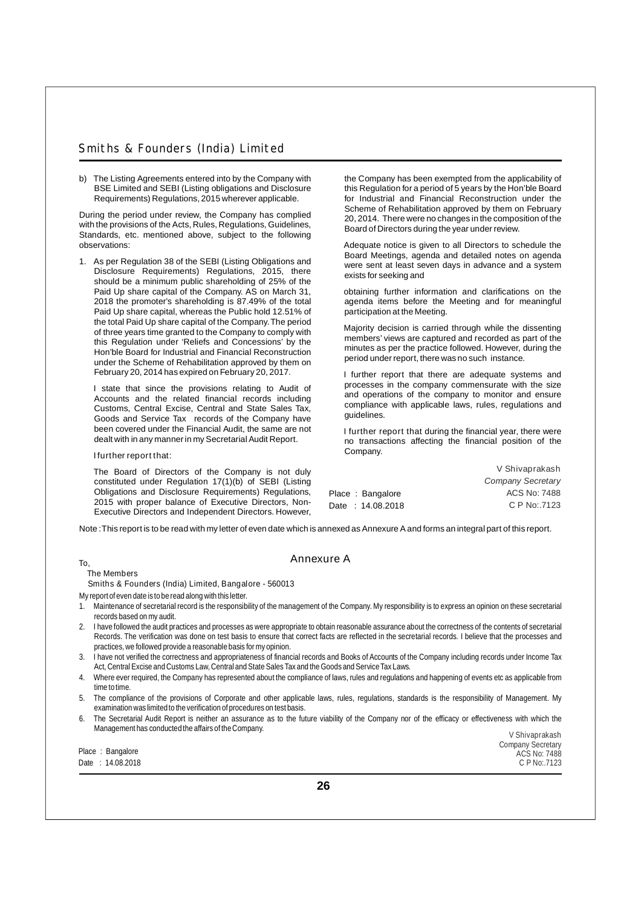b) The Listing Agreements entered into by the Company with BSE Limited and SEBI (Listing obligations and Disclosure Requirements) Regulations, 2015 wherever applicable.

During the period under review, the Company has complied with the provisions of the Acts, Rules, Regulations, Guidelines, Standards, etc. mentioned above, subject to the following observations:

1. As per Regulation 38 of the SEBI (Listing Obligations and Disclosure Requirements) Regulations, 2015, there should be a minimum public shareholding of 25% of the Paid Up share capital of the Company. AS on March 31, 2018 the promoter's shareholding is 87.49% of the total Paid Up share capital, whereas the Public hold 12.51% of the total Paid Up share capital of the Company. The period of three years time granted to the Company to comply with this Regulation under 'Reliefs and Concessions' by the Hon'ble Board for Industrial and Financial Reconstruction under the Scheme of Rehabilitation approved by them on February 20, 2014 has expired on February 20, 2017.

   I state that since the provisions relating to Audit of Accounts and the related financial records including Customs, Central Excise, Central and State Sales Tax, Goods and Service Tax records of the Company have been covered under the Financial Audit, the same are not dealt with in any manner in my Secretarial Audit Report.

   I further report that:

   The Board of Directors of the Company is not duly constituted under Regulation 17(1)(b) of SEBI (Listing Obligations and Disclosure Requirements) Regulations, 2015 with proper balance of Executive Directors, Non-Executive Directors and Independent Directors. However, the Company has been exempted from the applicability of this Regulation for a period of 5 years by the Hon'ble Board for Industrial and Financial Reconstruction under the Scheme of Rehabilitation approved by them on February 20, 2014. There were no changes in the composition of the Board of Directors during the year under review.

Adequate notice is given to all Directors to schedule the Board Meetings, agenda and detailed notes on agenda were sent at least seven days in advance and a system exists for seeking and

obtaining further information and clarifications on the agenda items before the Meeting and for meaningful participation at the Meeting.

Majority decision is carried through while the dissenting members' views are captured and recorded as part of the minutes as per the practice followed. However, during the period under report, there was no such instance.

I further report that there are adequate systems and processes in the company commensurate with the size and operations of the company to monitor and ensure compliance with applicable laws, rules, regulations and guidelines.

I further report that during the financial year, there were no transactions affecting the financial position of the Company.

Place : Bangalore
Date : 14.08.2018

V Shivaprakash
*Company Secretary*
ACS No: 7488
C P No:.7123

Note : This report is to be read with my letter of even date which is annexed as Annexure A and forms an integral part of this report.

## Annexure A

To,
The Members
Smiths & Founders (India) Limited, Bangalore - 560013

My report of even date is to be read along with this letter.

1. Maintenance of secretarial record is the responsibility of the management of the Company. My responsibility is to express an opinion on these secretarial records based on my audit.
2. I have followed the audit practices and processes as were appropriate to obtain reasonable assurance about the correctness of the contents of secretarial Records. The verification was done on test basis to ensure that correct facts are reflected in the secretarial records. I believe that the processes and practices, we followed provide a reasonable basis for my opinion.
3. I have not verified the correctness and appropriateness of financial records and Books of Accounts of the Company including records under Income Tax Act, Central Excise and Customs Law, Central and State Sales Tax and the Goods and Service Tax Laws.
4. Where ever required, the Company has represented about the compliance of laws, rules and regulations and happening of events etc as applicable from time to time.
5. The compliance of the provisions of Corporate and other applicable laws, rules, regulations, standards is the responsibility of Management. My examination was limited to the verification of procedures on test basis.
6. The Secretarial Audit Report is neither an assurance as to the future viability of the Company nor of the efficacy or effectiveness with which the Management has conducted the affairs of the Company.

Place : Bangalore
Date : 14.08.2018

V Shivaprakash
Company Secretary
ACS No: 7488
C P No:.7123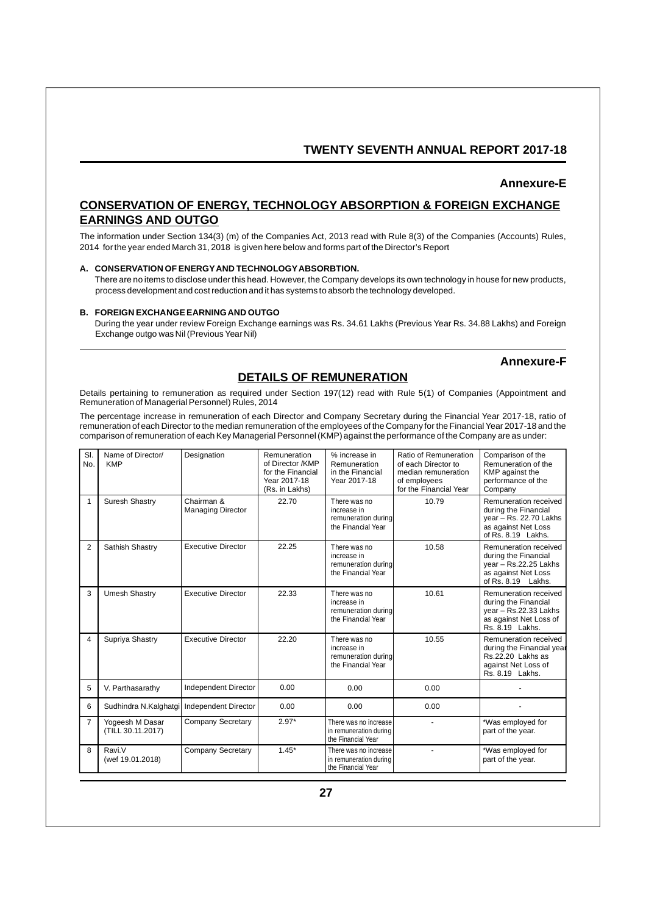## Annexure-E

## CONSERVATION OF ENERGY, TECHNOLOGY ABSORPTION & FOREIGN EXCHANGE EARNINGS AND OUTGO

The information under Section 134(3) (m) of the Companies Act, 2013 read with Rule 8(3) of the Companies (Accounts) Rules, 2014 for the year ended March 31, 2018 is given here below and forms part of the Director's Report

**A. CONSERVATION OF ENERGY AND TECHNOLOGY ABSORBTION.**

There are no items to disclose under this head. However, the Company develops its own technology in house for new products, process development and cost reduction and it has systems to absorb the technology developed.

**B. FOREIGN EXCHANGE EARNING AND OUTGO**

During the year under review Foreign Exchange earnings was Rs. 34.61 Lakhs (Previous Year Rs. 34.88 Lakhs) and Foreign Exchange outgo was Nil (Previous Year Nil)

## Annexure-F

## DETAILS OF REMUNERATION

Details pertaining to remuneration as required under Section 197(12) read with Rule 5(1) of Companies (Appointment and Remuneration of Managerial Personnel) Rules, 2014

The percentage increase in remuneration of each Director and Company Secretary during the Financial Year 2017-18, ratio of remuneration of each Director to the median remuneration of the employees of the Company for the Financial Year 2017-18 and the comparison of remuneration of each Key Managerial Personnel (KMP) against the performance of the Company are as under:

| Sl. No. | Name of Director/ KMP | Designation | Remuneration of Director /KMP for the Financial Year 2017-18 (Rs. in Lakhs) | % increase in Remuneration in the Financial Year 2017-18 | Ratio of Remuneration of each Director to median remuneration of employees for the Financial Year | Comparison of the Remuneration of the KMP against the performance of the Company |
|---|---|---|---|---|---|---|
| 1 | Suresh Shastry | Chairman & Managing Director | 22.70 | There was no increase in remuneration during the Financial Year | 10.79 | Remuneration received during the Financial year – Rs. 22.70 Lakhs as against Net Loss of Rs. 8.19 Lakhs. |
| 2 | Sathish Shastry | Executive Director | 22.25 | There was no increase in remuneration during the Financial Year | 10.58 | Remuneration received during the Financial year – Rs.22.25 Lakhs as against Net Loss of Rs. 8.19 Lakhs. |
| 3 | Umesh Shastry | Executive Director | 22.33 | There was no increase in remuneration during the Financial Year | 10.61 | Remuneration received during the Financial year – Rs.22.33 Lakhs as against Net Loss of Rs. 8.19 Lakhs. |
| 4 | Supriya Shastry | Executive Director | 22.20 | There was no increase in remuneration during the Financial Year | 10.55 | Remuneration received during the Financial year Rs.22.20 Lakhs as against Net Loss of Rs. 8.19 Lakhs. |
| 5 | V. Parthasarathy | Independent Director | 0.00 | 0.00 | 0.00 | - |
| 6 | Sudhindra N.Kalghatgi | Independent Director | 0.00 | 0.00 | 0.00 | - |
| 7 | Yogeesh M Dasar (TILL 30.11.2017) | Company Secretary | 2.97* | There was no increase in remuneration during the Financial Year | - | *Was employed for part of the year. |
| 8 | Ravi.V (wef 19.01.2018) | Company Secretary | 1.45* | There was no increase in remuneration during the Financial Year | - | *Was employed for part of the year. |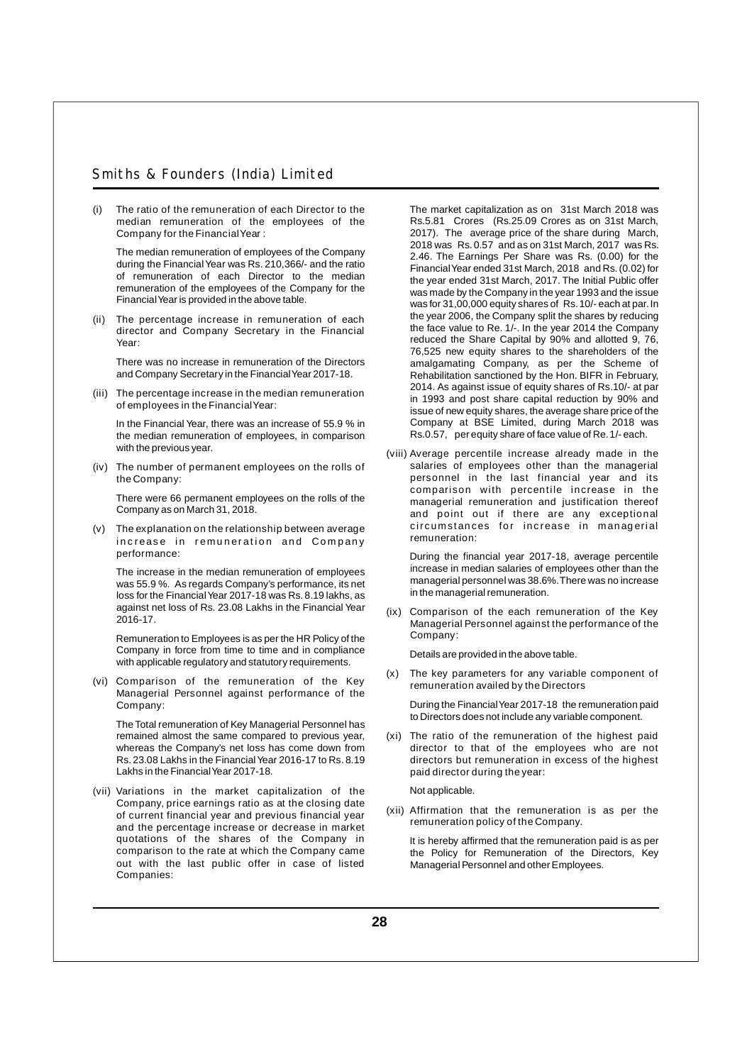(i) The ratio of the remuneration of each Director to the median remuneration of the employees of the Company for the Financial Year :

The median remuneration of employees of the Company during the Financial Year was Rs. 210,366/- and the ratio of remuneration of each Director to the median remuneration of the employees of the Company for the Financial Year is provided in the above table.

(ii) The percentage increase in remuneration of each director and Company Secretary in the Financial Year:

There was no increase in remuneration of the Directors and Company Secretary in the Financial Year 2017-18.

(iii) The percentage increase in the median remuneration of employees in the Financial Year:

In the Financial Year, there was an increase of 55.9 % in the median remuneration of employees, in comparison with the previous year.

(iv) The number of permanent employees on the rolls of the Company:

There were 66 permanent employees on the rolls of the Company as on March 31, 2018.

(v) The explanation on the relationship between average increase in remuneration and Company performance:

The increase in the median remuneration of employees was 55.9 %. As regards Company's performance, its net loss for the Financial Year 2017-18 was Rs. 8.19 lakhs, as against net loss of Rs. 23.08 Lakhs in the Financial Year 2016-17.

Remuneration to Employees is as per the HR Policy of the Company in force from time to time and in compliance with applicable regulatory and statutory requirements.

(vi) Comparison of the remuneration of the Key Managerial Personnel against performance of the Company:

The Total remuneration of Key Managerial Personnel has remained almost the same compared to previous year, whereas the Company's net loss has come down from Rs. 23.08 Lakhs in the Financial Year 2016-17 to Rs. 8.19 Lakhs in the Financial Year 2017-18.

(vii) Variations in the market capitalization of the Company, price earnings ratio as at the closing date of current financial year and previous financial year and the percentage increase or decrease in market quotations of the shares of the Company in comparison to the rate at which the Company came out with the last public offer in case of listed Companies:

The market capitalization as on 31st March 2018 was Rs.5.81 Crores (Rs.25.09 Crores as on 31st March, 2017). The average price of the share during March, 2018 was Rs. 0.57 and as on 31st March, 2017 was Rs. 2.46. The Earnings Per Share was Rs. (0.00) for the Financial Year ended 31st March, 2018 and Rs. (0.02) for the year ended 31st March, 2017. The Initial Public offer was made by the Company in the year 1993 and the issue was for 31,00,000 equity shares of Rs. 10/- each at par. In the year 2006, the Company split the shares by reducing the face value to Re. 1/-. In the year 2014 the Company reduced the Share Capital by 90% and allotted 9, 76, 76,525 new equity shares to the shareholders of the amalgamating Company, as per the Scheme of Rehabilitation sanctioned by the Hon. BIFR in February, 2014. As against issue of equity shares of Rs.10/- at par in 1993 and post share capital reduction by 90% and issue of new equity shares, the average share price of the Company at BSE Limited, during March 2018 was Rs.0.57, per equity share of face value of Re. 1/- each.

(viii) Average percentile increase already made in the salaries of employees other than the managerial personnel in the last financial year and its comparison with percentile increase in the managerial remuneration and justification thereof and point out if there are any exceptional circumstances for increase in managerial remuneration:

During the financial year 2017-18, average percentile increase in median salaries of employees other than the managerial personnel was 38.6%. There was no increase in the managerial remuneration.

(ix) Comparison of the each remuneration of the Key Managerial Personnel against the performance of the Company:

Details are provided in the above table.

(x) The key parameters for any variable component of remuneration availed by the Directors

During the Financial Year 2017-18 the remuneration paid to Directors does not include any variable component.

(xi) The ratio of the remuneration of the highest paid director to that of the employees who are not directors but remuneration in excess of the highest paid director during the year:

Not applicable.

(xii) Affirmation that the remuneration is as per the remuneration policy of the Company.

It is hereby affirmed that the remuneration paid is as per the Policy for Remuneration of the Directors, Key Managerial Personnel and other Employees.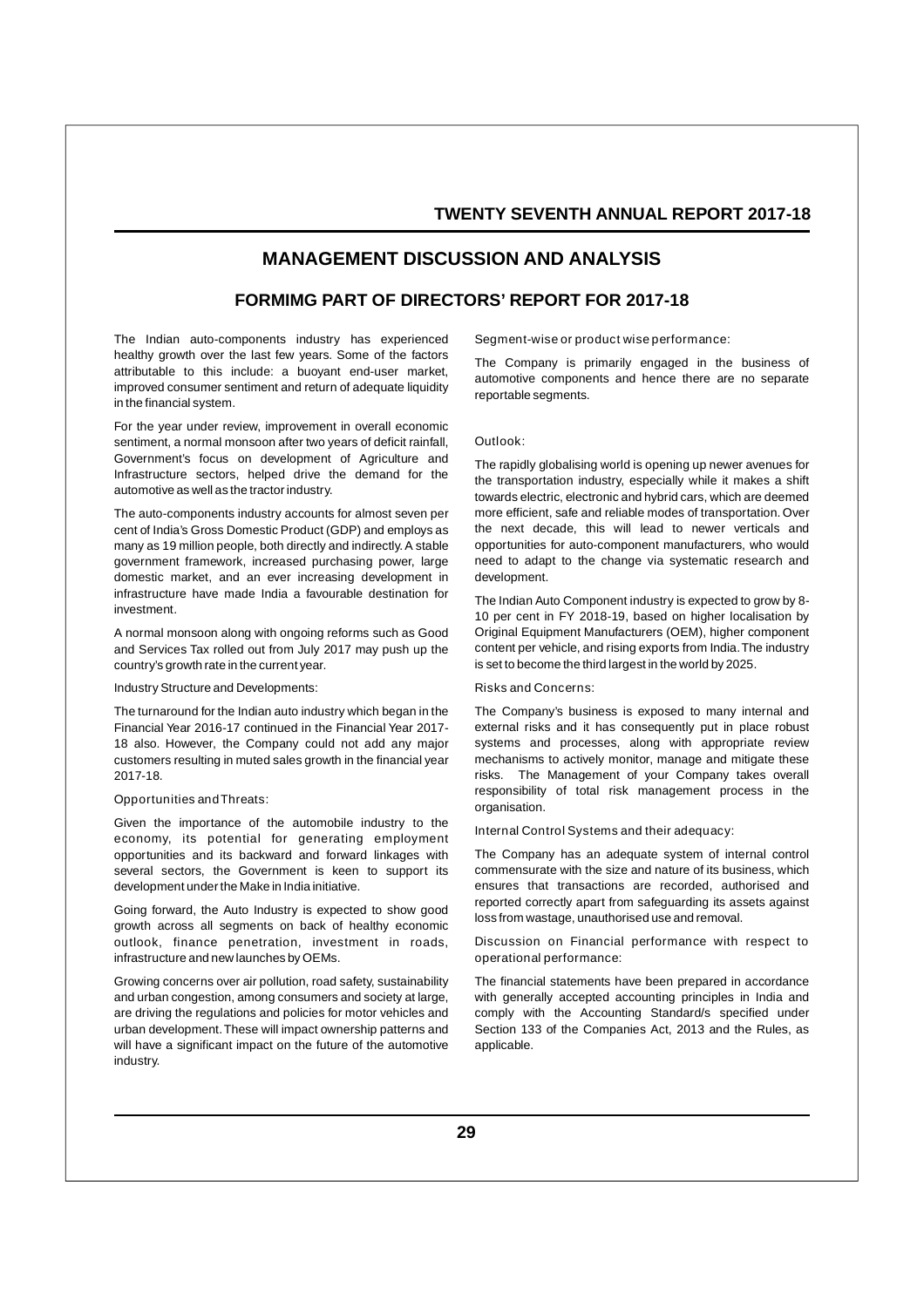# MANAGEMENT DISCUSSION AND ANALYSIS

## FORMIMG PART OF DIRECTORS' REPORT FOR 2017-18

The Indian auto-components industry has experienced healthy growth over the last few years. Some of the factors attributable to this include: a buoyant end-user market, improved consumer sentiment and return of adequate liquidity in the financial system.

For the year under review, improvement in overall economic sentiment, a normal monsoon after two years of deficit rainfall, Government's focus on development of Agriculture and Infrastructure sectors, helped drive the demand for the automotive as well as the tractor industry.

The auto-components industry accounts for almost seven per cent of India's Gross Domestic Product (GDP) and employs as many as 19 million people, both directly and indirectly. A stable government framework, increased purchasing power, large domestic market, and an ever increasing development in infrastructure have made India a favourable destination for investment.

A normal monsoon along with ongoing reforms such as Good and Services Tax rolled out from July 2017 may push up the country's growth rate in the current year.

Industry Structure and Developments:

The turnaround for the Indian auto industry which began in the Financial Year 2016-17 continued in the Financial Year 2017-18 also. However, the Company could not add any major customers resulting in muted sales growth in the financial year 2017-18.

Opportunities and Threats:

Given the importance of the automobile industry to the economy, its potential for generating employment opportunities and its backward and forward linkages with several sectors, the Government is keen to support its development under the Make in India initiative.

Going forward, the Auto Industry is expected to show good growth across all segments on back of healthy economic outlook, finance penetration, investment in roads, infrastructure and new launches by OEMs.

Growing concerns over air pollution, road safety, sustainability and urban congestion, among consumers and society at large, are driving the regulations and policies for motor vehicles and urban development. These will impact ownership patterns and will have a significant impact on the future of the automotive industry.

Segment-wise or product wise performance:

The Company is primarily engaged in the business of automotive components and hence there are no separate reportable segments.

Outlook:

The rapidly globalising world is opening up newer avenues for the transportation industry, especially while it makes a shift towards electric, electronic and hybrid cars, which are deemed more efficient, safe and reliable modes of transportation. Over the next decade, this will lead to newer verticals and opportunities for auto-component manufacturers, who would need to adapt to the change via systematic research and development.

The Indian Auto Component industry is expected to grow by 8-10 per cent in FY 2018-19, based on higher localisation by Original Equipment Manufacturers (OEM), higher component content per vehicle, and rising exports from India. The industry is set to become the third largest in the world by 2025.

Risks and Concerns:

The Company's business is exposed to many internal and external risks and it has consequently put in place robust systems and processes, along with appropriate review mechanisms to actively monitor, manage and mitigate these risks. The Management of your Company takes overall responsibility of total risk management process in the organisation.

Internal Control Systems and their adequacy:

The Company has an adequate system of internal control commensurate with the size and nature of its business, which ensures that transactions are recorded, authorised and reported correctly apart from safeguarding its assets against loss from wastage, unauthorised use and removal.

Discussion on Financial performance with respect to operational performance:

The financial statements have been prepared in accordance with generally accepted accounting principles in India and comply with the Accounting Standard/s specified under Section 133 of the Companies Act, 2013 and the Rules, as applicable.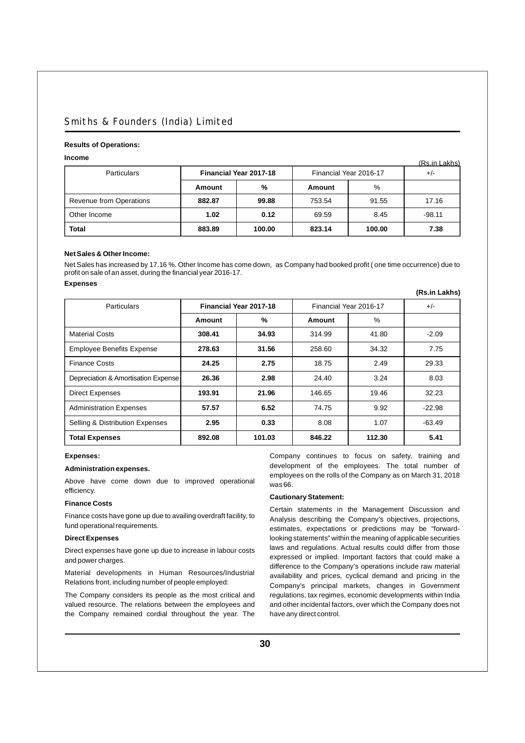### Results of Operations:

**Income**

(Rs.in Lakhs)

| Particulars | Financial Year 2017-18 | | Financial Year 2016-17 | | +/- |
|---|---|---|---|---|---|
| | **Amount** | **%** | **Amount** | % | |
| Revenue from Operations | **882.87** | **99.88** | 753.54 | 91.55 | 17.16 |
| Other Income | **1.02** | **0.12** | 69.59 | 8.45 | -98.11 |
| **Total** | **883.89** | **100.00** | **823.14** | **100.00** | **7.38** |

**Net Sales & Other Income:**

Net Sales has increased by 17.16 %. Other Income has come down, as Company had booked profit ( one time occurrence) due to profit on sale of an asset, during the financial year 2016-17.

**Expenses**

**(Rs.in Lakhs)**

| Particulars | Financial Year 2017-18 | | Financial Year 2016-17 | | +/- |
|---|---|---|---|---|---|
| | **Amount** | **%** | **Amount** | % | |
| Material Costs | **308.41** | **34.93** | 314.99 | 41.80 | -2.09 |
| Employee Benefits Expense | **278.63** | **31.56** | 258.60 | 34.32 | 7.75 |
| Finance Costs | **24.25** | **2.75** | 18.75 | 2.49 | 29.33 |
| Depreciation & Amortisation Expense | **26.36** | **2.98** | 24.40 | 3.24 | 8.03 |
| Direct Expenses | **193.91** | **21.96** | 146.65 | 19.46 | 32.23 |
| Administration Expenses | **57.57** | **6.52** | 74.75 | 9.92 | -22.98 |
| Selling & Distribution Expenses | **2.95** | **0.33** | 8.08 | 1.07 | -63.49 |
| **Total Expenses** | **892.08** | **101.03** | **846.22** | **112.30** | **5.41** |

**Expenses:**

**Administration expenses.**

Above have come down due to improved operational efficiency.

**Finance Costs**

Finance costs have gone up due to availing overdraft facility, to fund operational requirements.

**Direct Expenses**

Direct expenses have gone up due to increase in labour costs and power charges.

Material developments in Human Resources/Industrial Relations front, including number of people employed:

The Company considers its people as the most critical and valued resource. The relations between the employees and the Company remained cordial throughout the year. The Company continues to focus on safety, training and development of the employees. The total number of employees on the rolls of the Company as on March 31, 2018 was 66.

**Cautionary Statement:**

Certain statements in the Management Discussion and Analysis describing the Company's objectives, projections, estimates, expectations or predictions may be "forward-looking statements" within the meaning of applicable securities laws and regulations. Actual results could differ from those expressed or implied. Important factors that could make a difference to the Company's operations include raw material availability and prices, cyclical demand and pricing in the Company's principal markets, changes in Government regulations, tax regimes, economic developments within India and other incidental factors, over which the Company does not have any direct control.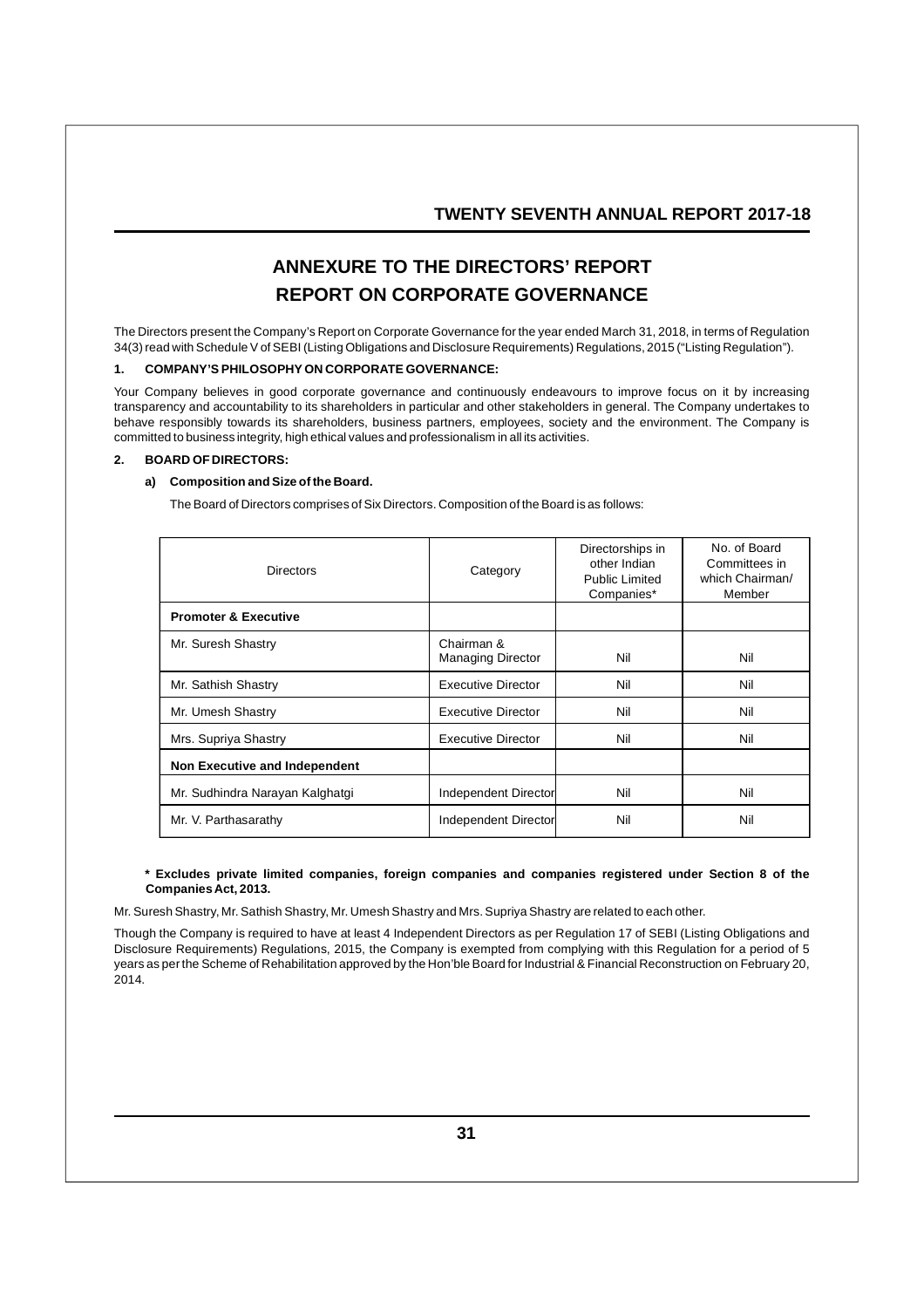# ANNEXURE TO THE DIRECTORS' REPORT
# REPORT ON CORPORATE GOVERNANCE

The Directors present the Company's Report on Corporate Governance for the year ended March 31, 2018, in terms of Regulation 34(3) read with Schedule V of SEBI (Listing Obligations and Disclosure Requirements) Regulations, 2015 ("Listing Regulation").

### 1. COMPANY'S PHILOSOPHY ON CORPORATE GOVERNANCE:

Your Company believes in good corporate governance and continuously endeavours to improve focus on it by increasing transparency and accountability to its shareholders in particular and other stakeholders in general. The Company undertakes to behave responsibly towards its shareholders, business partners, employees, society and the environment. The Company is committed to business integrity, high ethical values and professionalism in all its activities.

### 2. BOARD OF DIRECTORS:

#### a) Composition and Size of the Board.

The Board of Directors comprises of Six Directors. Composition of the Board is as follows:

| Directors | Category | Directorships in other Indian Public Limited Companies* | No. of Board Committees in which Chairman/ Member |
|---|---|---|---|
| **Promoter & Executive** | | | |
| Mr. Suresh Shastry | Chairman & Managing Director | Nil | Nil |
| Mr. Sathish Shastry | Executive Director | Nil | Nil |
| Mr. Umesh Shastry | Executive Director | Nil | Nil |
| Mrs. Supriya Shastry | Executive Director | Nil | Nil |
| **Non Executive and Independent** | | | |
| Mr. Sudhindra Narayan Kalghatgi | Independent Director | Nil | Nil |
| Mr. V. Parthasarathy | Independent Director | Nil | Nil |

**\* Excludes private limited companies, foreign companies and companies registered under Section 8 of the Companies Act, 2013.**

Mr. Suresh Shastry, Mr. Sathish Shastry, Mr. Umesh Shastry and Mrs. Supriya Shastry are related to each other.

Though the Company is required to have at least 4 Independent Directors as per Regulation 17 of SEBI (Listing Obligations and Disclosure Requirements) Regulations, 2015, the Company is exempted from complying with this Regulation for a period of 5 years as per the Scheme of Rehabilitation approved by the Hon'ble Board for Industrial & Financial Reconstruction on February 20, 2014.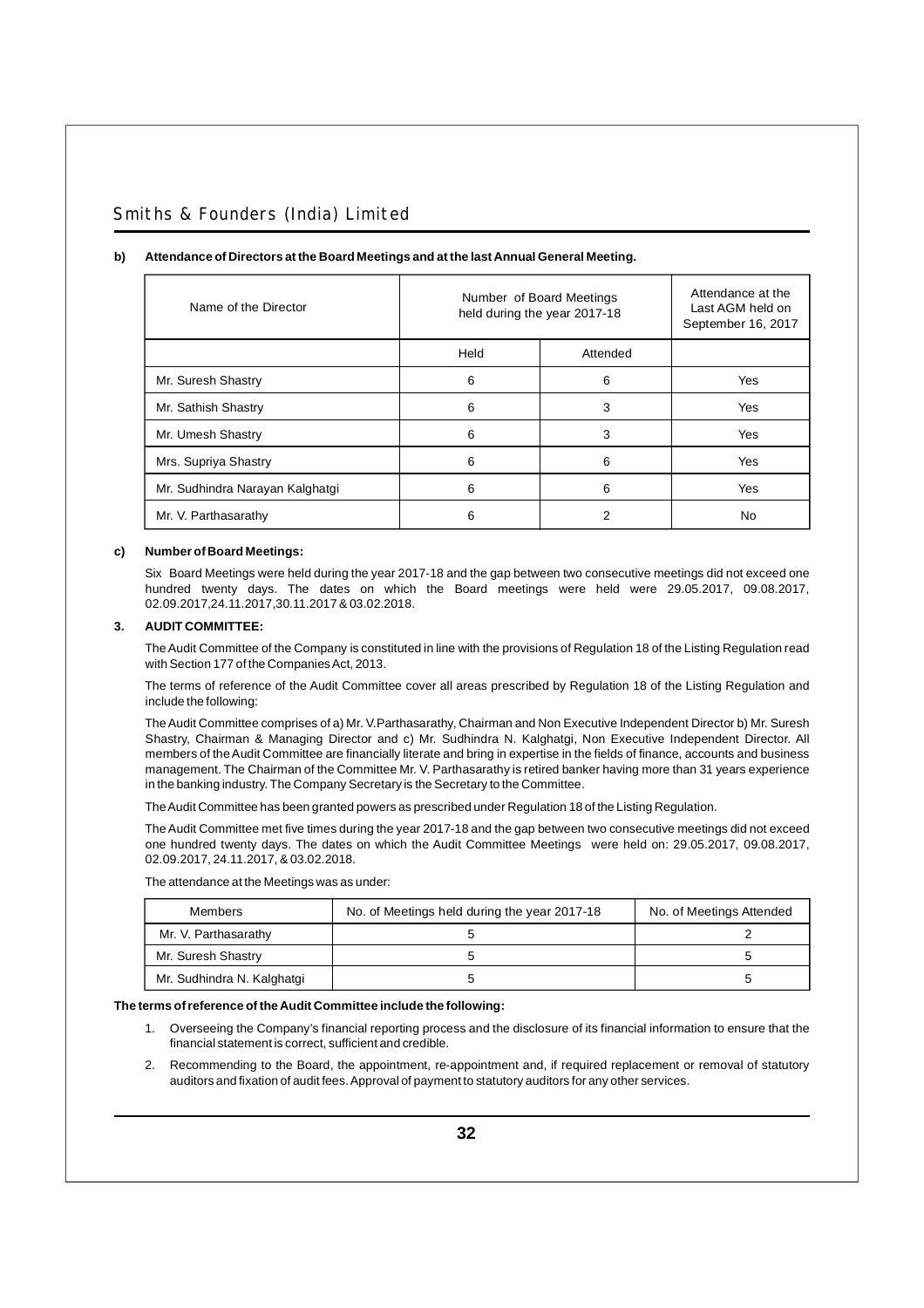**b) Attendance of Directors at the Board Meetings and at the last Annual General Meeting.**

| Name of the Director | Number of Board Meetings held during the year 2017-18 | | Attendance at the Last AGM held on September 16, 2017 |
|---|---|---|---|
| | Held | Attended | |
| Mr. Suresh Shastry | 6 | 6 | Yes |
| Mr. Sathish Shastry | 6 | 3 | Yes |
| Mr. Umesh Shastry | 6 | 3 | Yes |
| Mrs. Supriya Shastry | 6 | 6 | Yes |
| Mr. Sudhindra Narayan Kalghatgi | 6 | 6 | Yes |
| Mr. V. Parthasarathy | 6 | 2 | No |

**c) Number of Board Meetings:**

Six Board Meetings were held during the year 2017-18 and the gap between two consecutive meetings did not exceed one hundred twenty days. The dates on which the Board meetings were held were 29.05.2017, 09.08.2017, 02.09.2017,24.11.2017,30.11.2017 & 03.02.2018.

## 3. AUDIT COMMITTEE:

The Audit Committee of the Company is constituted in line with the provisions of Regulation 18 of the Listing Regulation read with Section 177 of the Companies Act, 2013.

The terms of reference of the Audit Committee cover all areas prescribed by Regulation 18 of the Listing Regulation and include the following:

The Audit Committee comprises of a) Mr. V.Parthasarathy, Chairman and Non Executive Independent Director b) Mr. Suresh Shastry, Chairman & Managing Director and c) Mr. Sudhindra N. Kalghatgi, Non Executive Independent Director. All members of the Audit Committee are financially literate and bring in expertise in the fields of finance, accounts and business management. The Chairman of the Committee Mr. V. Parthasarathy is retired banker having more than 31 years experience in the banking industry. The Company Secretary is the Secretary to the Committee.

The Audit Committee has been granted powers as prescribed under Regulation 18 of the Listing Regulation.

The Audit Committee met five times during the year 2017-18 and the gap between two consecutive meetings did not exceed one hundred twenty days. The dates on which the Audit Committee Meetings were held on: 29.05.2017, 09.08.2017, 02.09.2017, 24.11.2017, & 03.02.2018.

The attendance at the Meetings was as under:

| Members | No. of Meetings held during the year 2017-18 | No. of Meetings Attended |
|---|---|---|
| Mr. V. Parthasarathy | 5 | 2 |
| Mr. Suresh Shastry | 5 | 5 |
| Mr. Sudhindra N. Kalghatgi | 5 | 5 |

**The terms of reference of the Audit Committee include the following:**

1. Overseeing the Company's financial reporting process and the disclosure of its financial information to ensure that the financial statement is correct, sufficient and credible.
2. Recommending to the Board, the appointment, re-appointment and, if required replacement or removal of statutory auditors and fixation of audit fees. Approval of payment to statutory auditors for any other services.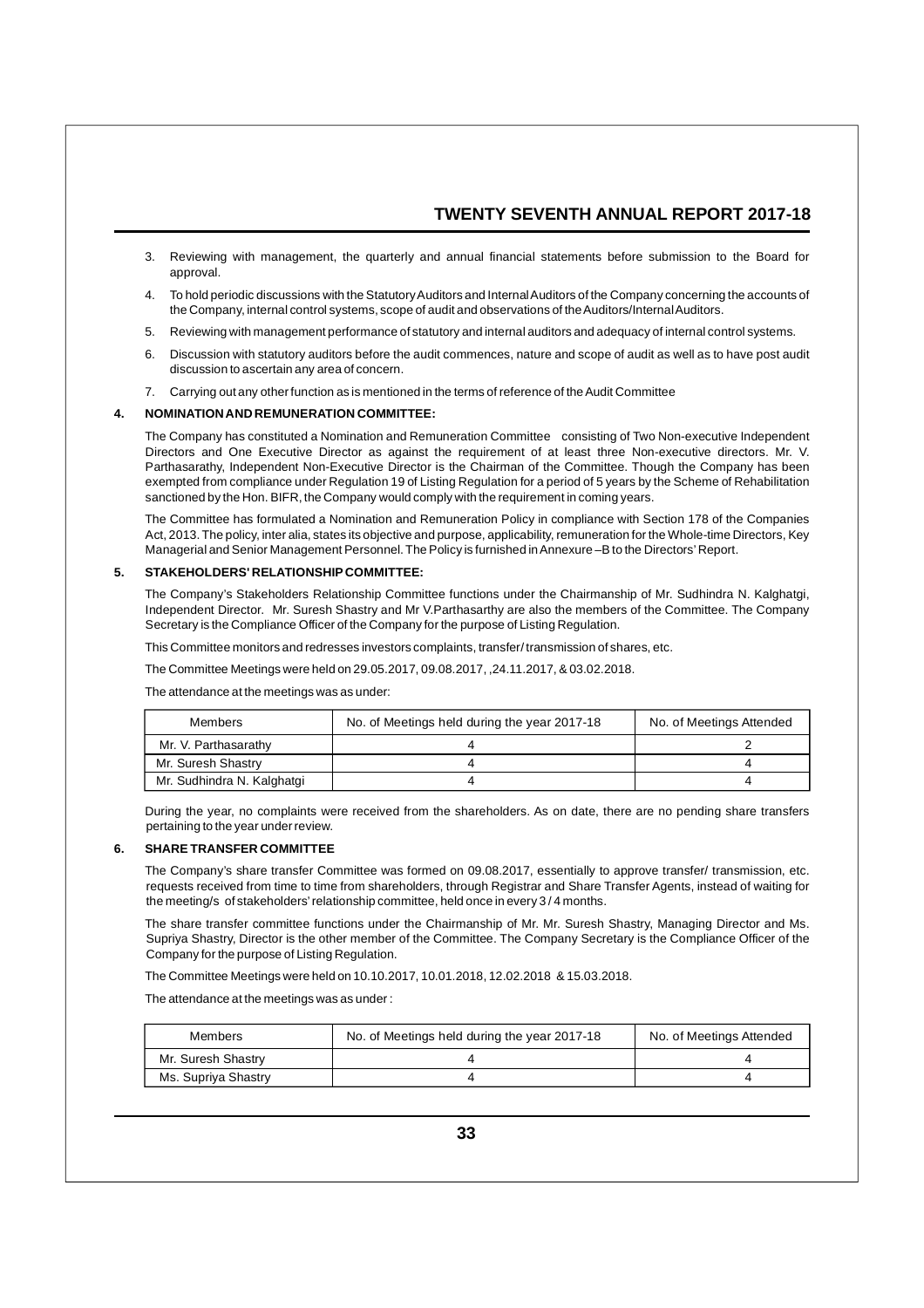3. Reviewing with management, the quarterly and annual financial statements before submission to the Board for approval.
4. To hold periodic discussions with the Statutory Auditors and Internal Auditors of the Company concerning the accounts of the Company, internal control systems, scope of audit and observations of the Auditors/Internal Auditors.
5. Reviewing with management performance of statutory and internal auditors and adequacy of internal control systems.
6. Discussion with statutory auditors before the audit commences, nature and scope of audit as well as to have post audit discussion to ascertain any area of concern.
7. Carrying out any other function as is mentioned in the terms of reference of the Audit Committee

## 4. NOMINATION AND REMUNERATION COMMITTEE:

The Company has constituted a Nomination and Remuneration Committee consisting of Two Non-executive Independent Directors and One Executive Director as against the requirement of at least three Non-executive directors. Mr. V. Parthasarathy, Independent Non-Executive Director is the Chairman of the Committee. Though the Company has been exempted from compliance under Regulation 19 of Listing Regulation for a period of 5 years by the Scheme of Rehabilitation sanctioned by the Hon. BIFR, the Company would comply with the requirement in coming years.

The Committee has formulated a Nomination and Remuneration Policy in compliance with Section 178 of the Companies Act, 2013. The policy, inter alia, states its objective and purpose, applicability, remuneration for the Whole-time Directors, Key Managerial and Senior Management Personnel. The Policy is furnished in Annexure –B to the Directors' Report.

## 5. STAKEHOLDERS' RELATIONSHIP COMMITTEE:

The Company's Stakeholders Relationship Committee functions under the Chairmanship of Mr. Sudhindra N. Kalghatgi, Independent Director. Mr. Suresh Shastry and Mr V.Parthasarthy are also the members of the Committee. The Company Secretary is the Compliance Officer of the Company for the purpose of Listing Regulation.

This Committee monitors and redresses investors complaints, transfer/ transmission of shares, etc.

The Committee Meetings were held on 29.05.2017, 09.08.2017, ,24.11.2017, & 03.02.2018.

The attendance at the meetings was as under:

| Members | No. of Meetings held during the year 2017-18 | No. of Meetings Attended |
|---|---|---|
| Mr. V. Parthasarathy | 4 | 2 |
| Mr. Suresh Shastry | 4 | 4 |
| Mr. Sudhindra N. Kalghatgi | 4 | 4 |

During the year, no complaints were received from the shareholders. As on date, there are no pending share transfers pertaining to the year under review.

## 6. SHARE TRANSFER COMMITTEE

The Company's share transfer Committee was formed on 09.08.2017, essentially to approve transfer/ transmission, etc. requests received from time to time from shareholders, through Registrar and Share Transfer Agents, instead of waiting for the meeting/s of stakeholders' relationship committee, held once in every 3 / 4 months.

The share transfer committee functions under the Chairmanship of Mr. Mr. Suresh Shastry, Managing Director and Ms. Supriya Shastry, Director is the other member of the Committee. The Company Secretary is the Compliance Officer of the Company for the purpose of Listing Regulation.

The Committee Meetings were held on 10.10.2017, 10.01.2018, 12.02.2018 & 15.03.2018.

The attendance at the meetings was as under :

| Members | No. of Meetings held during the year 2017-18 | No. of Meetings Attended |
|---|---|---|
| Mr. Suresh Shastry | 4 | 4 |
| Ms. Supriya Shastry | 4 | 4 |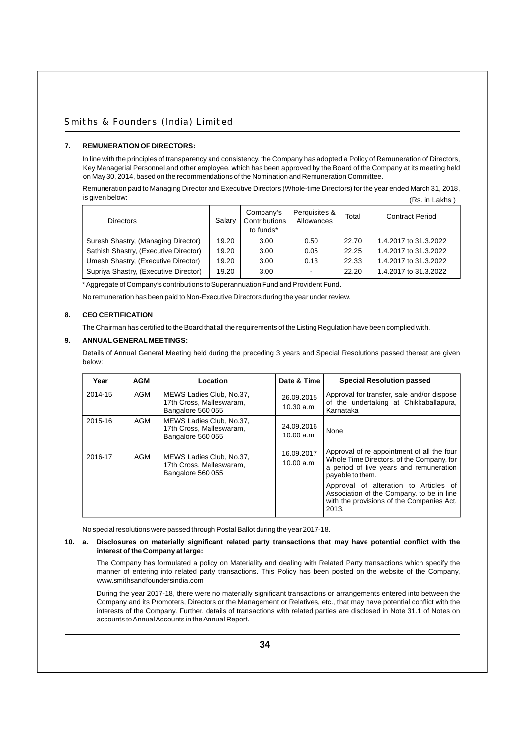### 7. REMUNERATION OF DIRECTORS:

In line with the principles of transparency and consistency, the Company has adopted a Policy of Remuneration of Directors, Key Managerial Personnel and other employee, which has been approved by the Board of the Company at its meeting held on May 30, 2014, based on the recommendations of the Nomination and Remuneration Committee.

Remuneration paid to Managing Director and Executive Directors (Whole-time Directors) for the year ended March 31, 2018, is given below:

(Rs. in Lakhs )

| Directors | Salary | Company's Contributions to funds* | Perquisites & Allowances | Total | Contract Period |
|---|---|---|---|---|---|
| Suresh Shastry, (Managing Director) | 19.20 | 3.00 | 0.50 | 22.70 | 1.4.2017 to 31.3.2022 |
| Sathish Shastry, (Executive Director) | 19.20 | 3.00 | 0.05 | 22.25 | 1.4.2017 to 31.3.2022 |
| Umesh Shastry, (Executive Director) | 19.20 | 3.00 | 0.13 | 22.33 | 1.4.2017 to 31.3.2022 |
| Supriya Shastry, (Executive Director) | 19.20 | 3.00 | - | 22.20 | 1.4.2017 to 31.3.2022 |

*Aggregate of Company's contributions to Superannuation Fund and Provident Fund.

No remuneration has been paid to Non-Executive Directors during the year under review.

### 8. CEO CERTIFICATION

The Chairman has certified to the Board that all the requirements of the Listing Regulation have been complied with.

### 9. ANNUAL GENERAL MEETINGS:

Details of Annual General Meeting held during the preceding 3 years and Special Resolutions passed thereat are given below:

| Year | AGM | Location | Date & Time | Special Resolution passed |
|---|---|---|---|---|
| 2014-15 | AGM | MEWS Ladies Club, No.37, 17th Cross, Malleswaram, Bangalore 560 055 | 26.09.2015 10.30 a.m. | Approval for transfer, sale and/or dispose of the undertaking at Chikkaballapura, Karnataka |
| 2015-16 | AGM | MEWS Ladies Club, No.37, 17th Cross, Malleswaram, Bangalore 560 055 | 24.09.2016 10.00 a.m. | None |
| 2016-17 | AGM | MEWS Ladies Club, No.37, 17th Cross, Malleswaram, Bangalore 560 055 | 16.09.2017 10.00 a.m. | Approval of re appointment of all the four Whole Time Directors, of the Company, for a period of five years and remuneration payable to them.<br><br>Approval of alteration to Articles of Association of the Company, to be in line with the provisions of the Companies Act, 2013. |

No special resolutions were passed through Postal Ballot during the year 2017-18.

### 10. a. Disclosures on materially significant related party transactions that may have potential conflict with the interest of the Company at large:

The Company has formulated a policy on Materiality and dealing with Related Party transactions which specify the manner of entering into related party transactions. This Policy has been posted on the website of the Company, www.smithsandfoundersindia.com

During the year 2017-18, there were no materially significant transactions or arrangements entered into between the Company and its Promoters, Directors or the Management or Relatives, etc., that may have potential conflict with the interests of the Company. Further, details of transactions with related parties are disclosed in Note 31.1 of Notes on accounts to Annual Accounts in the Annual Report.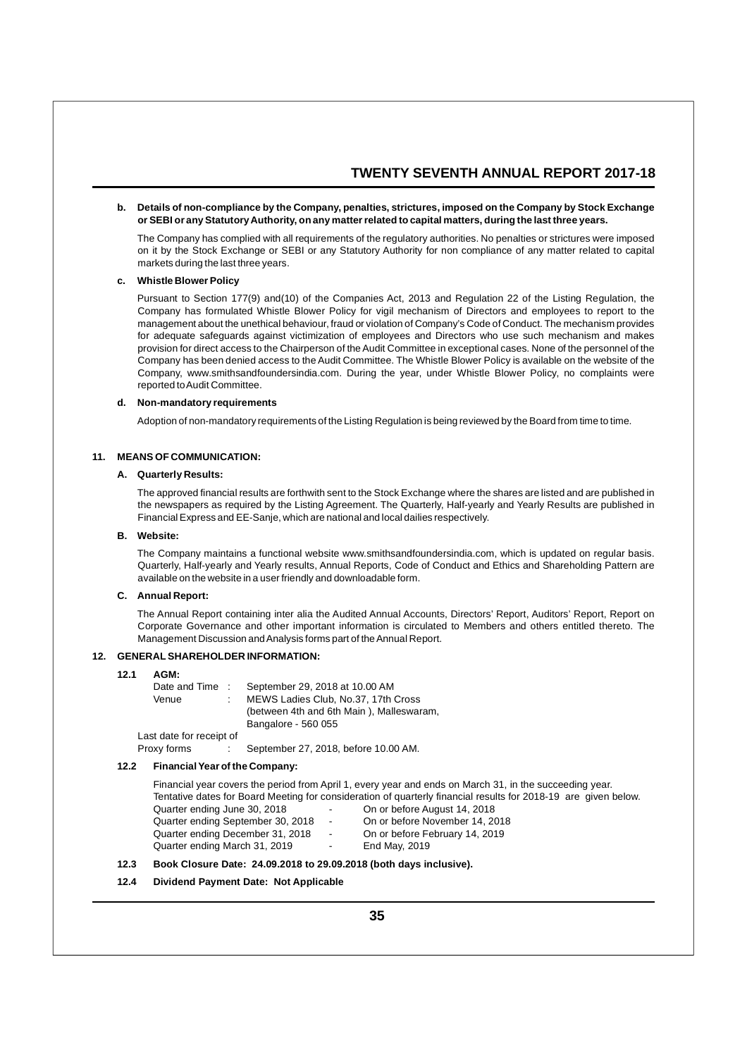**b. Details of non-compliance by the Company, penalties, strictures, imposed on the Company by Stock Exchange or SEBI or any Statutory Authority, on any matter related to capital matters, during the last three years.**

The Company has complied with all requirements of the regulatory authorities. No penalties or strictures were imposed on it by the Stock Exchange or SEBI or any Statutory Authority for non compliance of any matter related to capital markets during the last three years.

**c. Whistle Blower Policy**

Pursuant to Section 177(9) and(10) of the Companies Act, 2013 and Regulation 22 of the Listing Regulation, the Company has formulated Whistle Blower Policy for vigil mechanism of Directors and employees to report to the management about the unethical behaviour, fraud or violation of Company's Code of Conduct. The mechanism provides for adequate safeguards against victimization of employees and Directors who use such mechanism and makes provision for direct access to the Chairperson of the Audit Committee in exceptional cases. None of the personnel of the Company has been denied access to the Audit Committee. The Whistle Blower Policy is available on the website of the Company, www.smithsandfoundersindia.com. During the year, under Whistle Blower Policy, no complaints were reported to Audit Committee.

**d. Non-mandatory requirements**

Adoption of non-mandatory requirements of the Listing Regulation is being reviewed by the Board from time to time.

## 11. MEANS OF COMMUNICATION:

**A. Quarterly Results:**

The approved financial results are forthwith sent to the Stock Exchange where the shares are listed and are published in the newspapers as required by the Listing Agreement. The Quarterly, Half-yearly and Yearly Results are published in Financial Express and EE-Sanje, which are national and local dailies respectively.

**B. Website:**

The Company maintains a functional website www.smithsandfoundersindia.com, which is updated on regular basis. Quarterly, Half-yearly and Yearly results, Annual Reports, Code of Conduct and Ethics and Shareholding Pattern are available on the website in a user friendly and downloadable form.

**C. Annual Report:**

The Annual Report containing inter alia the Audited Annual Accounts, Directors' Report, Auditors' Report, Report on Corporate Governance and other important information is circulated to Members and others entitled thereto. The Management Discussion and Analysis forms part of the Annual Report.

## 12. GENERAL SHAREHOLDER INFORMATION:

**12.1 AGM:**

Date and Time : September 29, 2018 at 10.00 AM

Venue : MEWS Ladies Club, No.37, 17th Cross (between 4th and 6th Main ), Malleswaram, Bangalore - 560 055

Last date for receipt of Proxy forms : September 27, 2018, before 10.00 AM.

**12.2 Financial Year of the Company:**

Financial year covers the period from April 1, every year and ends on March 31, in the succeeding year.
Tentative dates for Board Meeting for consideration of quarterly financial results for 2018-19 are given below.

| | | |
|---|---|---|
| Quarter ending June 30, 2018 | - | On or before August 14, 2018 |
| Quarter ending September 30, 2018 | - | On or before November 14, 2018 |
| Quarter ending December 31, 2018 | - | On or before February 14, 2019 |
| Quarter ending March 31, 2019 | - | End May, 2019 |

**12.3 Book Closure Date: 24.09.2018 to 29.09.2018 (both days inclusive).**

**12.4 Dividend Payment Date: Not Applicable**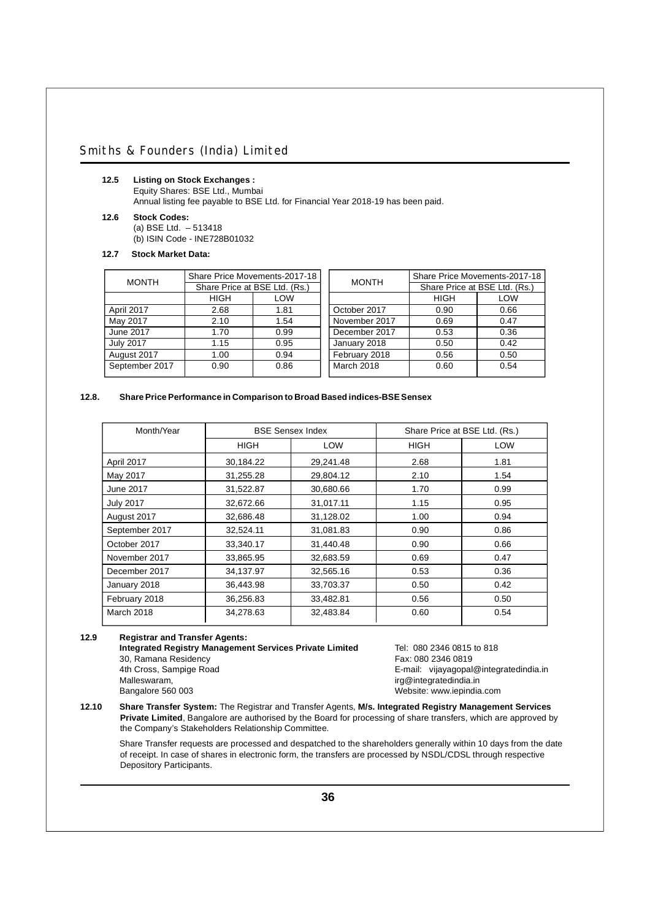**12.5 Listing on Stock Exchanges :**

Equity Shares: BSE Ltd., Mumbai

Annual listing fee payable to BSE Ltd. for Financial Year 2018-19 has been paid.

**12.6 Stock Codes:**

(a) BSE Ltd. – 513418

(b) ISIN Code - INE728B01032

**12.7 Stock Market Data:**

| MONTH | Share Price Movements-2017-18 Share Price at BSE Ltd. (Rs.) | |
|---|---|---|
| | HIGH | LOW |
| April 2017 | 2.68 | 1.81 |
| May 2017 | 2.10 | 1.54 |
| June 2017 | 1.70 | 0.99 |
| July 2017 | 1.15 | 0.95 |
| August 2017 | 1.00 | 0.94 |
| September 2017 | 0.90 | 0.86 |

| MONTH | Share Price Movements-2017-18 Share Price at BSE Ltd. (Rs.) | |
|---|---|---|
| | HIGH | LOW |
| October 2017 | 0.90 | 0.66 |
| November 2017 | 0.69 | 0.47 |
| December 2017 | 0.53 | 0.36 |
| January 2018 | 0.50 | 0.42 |
| February 2018 | 0.56 | 0.50 |
| March 2018 | 0.60 | 0.54 |

**12.8. Share Price Performance in Comparison to Broad Based indices-BSE Sensex**

| Month/Year | BSE Sensex Index | | Share Price at BSE Ltd. (Rs.) | |
|---|---|---|---|---|
| | HIGH | LOW | HIGH | LOW |
| April 2017 | 30,184.22 | 29,241.48 | 2.68 | 1.81 |
| May 2017 | 31,255.28 | 29,804.12 | 2.10 | 1.54 |
| June 2017 | 31,522.87 | 30,680.66 | 1.70 | 0.99 |
| July 2017 | 32,672.66 | 31,017.11 | 1.15 | 0.95 |
| August 2017 | 32,686.48 | 31,128.02 | 1.00 | 0.94 |
| September 2017 | 32,524.11 | 31,081.83 | 0.90 | 0.86 |
| October 2017 | 33,340.17 | 31,440.48 | 0.90 | 0.66 |
| November 2017 | 33,865.95 | 32,683.59 | 0.69 | 0.47 |
| December 2017 | 34,137.97 | 32,565.16 | 0.53 | 0.36 |
| January 2018 | 36,443.98 | 33,703.37 | 0.50 | 0.42 |
| February 2018 | 36,256.83 | 33,482.81 | 0.56 | 0.50 |
| March 2018 | 34,278.63 | 32,483.84 | 0.60 | 0.54 |

**12.9 Registrar and Transfer Agents:**

**Integrated Registry Management Services Private Limited**
30, Ramana Residency
4th Cross, Sampige Road
Malleswaram,
Bangalore 560 003

Tel: 080 2346 0815 to 818
Fax: 080 2346 0819
E-mail: vijayagopal@integratedindia.in
irg@integratedindia.in
Website: www.iepindia.com

**12.10 Share Transfer System:** The Registrar and Transfer Agents, **M/s. Integrated Registry Management Services Private Limited**, Bangalore are authorised by the Board for processing of share transfers, which are approved by the Company's Stakeholders Relationship Committee.

Share Transfer requests are processed and despatched to the shareholders generally within 10 days from the date of receipt. In case of shares in electronic form, the transfers are processed by NSDL/CDSL through respective Depository Participants.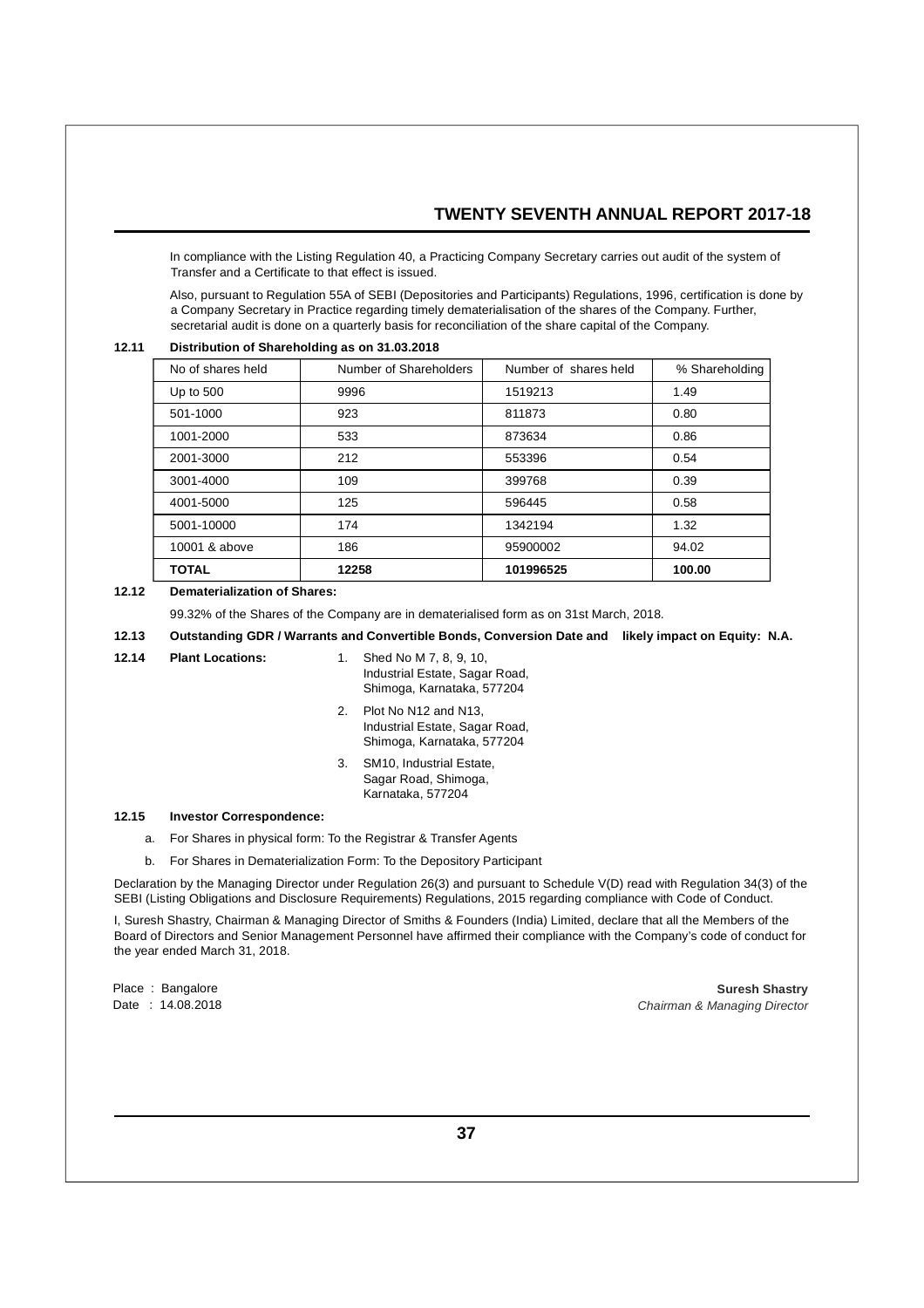In compliance with the Listing Regulation 40, a Practicing Company Secretary carries out audit of the system of Transfer and a Certificate to that effect is issued.

Also, pursuant to Regulation 55A of SEBI (Depositories and Participants) Regulations, 1996, certification is done by a Company Secretary in Practice regarding timely dematerialisation of the shares of the Company. Further, secretarial audit is done on a quarterly basis for reconciliation of the share capital of the Company.

**12.11 Distribution of Shareholding as on 31.03.2018**

| No of shares held | Number of Shareholders | Number of shares held | % Shareholding |
|---|---|---|---|
| Up to 500 | 9996 | 1519213 | 1.49 |
| 501-1000 | 923 | 811873 | 0.80 |
| 1001-2000 | 533 | 873634 | 0.86 |
| 2001-3000 | 212 | 553396 | 0.54 |
| 3001-4000 | 109 | 399768 | 0.39 |
| 4001-5000 | 125 | 596445 | 0.58 |
| 5001-10000 | 174 | 1342194 | 1.32 |
| 10001 & above | 186 | 95900002 | 94.02 |
| **TOTAL** | **12258** | **101996525** | **100.00** |

**12.12 Dematerialization of Shares:**

99.32% of the Shares of the Company are in dematerialised form as on 31st March, 2018.

**12.13 Outstanding GDR / Warrants and Convertible Bonds, Conversion Date and likely impact on Equity: N.A.**

**12.14 Plant Locations:**

1. Shed No M 7, 8, 9, 10, Industrial Estate, Sagar Road, Shimoga, Karnataka, 577204
2. Plot No N12 and N13, Industrial Estate, Sagar Road, Shimoga, Karnataka, 577204
3. SM10, Industrial Estate, Sagar Road, Shimoga, Karnataka, 577204

**12.15 Investor Correspondence:**

a. For Shares in physical form: To the Registrar & Transfer Agents

b. For Shares in Dematerialization Form: To the Depository Participant

Declaration by the Managing Director under Regulation 26(3) and pursuant to Schedule V(D) read with Regulation 34(3) of the SEBI (Listing Obligations and Disclosure Requirements) Regulations, 2015 regarding compliance with Code of Conduct.

I, Suresh Shastry, Chairman & Managing Director of Smiths & Founders (India) Limited, declare that all the Members of the Board of Directors and Senior Management Personnel have affirmed their compliance with the Company's code of conduct for the year ended March 31, 2018.

Place : Bangalore
Date : 14.08.2018

**Suresh Shastry**
*Chairman & Managing Director*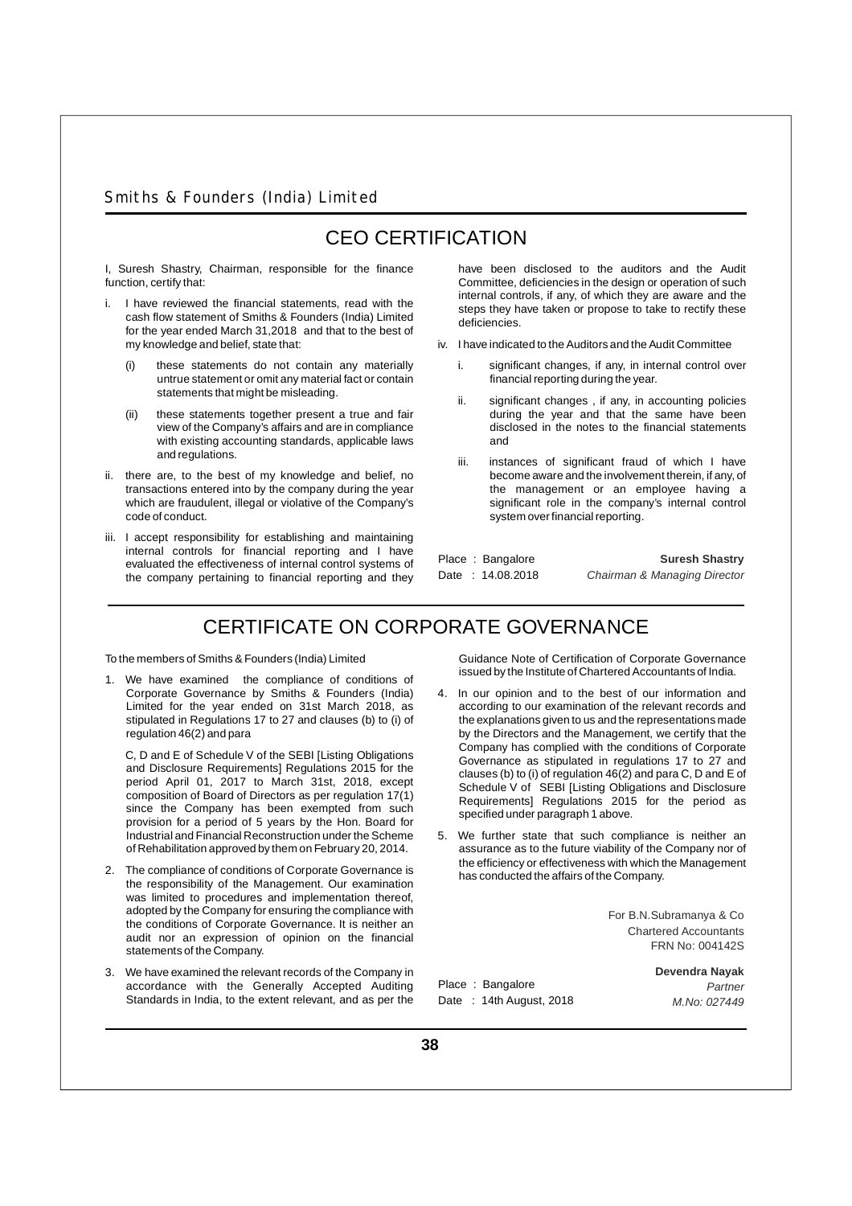# CEO CERTIFICATION

I, Suresh Shastry, Chairman, responsible for the finance function, certify that:

i. I have reviewed the financial statements, read with the cash flow statement of Smiths & Founders (India) Limited for the year ended March 31,2018 and that to the best of my knowledge and belief, state that:

   (i) these statements do not contain any materially untrue statement or omit any material fact or contain statements that might be misleading.

   (ii) these statements together present a true and fair view of the Company's affairs and are in compliance with existing accounting standards, applicable laws and regulations.

ii. there are, to the best of my knowledge and belief, no transactions entered into by the company during the year which are fraudulent, illegal or violative of the Company's code of conduct.

iii. I accept responsibility for establishing and maintaining internal controls for financial reporting and I have evaluated the effectiveness of internal control systems of the company pertaining to financial reporting and they have been disclosed to the auditors and the Audit Committee, deficiencies in the design or operation of such internal controls, if any, of which they are aware and the steps they have taken or propose to take to rectify these deficiencies.

iv. I have indicated to the Auditors and the Audit Committee

   i. significant changes, if any, in internal control over financial reporting during the year.

   ii. significant changes , if any, in accounting policies during the year and that the same have been disclosed in the notes to the financial statements and

   iii. instances of significant fraud of which I have become aware and the involvement therein, if any, of the management or an employee having a significant role in the company's internal control system over financial reporting.

Place : Bangalore
Date : 14.08.2018

**Suresh Shastry**
*Chairman & Managing Director*

# CERTIFICATE ON CORPORATE GOVERNANCE

To the members of Smiths & Founders (India) Limited

1. We have examined the compliance of conditions of Corporate Governance by Smiths & Founders (India) Limited for the year ended on 31st March 2018, as stipulated in Regulations 17 to 27 and clauses (b) to (i) of regulation 46(2) and para

   C, D and E of Schedule V of the SEBI [Listing Obligations and Disclosure Requirements] Regulations 2015 for the period April 01, 2017 to March 31st, 2018, except composition of Board of Directors as per regulation 17(1) since the Company has been exempted from such provision for a period of 5 years by the Hon. Board for Industrial and Financial Reconstruction under the Scheme of Rehabilitation approved by them on February 20, 2014.

2. The compliance of conditions of Corporate Governance is the responsibility of the Management. Our examination was limited to procedures and implementation thereof, adopted by the Company for ensuring the compliance with the conditions of Corporate Governance. It is neither an audit nor an expression of opinion on the financial statements of the Company.

3. We have examined the relevant records of the Company in accordance with the Generally Accepted Auditing Standards in India, to the extent relevant, and as per the Guidance Note of Certification of Corporate Governance issued by the Institute of Chartered Accountants of India.

4. In our opinion and to the best of our information and according to our examination of the relevant records and the explanations given to us and the representations made by the Directors and the Management, we certify that the Company has complied with the conditions of Corporate Governance as stipulated in regulations 17 to 27 and clauses (b) to (i) of regulation 46(2) and para C, D and E of Schedule V of SEBI [Listing Obligations and Disclosure Requirements] Regulations 2015 for the period as specified under paragraph 1 above.

5. We further state that such compliance is neither an assurance as to the future viability of the Company nor of the efficiency or effectiveness with which the Management has conducted the affairs of the Company.

For B.N.Subramanya & Co
Chartered Accountants
FRN No: 004142S

**Devendra Nayak**
*Partner*
*M.No: 027449*

Place : Bangalore
Date : 14th August, 2018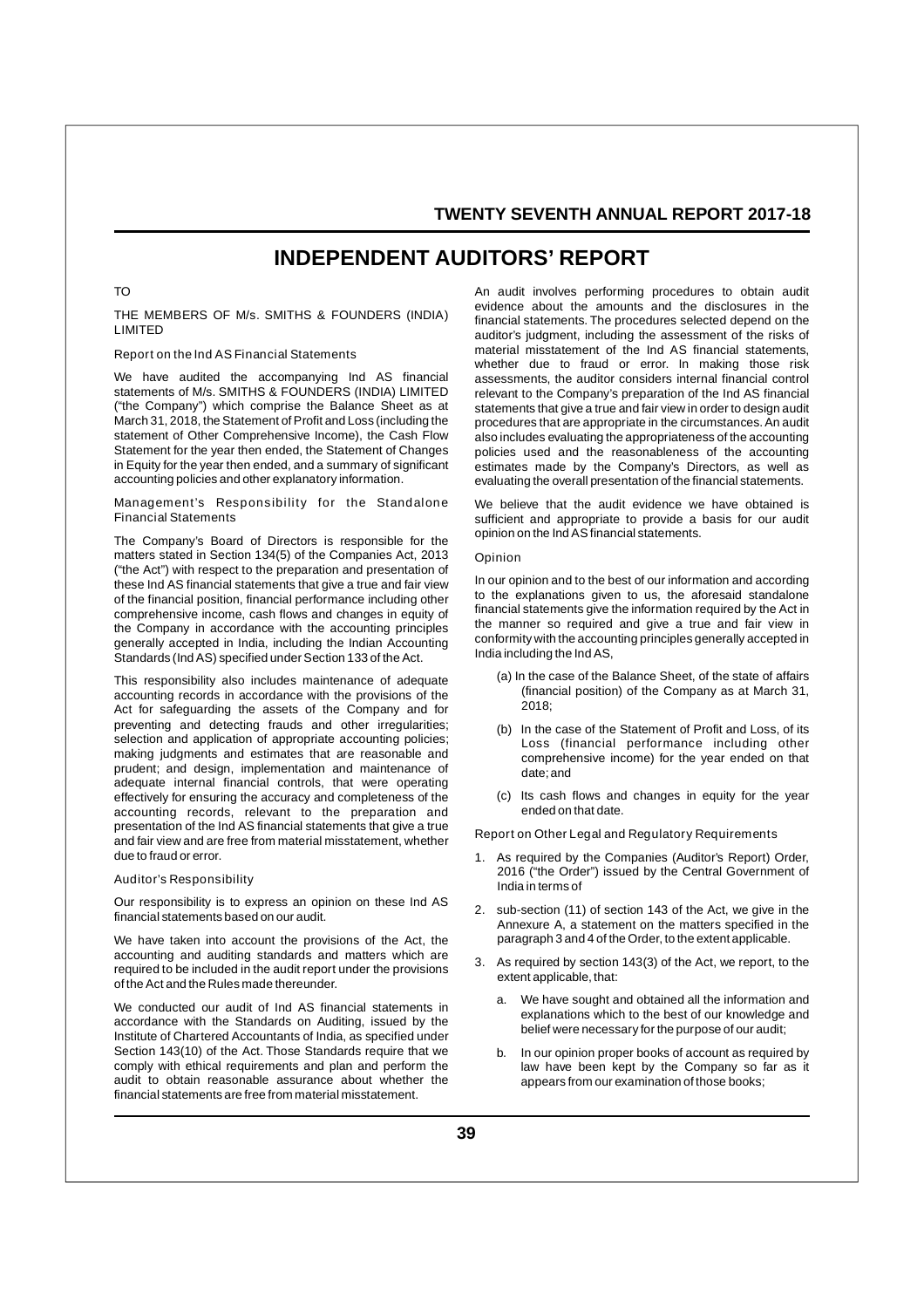# INDEPENDENT AUDITORS' REPORT

TO

THE MEMBERS OF M/s. SMITHS & FOUNDERS (INDIA) LIMITED

### Report on the Ind AS Financial Statements

We have audited the accompanying Ind AS financial statements of M/s. SMITHS & FOUNDERS (INDIA) LIMITED ("the Company") which comprise the Balance Sheet as at March 31, 2018, the Statement of Profit and Loss (including the statement of Other Comprehensive Income), the Cash Flow Statement for the year then ended, the Statement of Changes in Equity for the year then ended, and a summary of significant accounting policies and other explanatory information.

### Management's Responsibility for the Standalone Financial Statements

The Company's Board of Directors is responsible for the matters stated in Section 134(5) of the Companies Act, 2013 ("the Act") with respect to the preparation and presentation of these Ind AS financial statements that give a true and fair view of the financial position, financial performance including other comprehensive income, cash flows and changes in equity of the Company in accordance with the accounting principles generally accepted in India, including the Indian Accounting Standards (Ind AS) specified under Section 133 of the Act.

This responsibility also includes maintenance of adequate accounting records in accordance with the provisions of the Act for safeguarding the assets of the Company and for preventing and detecting frauds and other irregularities; selection and application of appropriate accounting policies; making judgments and estimates that are reasonable and prudent; and design, implementation and maintenance of adequate internal financial controls, that were operating effectively for ensuring the accuracy and completeness of the accounting records, relevant to the preparation and presentation of the Ind AS financial statements that give a true and fair view and are free from material misstatement, whether due to fraud or error.

### Auditor's Responsibility

Our responsibility is to express an opinion on these Ind AS financial statements based on our audit.

We have taken into account the provisions of the Act, the accounting and auditing standards and matters which are required to be included in the audit report under the provisions of the Act and the Rules made thereunder.

We conducted our audit of Ind AS financial statements in accordance with the Standards on Auditing, issued by the Institute of Chartered Accountants of India, as specified under Section 143(10) of the Act. Those Standards require that we comply with ethical requirements and plan and perform the audit to obtain reasonable assurance about whether the financial statements are free from material misstatement.

An audit involves performing procedures to obtain audit evidence about the amounts and the disclosures in the financial statements. The procedures selected depend on the auditor's judgment, including the assessment of the risks of material misstatement of the Ind AS financial statements, whether due to fraud or error. In making those risk assessments, the auditor considers internal financial control relevant to the Company's preparation of the Ind AS financial statements that give a true and fair view in order to design audit procedures that are appropriate in the circumstances. An audit also includes evaluating the appropriateness of the accounting policies used and the reasonableness of the accounting estimates made by the Company's Directors, as well as evaluating the overall presentation of the financial statements.

We believe that the audit evidence we have obtained is sufficient and appropriate to provide a basis for our audit opinion on the Ind AS financial statements.

### Opinion

In our opinion and to the best of our information and according to the explanations given to us, the aforesaid standalone financial statements give the information required by the Act in the manner so required and give a true and fair view in conformity with the accounting principles generally accepted in India including the Ind AS,

(a) In the case of the Balance Sheet, of the state of affairs (financial position) of the Company as at March 31, 2018;

(b) In the case of the Statement of Profit and Loss, of its Loss (financial performance including other comprehensive income) for the year ended on that date; and

(c) Its cash flows and changes in equity for the year ended on that date.

### Report on Other Legal and Regulatory Requirements

1. As required by the Companies (Auditor's Report) Order, 2016 ("the Order") issued by the Central Government of India in terms of
2. sub-section (11) of section 143 of the Act, we give in the Annexure A, a statement on the matters specified in the paragraph 3 and 4 of the Order, to the extent applicable.
3. As required by section 143(3) of the Act, we report, to the extent applicable, that:
   a. We have sought and obtained all the information and explanations which to the best of our knowledge and belief were necessary for the purpose of our audit;
   b. In our opinion proper books of account as required by law have been kept by the Company so far as it appears from our examination of those books;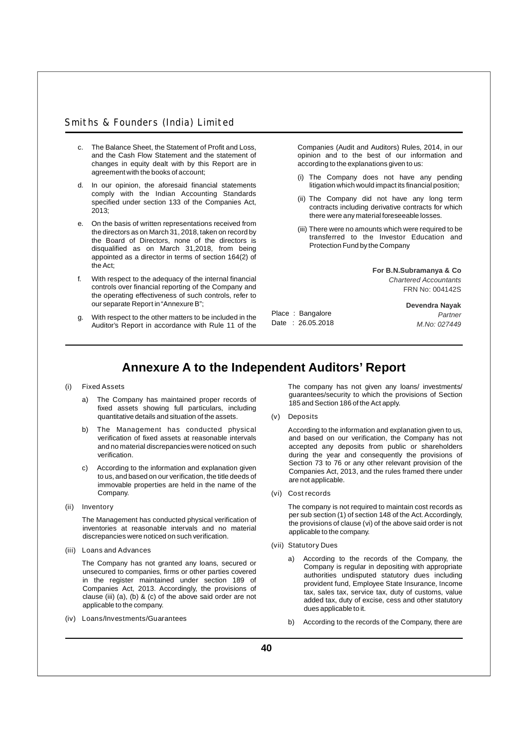c. The Balance Sheet, the Statement of Profit and Loss, and the Cash Flow Statement and the statement of changes in equity dealt with by this Report are in agreement with the books of account;

d. In our opinion, the aforesaid financial statements comply with the Indian Accounting Standards specified under section 133 of the Companies Act, 2013;

e. On the basis of written representations received from the directors as on March 31, 2018, taken on record by the Board of Directors, none of the directors is disqualified as on March 31,2018, from being appointed as a director in terms of section 164(2) of the Act;

f. With respect to the adequacy of the internal financial controls over financial reporting of the Company and the operating effectiveness of such controls, refer to our separate Report in "Annexure B";

g. With respect to the other matters to be included in the Auditor's Report in accordance with Rule 11 of the Companies (Audit and Auditors) Rules, 2014, in our opinion and to the best of our information and according to the explanations given to us:

   (i) The Company does not have any pending litigation which would impact its financial position;

   (ii) The Company did not have any long term contracts including derivative contracts for which there were any material foreseeable losses.

   (iii) There were no amounts which were required to be transferred to the Investor Education and Protection Fund by the Company

**For B.N.Subramanya & Co**
*Chartered Accountants*
FRN No: 004142S

Place : Bangalore
Date : 26.05.2018

**Devendra Nayak**
*Partner*
*M.No: 027449*

# Annexure A to the Independent Auditors' Report

(i) Fixed Assets

   a) The Company has maintained proper records of fixed assets showing full particulars, including quantitative details and situation of the assets.

   b) The Management has conducted physical verification of fixed assets at reasonable intervals and no material discrepancies were noticed on such verification.

   c) According to the information and explanation given to us, and based on our verification, the title deeds of immovable properties are held in the name of the Company.

(ii) Inventory

   The Management has conducted physical verification of inventories at reasonable intervals and no material discrepancies were noticed on such verification.

(iii) Loans and Advances

   The Company has not granted any loans, secured or unsecured to companies, firms or other parties covered in the register maintained under section 189 of Companies Act, 2013. Accordingly, the provisions of clause (iii) (a), (b) & (c) of the above said order are not applicable to the company.

(iv) Loans/Investments/Guarantees

   The company has not given any loans/ investments/ guarantees/security to which the provisions of Section 185 and Section 186 of the Act apply.

(v) Deposits

   According to the information and explanation given to us, and based on our verification, the Company has not accepted any deposits from public or shareholders during the year and consequently the provisions of Section 73 to 76 or any other relevant provision of the Companies Act, 2013, and the rules framed there under are not applicable.

(vi) Cost records

   The company is not required to maintain cost records as per sub section (1) of section 148 of the Act. Accordingly, the provisions of clause (vi) of the above said order is not applicable to the company.

(vii) Statutory Dues

   a) According to the records of the Company, the Company is regular in depositing with appropriate authorities undisputed statutory dues including provident fund, Employee State Insurance, Income tax, sales tax, service tax, duty of customs, value added tax, duty of excise, cess and other statutory dues applicable to it.

   b) According to the records of the Company, there are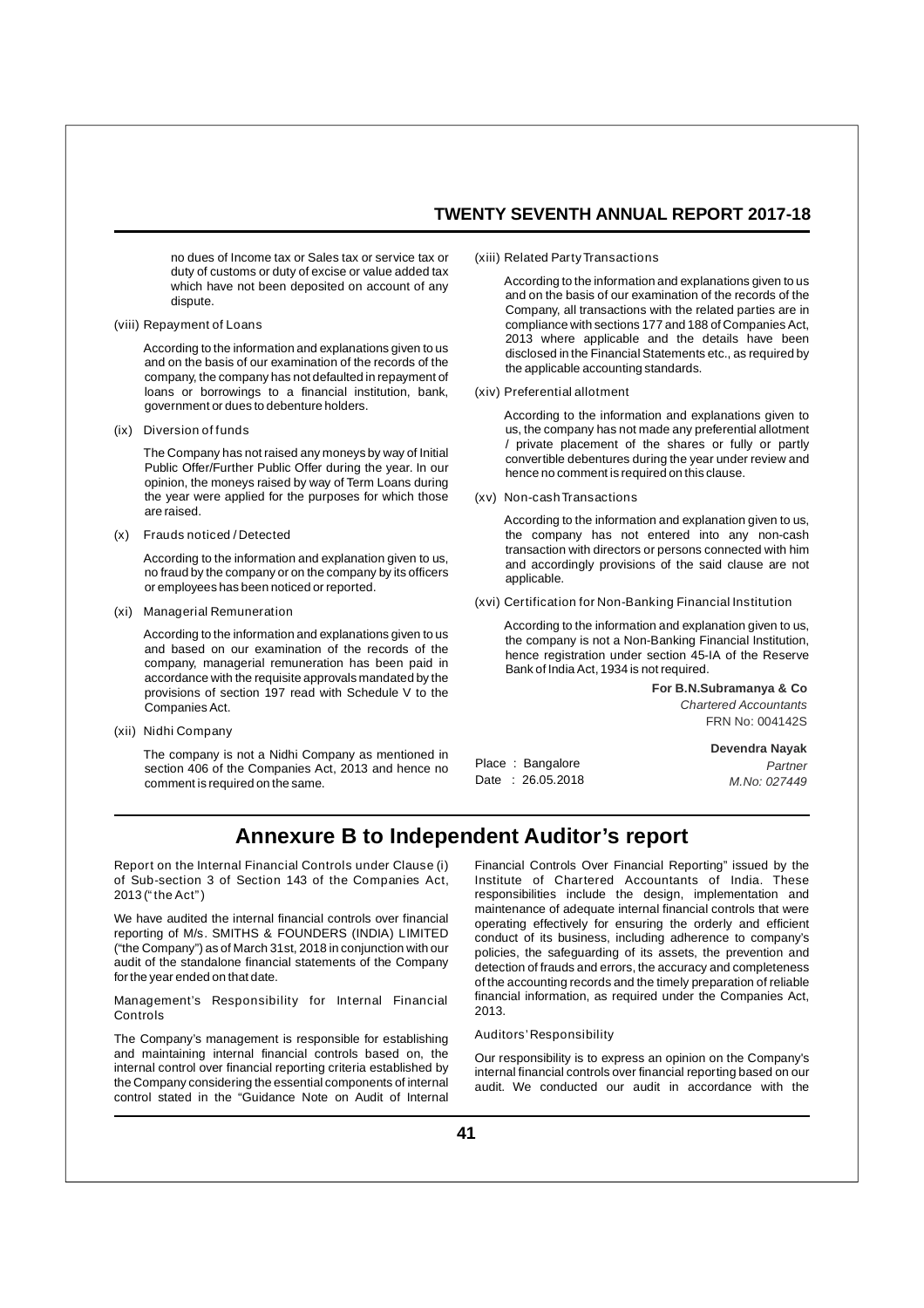no dues of Income tax or Sales tax or service tax or duty of customs or duty of excise or value added tax which have not been deposited on account of any dispute.

(viii) Repayment of Loans

According to the information and explanations given to us and on the basis of our examination of the records of the company, the company has not defaulted in repayment of loans or borrowings to a financial institution, bank, government or dues to debenture holders.

(ix) Diversion of funds

The Company has not raised any moneys by way of Initial Public Offer/Further Public Offer during the year. In our opinion, the moneys raised by way of Term Loans during the year were applied for the purposes for which those are raised.

(x) Frauds noticed / Detected

According to the information and explanation given to us, no fraud by the company or on the company by its officers or employees has been noticed or reported.

(xi) Managerial Remuneration

According to the information and explanations given to us and based on our examination of the records of the company, managerial remuneration has been paid in accordance with the requisite approvals mandated by the provisions of section 197 read with Schedule V to the Companies Act.

(xii) Nidhi Company

The company is not a Nidhi Company as mentioned in section 406 of the Companies Act, 2013 and hence no comment is required on the same.

(xiii) Related Party Transactions

According to the information and explanations given to us and on the basis of our examination of the records of the Company, all transactions with the related parties are in compliance with sections 177 and 188 of Companies Act, 2013 where applicable and the details have been disclosed in the Financial Statements etc., as required by the applicable accounting standards.

(xiv) Preferential allotment

According to the information and explanations given to us, the company has not made any preferential allotment / private placement of the shares or fully or partly convertible debentures during the year under review and hence no comment is required on this clause.

(xv) Non-cash Transactions

According to the information and explanation given to us, the company has not entered into any non-cash transaction with directors or persons connected with him and accordingly provisions of the said clause are not applicable.

(xvi) Certification for Non-Banking Financial Institution

According to the information and explanation given to us, the company is not a Non-Banking Financial Institution, hence registration under section 45-IA of the Reserve Bank of India Act, 1934 is not required.

**For B.N.Subramanya & Co**
*Chartered Accountants*
FRN No: 004142S

**Devendra Nayak**
*Partner*
*M.No: 027449*

Place : Bangalore
Date : 26.05.2018

# Annexure B to Independent Auditor's report

Report on the Internal Financial Controls under Clause (i) of Sub-section 3 of Section 143 of the Companies Act, 2013 ("the Act")

We have audited the internal financial controls over financial reporting of M/s. SMITHS & FOUNDERS (INDIA) LIMITED ("the Company") as of March 31st, 2018 in conjunction with our audit of the standalone financial statements of the Company for the year ended on that date.

Management's Responsibility for Internal Financial Controls

The Company's management is responsible for establishing and maintaining internal financial controls based on, the internal control over financial reporting criteria established by the Company considering the essential components of internal control stated in the "Guidance Note on Audit of Internal Financial Controls Over Financial Reporting" issued by the Institute of Chartered Accountants of India. These responsibilities include the design, implementation and maintenance of adequate internal financial controls that were operating effectively for ensuring the orderly and efficient conduct of its business, including adherence to company's policies, the safeguarding of its assets, the prevention and detection of frauds and errors, the accuracy and completeness of the accounting records and the timely preparation of reliable financial information, as required under the Companies Act, 2013.

Auditors' Responsibility

Our responsibility is to express an opinion on the Company's internal financial controls over financial reporting based on our audit. We conducted our audit in accordance with the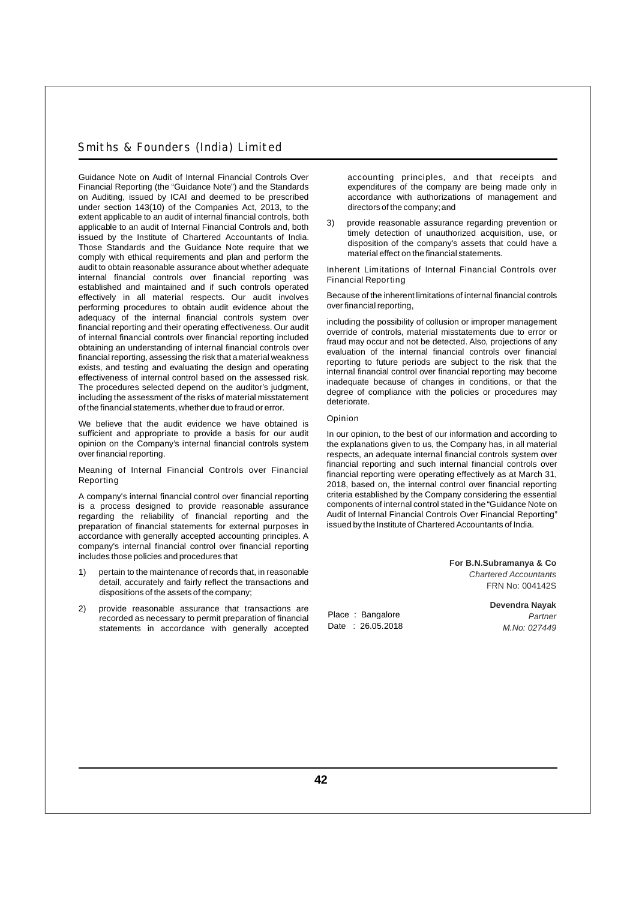Guidance Note on Audit of Internal Financial Controls Over Financial Reporting (the "Guidance Note") and the Standards on Auditing, issued by ICAI and deemed to be prescribed under section 143(10) of the Companies Act, 2013, to the extent applicable to an audit of internal financial controls, both applicable to an audit of Internal Financial Controls and, both issued by the Institute of Chartered Accountants of India. Those Standards and the Guidance Note require that we comply with ethical requirements and plan and perform the audit to obtain reasonable assurance about whether adequate internal financial controls over financial reporting was established and maintained and if such controls operated effectively in all material respects. Our audit involves performing procedures to obtain audit evidence about the adequacy of the internal financial controls system over financial reporting and their operating effectiveness. Our audit of internal financial controls over financial reporting included obtaining an understanding of internal financial controls over financial reporting, assessing the risk that a material weakness exists, and testing and evaluating the design and operating effectiveness of internal control based on the assessed risk. The procedures selected depend on the auditor's judgment, including the assessment of the risks of material misstatement of the financial statements, whether due to fraud or error.

We believe that the audit evidence we have obtained is sufficient and appropriate to provide a basis for our audit opinion on the Company's internal financial controls system over financial reporting.

### Meaning of Internal Financial Controls over Financial Reporting

A company's internal financial control over financial reporting is a process designed to provide reasonable assurance regarding the reliability of financial reporting and the preparation of financial statements for external purposes in accordance with generally accepted accounting principles. A company's internal financial control over financial reporting includes those policies and procedures that

1) pertain to the maintenance of records that, in reasonable detail, accurately and fairly reflect the transactions and dispositions of the assets of the company;

2) provide reasonable assurance that transactions are recorded as necessary to permit preparation of financial statements in accordance with generally accepted accounting principles, and that receipts and expenditures of the company are being made only in accordance with authorizations of management and directors of the company; and

3) provide reasonable assurance regarding prevention or timely detection of unauthorized acquisition, use, or disposition of the company's assets that could have a material effect on the financial statements.

### Inherent Limitations of Internal Financial Controls over Financial Reporting

Because of the inherent limitations of internal financial controls over financial reporting,

including the possibility of collusion or improper management override of controls, material misstatements due to error or fraud may occur and not be detected. Also, projections of any evaluation of the internal financial controls over financial reporting to future periods are subject to the risk that the internal financial control over financial reporting may become inadequate because of changes in conditions, or that the degree of compliance with the policies or procedures may deteriorate.

### Opinion

In our opinion, to the best of our information and according to the explanations given to us, the Company has, in all material respects, an adequate internal financial controls system over financial reporting and such internal financial controls over financial reporting were operating effectively as at March 31, 2018, based on, the internal control over financial reporting criteria established by the Company considering the essential components of internal control stated in the "Guidance Note on Audit of Internal Financial Controls Over Financial Reporting" issued by the Institute of Chartered Accountants of India.

**For B.N.Subramanya & Co**
*Chartered Accountants*
FRN No: 004142S

**Devendra Nayak**
*Partner*
*M.No: 027449*

Place : Bangalore
Date : 26.05.2018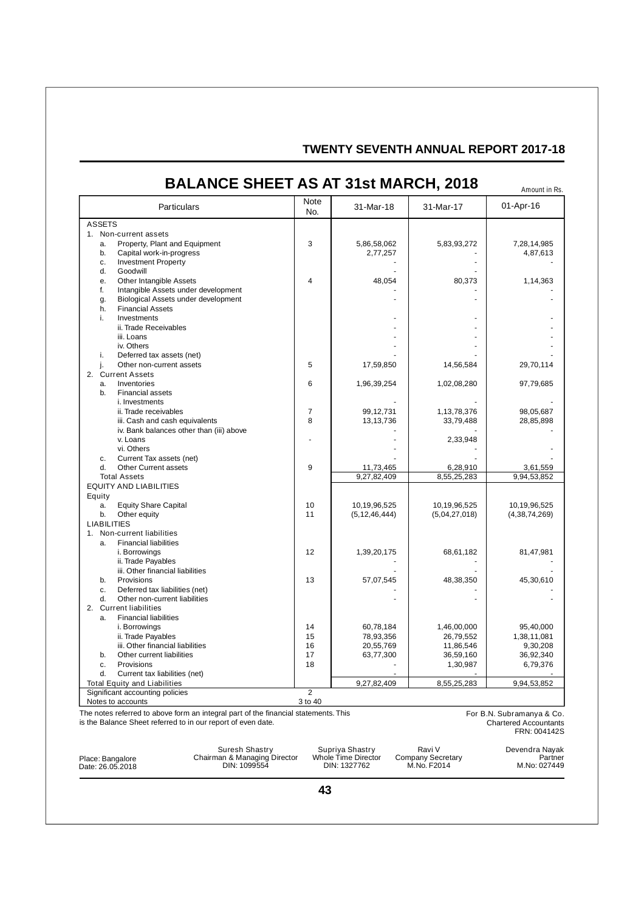# BALANCE SHEET AS AT 31st MARCH, 2018

Amount in Rs.

| Particulars | Note No. | 31-Mar-18 | 31-Mar-17 | 01-Apr-16 |
|---|---|---|---|---|
| ASSETS | | | | |
| 1. Non-current assets | | | | |
| a. Property, Plant and Equipment | 3 | 5,86,58,062 | 5,83,93,272 | 7,28,14,985 |
| b. Capital work-in-progress | | 2,77,257 | - | 4,87,613 |
| c. Investment Property | | - | - | - |
| d. Goodwill | | - | - | |
| e. Other Intangible Assets | 4 | 48,054 | 80,373 | 1,14,363 |
| f. Intangible Assets under development | | - | - | - |
| g. Biological Assets under development | | - | - | - |
| h. Financial Assets | | | | |
| i. Investments | | - | - | - |
| ii. Trade Receivables | | - | - | - |
| iii. Loans | | - | - | - |
| iv. Others | | - | - | - |
| i. Deferred tax assets (net) | | - | - | - |
| j. Other non-current assets | 5 | 17,59,850 | 14,56,584 | 29,70,114 |
| 2. Current Assets | | | | |
| a. Inventories | 6 | 1,96,39,254 | 1,02,08,280 | 97,79,685 |
| b. Financial assets | | | | |
| i. Investments | | - | - | - |
| ii. Trade receivables | 7 | 99,12,731 | 1,13,78,376 | 98,05,687 |
| iii. Cash and cash equivalents | 8 | 13,13,736 | 33,79,488 | 28,85,898 |
| iv. Bank balances other than (iii) above | | - | - | - |
| v. Loans | - | - | 2,33,948 | |
| vi. Others | | - | - | - |
| c. Current Tax assets (net) | | - | - | - |
| d. Other Current assets | 9 | 11,73,465 | 6,28,910 | 3,61,559 |
| Total Assets | | 9,27,82,409 | 8,55,25,283 | 9,94,53,852 |
| EQUITY AND LIABILITIES | | | | |
| Equity | | | | |
| a. Equity Share Capital | 10 | 10,19,96,525 | 10,19,96,525 | 10,19,96,525 |
| b. Other equity | 11 | (5,12,46,444) | (5,04,27,018) | (4,38,74,269) |
| LIABILITIES | | | | |
| 1. Non-current liabilities | | | | |
| a. Financial liabilities | | | | |
| i. Borrowings | 12 | 1,39,20,175 | 68,61,182 | 81,47,981 |
| ii. Trade Payables | | - | - | - |
| iii. Other financial liabilities | | - | - | - |
| b. Provisions | 13 | 57,07,545 | 48,38,350 | 45,30,610 |
| c. Deferred tax liabilities (net) | | - | - | - |
| d. Other non-current liabilities | | - | - | - |
| 2. Current liabilities | | | | |
| a. Financial liabilities | | | | |
| i. Borrowings | 14 | 60,78,184 | 1,46,00,000 | 95,40,000 |
| ii. Trade Payables | 15 | 78,93,356 | 26,79,552 | 1,38,11,081 |
| iii. Other financial liabilities | 16 | 20,55,769 | 11,86,546 | 9,30,208 |
| b. Other current liabilities | 17 | 63,77,300 | 36,59,160 | 36,92,340 |
| c. Provisions | 18 | - | 1,30,987 | 6,79,376 |
| d. Current tax liabilities (net) | | - | - | - |
| Total Equity and Liabilities | | 9,27,82,409 | 8,55,25,283 | 9,94,53,852 |
| Significant accounting policies | 2 | | | |
| Notes to accounts | 3 to 40 | | | |

The notes referred to above form an integral part of the financial statements. This is the Balance Sheet referred to in our report of even date.

For B.N. Subramanya & Co.
Chartered Accountants
FRN: 004142S

Place: Bangalore
Date: 26.05.2018

Suresh Shastry
Chairman & Managing Director
DIN: 1099554

Supriya Shastry
Whole Time Director
DIN: 1327762

Ravi V
Company Secretary
M.No. F2014

Devendra Nayak
Partner
M.No: 027449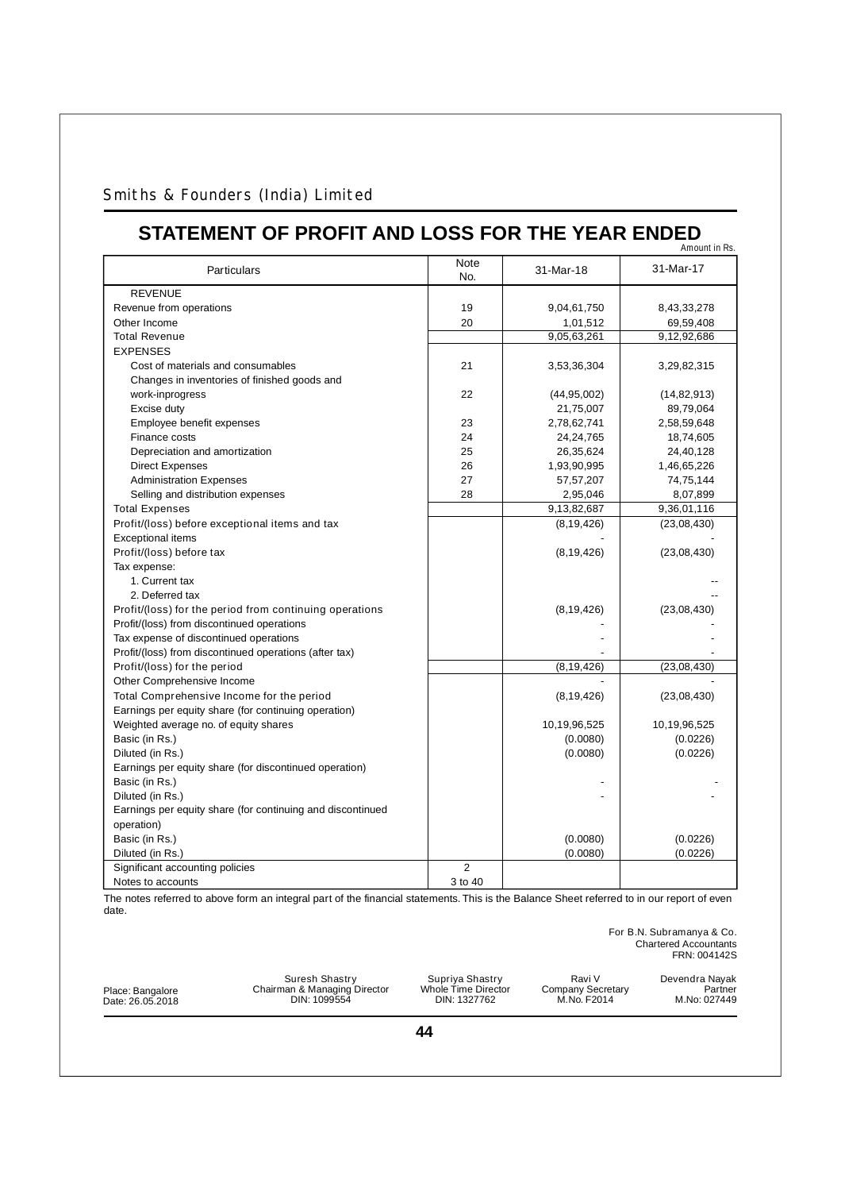Smiths & Founders (India) Limited

# STATEMENT OF PROFIT AND LOSS FOR THE YEAR ENDED

Amount in Rs.

| Particulars | Note No. | 31-Mar-18 | 31-Mar-17 |
|---|---|---|---|
| REVENUE | | | |
| Revenue from operations | 19 | 9,04,61,750 | 8,43,33,278 |
| Other Income | 20 | 1,01,512 | 69,59,408 |
| Total Revenue | | 9,05,63,261 | 9,12,92,686 |
| EXPENSES | | | |
| Cost of materials and consumables | 21 | 3,53,36,304 | 3,29,82,315 |
| Changes in inventories of finished goods and work-inprogress | 22 | (44,95,002) | (14,82,913) |
| Excise duty | | 21,75,007 | 89,79,064 |
| Employee benefit expenses | 23 | 2,78,62,741 | 2,58,59,648 |
| Finance costs | 24 | 24,24,765 | 18,74,605 |
| Depreciation and amortization | 25 | 26,35,624 | 24,40,128 |
| Direct Expenses | 26 | 1,93,90,995 | 1,46,65,226 |
| Administration Expenses | 27 | 57,57,207 | 74,75,144 |
| Selling and distribution expenses | 28 | 2,95,046 | 8,07,899 |
| Total Expenses | | 9,13,82,687 | 9,36,01,116 |
| Profit/(loss) before exceptional items and tax | | (8,19,426) | (23,08,430) |
| Exceptional items | | - | - |
| Profit/(loss) before tax | | (8,19,426) | (23,08,430) |
| Tax expense: | | | |
| 1. Current tax | | | -- |
| 2. Deferred tax | | | -- |
| Profit/(loss) for the period from continuing operations | | (8,19,426) | (23,08,430) |
| Profit/(loss) from discontinued operations | | - | - |
| Tax expense of discontinued operations | | - | - |
| Profit/(loss) from discontinued operations (after tax) | | - | - |
| Profit/(loss) for the period | | (8,19,426) | (23,08,430) |
| Other Comprehensive Income | | - | - |
| Total Comprehensive Income for the period | | (8,19,426) | (23,08,430) |
| Earnings per equity share (for continuing operation) | | | |
| Weighted average no. of equity shares | | 10,19,96,525 | 10,19,96,525 |
| Basic (in Rs.) | | (0.0080) | (0.0226) |
| Diluted (in Rs.) | | (0.0080) | (0.0226) |
| Earnings per equity share (for discontinued operation) | | | |
| Basic (in Rs.) | | - | - |
| Diluted (in Rs.) | | - | - |
| Earnings per equity share (for continuing and discontinued operation) | | | |
| Basic (in Rs.) | | (0.0080) | (0.0226) |
| Diluted (in Rs.) | | (0.0080) | (0.0226) |
| Significant accounting policies | 2 | | |
| Notes to accounts | 3 to 40 | | |

The notes referred to above form an integral part of the financial statements. This is the Balance Sheet referred to in our report of even date.

For B.N. Subramanya & Co.
Chartered Accountants
FRN: 004142S

Place: Bangalore
Date: 26.05.2018

Suresh Shastry
Chairman & Managing Director
DIN: 1099554

Supriya Shastry
Whole Time Director
DIN: 1327762

Ravi V
Company Secretary
M.No. F2014

Devendra Nayak
Partner
M.No: 027449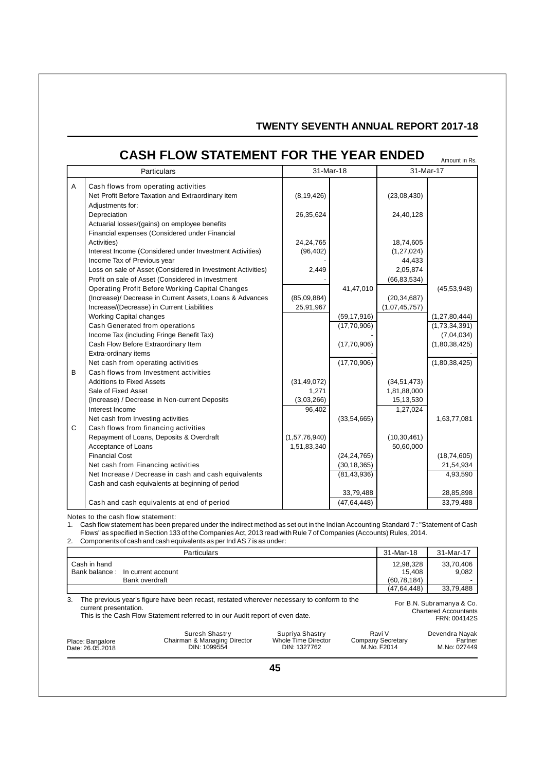# CASH FLOW STATEMENT FOR THE YEAR ENDED

Amount in Rs.

| | Particulars | 31-Mar-18 | | 31-Mar-17 | |
|---|---|---|---|---|---|
| A | Cash flows from operating activities | | | | |
| | Net Profit Before Taxation and Extraordinary item | (8,19,426) | | (23,08,430) | |
| | Adjustments for: | | | | |
| | Depreciation | 26,35,624 | | 24,40,128 | |
| | Actuarial losses/(gains) on employee benefits | | | | |
| | Financial expenses (Considered under Financial Activities) | 24,24,765 | | 18,74,605 | |
| | Interest Income (Considered under Investment Activities) | (96,402) | | (1,27,024) | |
| | Income Tax of Previous year | - | | 44,433 | |
| | Loss on sale of Asset (Considered in Investment Activities) | 2,449 | | 2,05,874 | |
| | Profit on sale of Asset (Considered in Investment | - | | (66,83,534) | |
| | Operating Profit Before Working Capital Changes | | 41,47,010 | | (45,53,948) |
| | (Increase)/ Decrease in Current Assets, Loans & Advances | (85,09,884) | | (20,34,687) | |
| | Increase/(Decrease) in Current Liabilities | 25,91,967 | | (1,07,45,757) | |
| | Working Capital changes | | (59,17,916) | | (1,27,80,444) |
| | Cash Generated from operations | | (17,70,906) | | (1,73,34,391) |
| | Income Tax (including Fringe Benefit Tax) | | - | | (7,04,034) |
| | Cash Flow Before Extraordinary Item | | (17,70,906) | | (1,80,38,425) |
| | Extra-ordinary items | | - | | - |
| | Net cash from operating activities | | (17,70,906) | | (1,80,38,425) |
| B | Cash flows from Investment activities | | | | |
| | Additions to Fixed Assets | (31,49,072) | | (34,51,473) | |
| | Sale of Fixed Asset | 1,271 | | 1,81,88,000 | |
| | (Increase) / Decrease in Non-current Deposits | (3,03,266) | | 15,13,530 | |
| | Interest Income | 96,402 | | 1,27,024 | |
| | Net cash from Investing activities | | (33,54,665) | | 1,63,77,081 |
| C | Cash flows from financing activities | | | | |
| | Repayment of Loans, Deposits & Overdraft | (1,57,76,940) | | (10,30,461) | |
| | Acceptance of Loans | 1,51,83,340 | | 50,60,000 | |
| | Financial Cost | | (24,24,765) | | (18,74,605) |
| | Net cash from Financing activities | | (30,18,365) | | 21,54,934 |
| | Net Increase / Decrease in cash and cash equivalents | | (81,43,936) | | 4,93,590 |
| | Cash and cash equivalents at beginning of period | | 33,79,488 | | 28,85,898 |
| | Cash and cash equivalents at end of period | | (47,64,448) | | 33,79,488 |

Notes to the cash flow statement:

1. Cash flow statement has been prepared under the indirect method as set out in the Indian Accounting Standard 7 : "Statement of Cash Flows" as specified in Section 133 of the Companies Act, 2013 read with Rule 7 of Companies (Accounts) Rules, 2014.
2. Components of cash and cash equivalents as per Ind AS 7 is as under:

| Particulars | 31-Mar-18 | 31-Mar-17 |
|---|---|---|
| Cash in hand | 12,98,328 | 33,70,406 |
| Bank balance : In current account | 15,408 | 9,082 |
| Bank overdraft | (60,78,184) | - |
| | (47,64,448) | 33,79,488 |

3. The previous year's figure have been recast, restated wherever necessary to conform to the current presentation.

This is the Cash Flow Statement referred to in our Audit report of even date.

For B.N. Subramanya & Co.
Chartered Accountants
FRN: 004142S

Place: Bangalore
Date: 26.05.2018

Suresh Shastry
Chairman & Managing Director
DIN: 1099554

Supriya Shastry
Whole Time Director
DIN: 1327762

Ravi V
Company Secretary
M.No. F2014

Devendra Nayak
Partner
M.No: 027449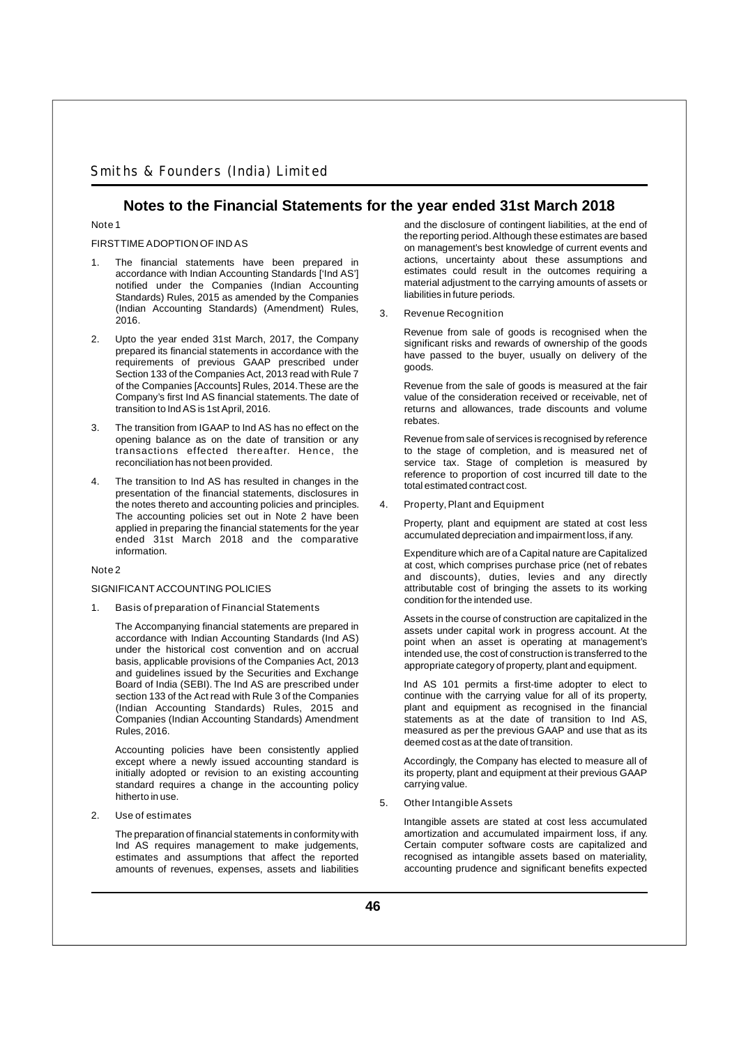## Notes to the Financial Statements for the year ended 31st March 2018

Note 1

FIRST TIME ADOPTION OF IND AS

1. The financial statements have been prepared in accordance with Indian Accounting Standards ['Ind AS'] notified under the Companies (Indian Accounting Standards) Rules, 2015 as amended by the Companies (Indian Accounting Standards) (Amendment) Rules, 2016.

2. Upto the year ended 31st March, 2017, the Company prepared its financial statements in accordance with the requirements of previous GAAP prescribed under Section 133 of the Companies Act, 2013 read with Rule 7 of the Companies [Accounts] Rules, 2014. These are the Company's first Ind AS financial statements. The date of transition to Ind AS is 1st April, 2016.

3. The transition from IGAAP to Ind AS has no effect on the opening balance as on the date of transition or any transactions effected thereafter. Hence, the reconciliation has not been provided.

4. The transition to Ind AS has resulted in changes in the presentation of the financial statements, disclosures in the notes thereto and accounting policies and principles. The accounting policies set out in Note 2 have been applied in preparing the financial statements for the year ended 31st March 2018 and the comparative information.

Note 2

SIGNIFICANT ACCOUNTING POLICIES

1. Basis of preparation of Financial Statements

   The Accompanying financial statements are prepared in accordance with Indian Accounting Standards (Ind AS) under the historical cost convention and on accrual basis, applicable provisions of the Companies Act, 2013 and guidelines issued by the Securities and Exchange Board of India (SEBI). The Ind AS are prescribed under section 133 of the Act read with Rule 3 of the Companies (Indian Accounting Standards) Rules, 2015 and Companies (Indian Accounting Standards) Amendment Rules, 2016.

   Accounting policies have been consistently applied except where a newly issued accounting standard is initially adopted or revision to an existing accounting standard requires a change in the accounting policy hitherto in use.

2. Use of estimates

   The preparation of financial statements in conformity with Ind AS requires management to make judgements, estimates and assumptions that affect the reported amounts of revenues, expenses, assets and liabilities and the disclosure of contingent liabilities, at the end of the reporting period. Although these estimates are based on management's best knowledge of current events and actions, uncertainty about these assumptions and estimates could result in the outcomes requiring a material adjustment to the carrying amounts of assets or liabilities in future periods.

3. Revenue Recognition

   Revenue from sale of goods is recognised when the significant risks and rewards of ownership of the goods have passed to the buyer, usually on delivery of the goods.

   Revenue from the sale of goods is measured at the fair value of the consideration received or receivable, net of returns and allowances, trade discounts and volume rebates.

   Revenue from sale of services is recognised by reference to the stage of completion, and is measured net of service tax. Stage of completion is measured by reference to proportion of cost incurred till date to the total estimated contract cost.

4. Property, Plant and Equipment

   Property, plant and equipment are stated at cost less accumulated depreciation and impairment loss, if any.

   Expenditure which are of a Capital nature are Capitalized at cost, which comprises purchase price (net of rebates and discounts), duties, levies and any directly attributable cost of bringing the assets to its working condition for the intended use.

   Assets in the course of construction are capitalized in the assets under capital work in progress account. At the point when an asset is operating at management's intended use, the cost of construction is transferred to the appropriate category of property, plant and equipment.

   Ind AS 101 permits a first-time adopter to elect to continue with the carrying value for all of its property, plant and equipment as recognised in the financial statements as at the date of transition to Ind AS, measured as per the previous GAAP and use that as its deemed cost as at the date of transition.

   Accordingly, the Company has elected to measure all of its property, plant and equipment at their previous GAAP carrying value.

5. Other Intangible Assets

   Intangible assets are stated at cost less accumulated amortization and accumulated impairment loss, if any. Certain computer software costs are capitalized and recognised as intangible assets based on materiality, accounting prudence and significant benefits expected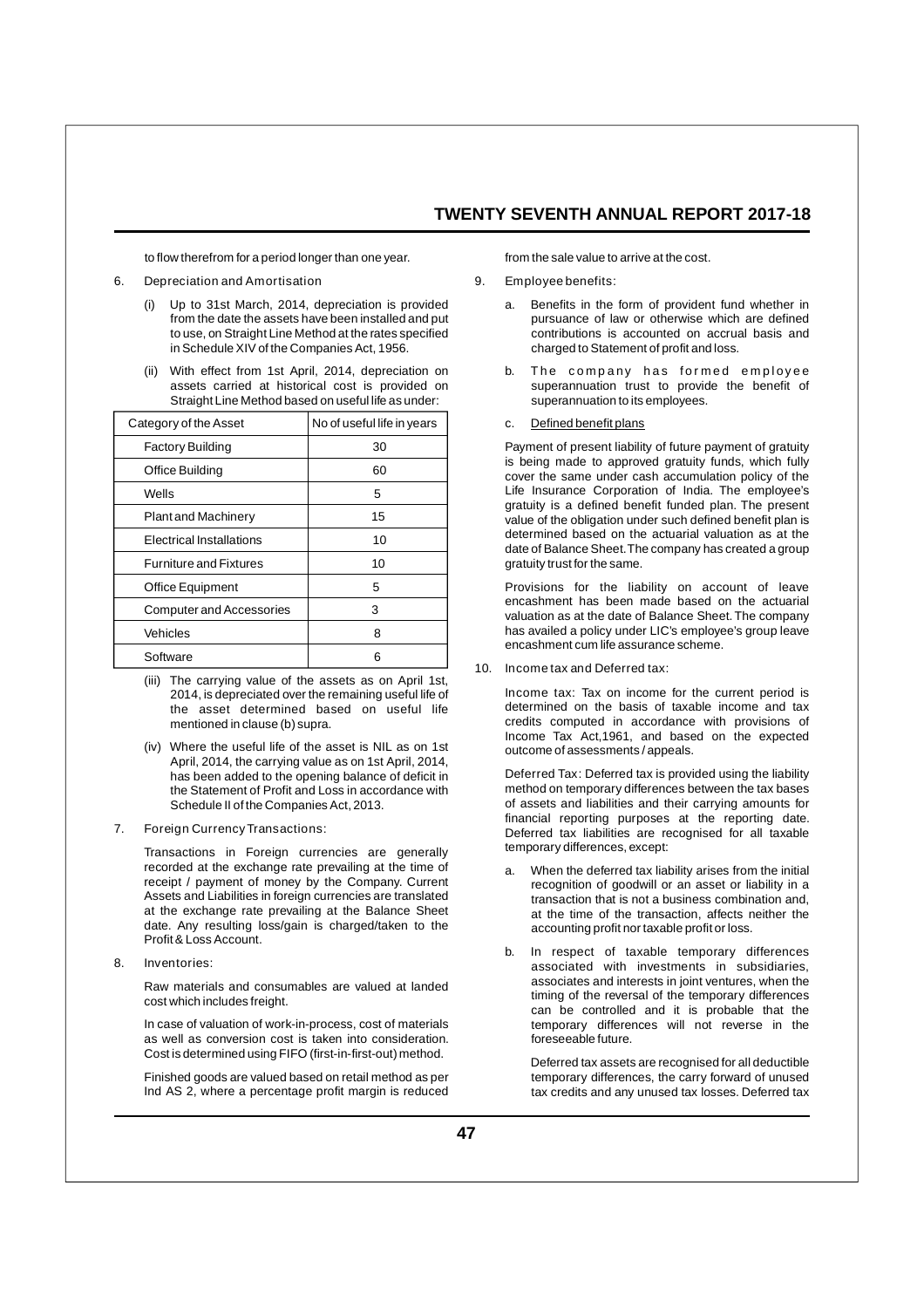to flow therefrom for a period longer than one year.

6. Depreciation and Amortisation

   (i) Up to 31st March, 2014, depreciation is provided from the date the assets have been installed and put to use, on Straight Line Method at the rates specified in Schedule XIV of the Companies Act, 1956.

   (ii) With effect from 1st April, 2014, depreciation on assets carried at historical cost is provided on Straight Line Method based on useful life as under:

| Category of the Asset | No of useful life in years |
|---|---|
| Factory Building | 30 |
| Office Building | 60 |
| Wells | 5 |
| Plant and Machinery | 15 |
| Electrical Installations | 10 |
| Furniture and Fixtures | 10 |
| Office Equipment | 5 |
| Computer and Accessories | 3 |
| Vehicles | 8 |
| Software | 6 |

   (iii) The carrying value of the assets as on April 1st, 2014, is depreciated over the remaining useful life of the asset determined based on useful life mentioned in clause (b) supra.

   (iv) Where the useful life of the asset is NIL as on 1st April, 2014, the carrying value as on 1st April, 2014, has been added to the opening balance of deficit in the Statement of Profit and Loss in accordance with Schedule II of the Companies Act, 2013.

7. Foreign Currency Transactions:

   Transactions in Foreign currencies are generally recorded at the exchange rate prevailing at the time of receipt / payment of money by the Company. Current Assets and Liabilities in foreign currencies are translated at the exchange rate prevailing at the Balance Sheet date. Any resulting loss/gain is charged/taken to the Profit & Loss Account.

8. Inventories:

   Raw materials and consumables are valued at landed cost which includes freight.

   In case of valuation of work-in-process, cost of materials as well as conversion cost is taken into consideration. Cost is determined using FIFO (first-in-first-out) method.

   Finished goods are valued based on retail method as per Ind AS 2, where a percentage profit margin is reduced from the sale value to arrive at the cost.

9. Employee benefits:

   a. Benefits in the form of provident fund whether in pursuance of law or otherwise which are defined contributions is accounted on accrual basis and charged to Statement of profit and loss.

   b. The company has formed employee superannuation trust to provide the benefit of superannuation to its employees.

   c. Defined benefit plans

   Payment of present liability of future payment of gratuity is being made to approved gratuity funds, which fully cover the same under cash accumulation policy of the Life Insurance Corporation of India. The employee's gratuity is a defined benefit funded plan. The present value of the obligation under such defined benefit plan is determined based on the actuarial valuation as at the date of Balance Sheet. The company has created a group gratuity trust for the same.

   Provisions for the liability on account of leave encashment has been made based on the actuarial valuation as at the date of Balance Sheet. The company has availed a policy under LIC's employee's group leave encashment cum life assurance scheme.

10. Income tax and Deferred tax:

   Income tax: Tax on income for the current period is determined on the basis of taxable income and tax credits computed in accordance with provisions of Income Tax Act,1961, and based on the expected outcome of assessments / appeals.

   Deferred Tax: Deferred tax is provided using the liability method on temporary differences between the tax bases of assets and liabilities and their carrying amounts for financial reporting purposes at the reporting date. Deferred tax liabilities are recognised for all taxable temporary differences, except:

   a. When the deferred tax liability arises from the initial recognition of goodwill or an asset or liability in a transaction that is not a business combination and, at the time of the transaction, affects neither the accounting profit nor taxable profit or loss.

   b. In respect of taxable temporary differences associated with investments in subsidiaries, associates and interests in joint ventures, when the timing of the reversal of the temporary differences can be controlled and it is probable that the temporary differences will not reverse in the foreseeable future.

   Deferred tax assets are recognised for all deductible temporary differences, the carry forward of unused tax credits and any unused tax losses. Deferred tax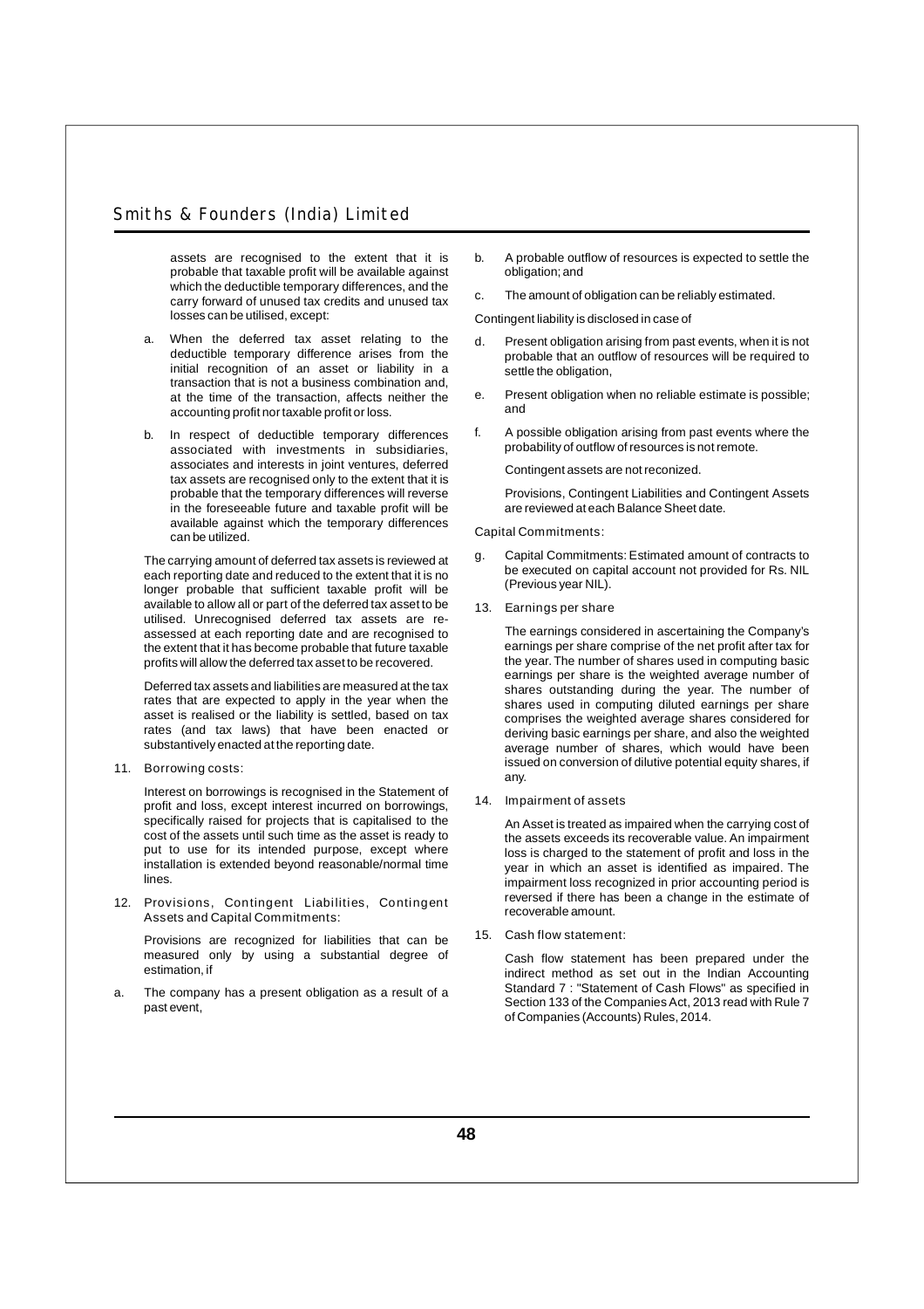assets are recognised to the extent that it is probable that taxable profit will be available against which the deductible temporary differences, and the carry forward of unused tax credits and unused tax losses can be utilised, except:

a. When the deferred tax asset relating to the deductible temporary difference arises from the initial recognition of an asset or liability in a transaction that is not a business combination and, at the time of the transaction, affects neither the accounting profit nor taxable profit or loss.

b. In respect of deductible temporary differences associated with investments in subsidiaries, associates and interests in joint ventures, deferred tax assets are recognised only to the extent that it is probable that the temporary differences will reverse in the foreseeable future and taxable profit will be available against which the temporary differences can be utilized.

The carrying amount of deferred tax assets is reviewed at each reporting date and reduced to the extent that it is no longer probable that sufficient taxable profit will be available to allow all or part of the deferred tax asset to be utilised. Unrecognised deferred tax assets are re-assessed at each reporting date and are recognised to the extent that it has become probable that future taxable profits will allow the deferred tax asset to be recovered.

Deferred tax assets and liabilities are measured at the tax rates that are expected to apply in the year when the asset is realised or the liability is settled, based on tax rates (and tax laws) that have been enacted or substantively enacted at the reporting date.

11. Borrowing costs:

Interest on borrowings is recognised in the Statement of profit and loss, except interest incurred on borrowings, specifically raised for projects that is capitalised to the cost of the assets until such time as the asset is ready to put to use for its intended purpose, except where installation is extended beyond reasonable/normal time lines.

12. Provisions, Contingent Liabilities, Contingent Assets and Capital Commitments:

Provisions are recognized for liabilities that can be measured only by using a substantial degree of estimation, if

a. The company has a present obligation as a result of a past event,

b. A probable outflow of resources is expected to settle the obligation; and

c. The amount of obligation can be reliably estimated.

Contingent liability is disclosed in case of

d. Present obligation arising from past events, when it is not probable that an outflow of resources will be required to settle the obligation,

e. Present obligation when no reliable estimate is possible; and

f. A possible obligation arising from past events where the probability of outflow of resources is not remote.

Contingent assets are not reconized.

Provisions, Contingent Liabilities and Contingent Assets are reviewed at each Balance Sheet date.

Capital Commitments:

g. Capital Commitments: Estimated amount of contracts to be executed on capital account not provided for Rs. NIL (Previous year NIL).

13. Earnings per share

The earnings considered in ascertaining the Company's earnings per share comprise of the net profit after tax for the year. The number of shares used in computing basic earnings per share is the weighted average number of shares outstanding during the year. The number of shares used in computing diluted earnings per share comprises the weighted average shares considered for deriving basic earnings per share, and also the weighted average number of shares, which would have been issued on conversion of dilutive potential equity shares, if any.

14. Impairment of assets

An Asset is treated as impaired when the carrying cost of the assets exceeds its recoverable value. An impairment loss is charged to the statement of profit and loss in the year in which an asset is identified as impaired. The impairment loss recognized in prior accounting period is reversed if there has been a change in the estimate of recoverable amount.

15. Cash flow statement:

Cash flow statement has been prepared under the indirect method as set out in the Indian Accounting Standard 7 : "Statement of Cash Flows" as specified in Section 133 of the Companies Act, 2013 read with Rule 7 of Companies (Accounts) Rules, 2014.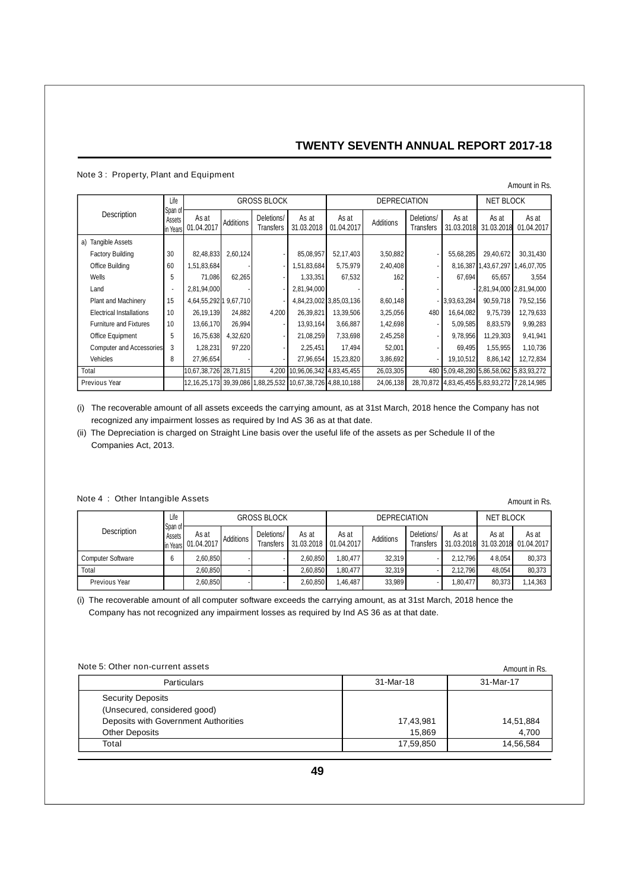Note 3 : Property, Plant and Equipment

Amount in Rs.

| Description | Life Span of Assets in Years | GROSS BLOCK | | | | DEPRECIATION | | | | NET BLOCK | |
|---|---|---|---|---|---|---|---|---|---|---|---|
| | | As at 01.04.2017 | Additions | Deletions/ Transfers | As at 31.03.2018 | As at 01.04.2017 | Additions | Deletions/ Transfers | As at 31.03.2018 | As at 31.03.2018 | As at 01.04.2017 |
| a) Tangible Assets | | | | | | | | | | | |
| Factory Building | 30 | 82,48,833 | 2,60,124 | - | 85,08,957 | 52,17,403 | 3,50,882 | - | 55,68,285 | 29,40,672 | 30,31,430 |
| Office Building | 60 | 1,51,83,684 | - | - | 1,51,83,684 | 5,75,979 | 2,40,408 | - | 8,16,387 | 1,43,67,297 | 1,46,07,705 |
| Wells | 5 | 71,086 | 62,265 | - | 1,33,351 | 67,532 | 162 | - | 67,694 | 65,657 | 3,554 |
| Land | - | 2,81,94,000 | - | - | 2,81,94,000 | - | - | - | - | 2,81,94,000 | 2,81,94,000 |
| Plant and Machinery | 15 | 4,64,55,292 | 19,67,710 | - | 4,84,23,002 | 3,85,03,136 | 8,60,148 | - | 3,93,63,284 | 90,59,718 | 79,52,156 |
| Electrical Installations | 10 | 26,19,139 | 24,882 | 4,200 | 26,39,821 | 13,39,506 | 3,25,056 | 480 | 16,64,082 | 9,75,739 | 12,79,633 |
| Furniture and Fixtures | 10 | 13,66,170 | 26,994 | - | 13,93,164 | 3,66,887 | 1,42,698 | - | 5,09,585 | 8,83,579 | 9,99,283 |
| Office Equipment | 5 | 16,75,638 | 4,32,620 | - | 21,08,259 | 7,33,698 | 2,45,258 | - | 9,78,956 | 11,29,303 | 9,41,941 |
| Computer and Accessories | 3 | 1,28,231 | 97,220 | - | 2,25,451 | 17,494 | 52,001 | - | 69,495 | 1,55,955 | 1,10,736 |
| Vehicles | 8 | 27,96,654 | - | - | 27,96,654 | 15,23,820 | 3,86,692 | - | 19,10,512 | 8,86,142 | 12,72,834 |
| Total | | 10,67,38,726 | 28,71,815 | 4,200 | 10,96,06,342 | 4,83,45,455 | 26,03,305 | 480 | 5,09,48,280 | 5,86,58,062 | 5,83,93,272 |
| Previous Year | | 12,16,25,173 | 39,39,086 | 1,88,25,532 | 10,67,38,726 | 4,88,10,188 | 24,06,138 | 28,70,872 | 4,83,45,455 | 5,83,93,272 | 7,28,14,985 |

(i) The recoverable amount of all assets exceeds the carrying amount, as at 31st March, 2018 hence the Company has not recognized any impairment losses as required by Ind AS 36 as at that date.

(ii) The Depreciation is charged on Straight Line basis over the useful life of the assets as per Schedule II of the Companies Act, 2013.

Note 4 : Other Intangible Assets

Amount in Rs.

| Description | Life Span of Assets in Years | GROSS BLOCK | | | | DEPRECIATION | | | | NET BLOCK | |
|---|---|---|---|---|---|---|---|---|---|---|---|
| | | As at 01.04.2017 | Additions | Deletions/ Transfers | As at 31.03.2018 | As at 01.04.2017 | Additions | Deletions/ Transfers | As at 31.03.2018 | As at 31.03.2018 | As at 01.04.2017 |
| Computer Software | 6 | 2,60,850 | - | - | 2,60,850 | 1,80,477 | 32,319 | - | 2,12,796 | 4 8,054 | 80,373 |
| Total | | 2,60,850 | - | - | 2,60,850 | 1,80,477 | 32,319 | - | 2,12,796 | 48,054 | 80,373 |
| Previous Year | | 2,60,850 | - | - | 2,60,850 | 1,46,487 | 33,989 | - | 1,80,477 | 80,373 | 1,14,363 |

(i) The recoverable amount of all computer software exceeds the carrying amount, as at 31st March, 2018 hence the Company has not recognized any impairment losses as required by Ind AS 36 as at that date.

Note 5: Other non-current assets

Amount in Rs.

| Particulars | 31-Mar-18 | 31-Mar-17 |
|---|---|---|
| Security Deposits | | |
| (Unsecured, considered good) | | |
| Deposits with Government Authorities | 17,43,981 | 14,51,884 |
| Other Deposits | 15,869 | 4,700 |
| Total | 17,59,850 | 14,56,584 |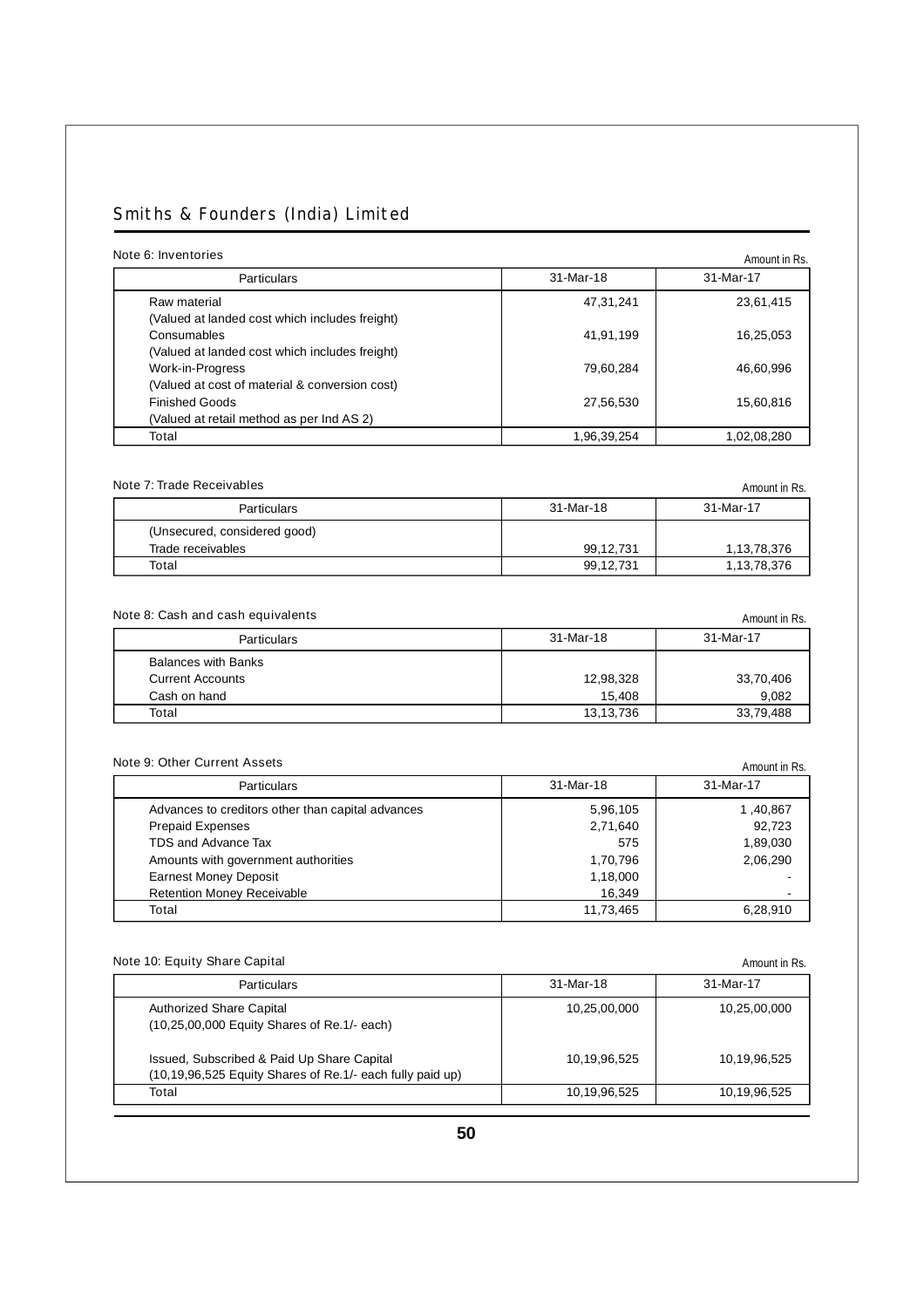## Smiths & Founders (India) Limited

### Note 6: Inventories

Amount in Rs.

| Particulars | 31-Mar-18 | 31-Mar-17 |
|---|---|---|
| Raw material | 47,31,241 | 23,61,415 |
| (Valued at landed cost which includes freight) | | |
| Consumables | 41,91,199 | 16,25,053 |
| (Valued at landed cost which includes freight) | | |
| Work-in-Progress | 79,60,284 | 46,60,996 |
| (Valued at cost of material & conversion cost) | | |
| Finished Goods | 27,56,530 | 15,60,816 |
| (Valued at retail method as per Ind AS 2) | | |
| Total | 1,96,39,254 | 1,02,08,280 |

### Note 7: Trade Receivables

Amount in Rs.

| Particulars | 31-Mar-18 | 31-Mar-17 |
|---|---|---|
| (Unsecured, considered good) | | |
| Trade receivables | 99,12,731 | 1,13,78,376 |
| Total | 99,12,731 | 1,13,78,376 |

### Note 8: Cash and cash equivalents

Amount in Rs.

| Particulars | 31-Mar-18 | 31-Mar-17 |
|---|---|---|
| Balances with Banks | | |
| Current Accounts | 12,98,328 | 33,70,406 |
| Cash on hand | 15,408 | 9,082 |
| Total | 13,13,736 | 33,79,488 |

### Note 9: Other Current Assets

Amount in Rs.

| Particulars | 31-Mar-18 | 31-Mar-17 |
|---|---|---|
| Advances to creditors other than capital advances | 5,96,105 | 1 ,40,867 |
| Prepaid Expenses | 2,71,640 | 92,723 |
| TDS and Advance Tax | 575 | 1,89,030 |
| Amounts with government authorities | 1,70,796 | 2,06,290 |
| Earnest Money Deposit | 1,18,000 | - |
| Retention Money Receivable | 16,349 | - |
| Total | 11,73,465 | 6,28,910 |

### Note 10: Equity Share Capital

Amount in Rs.

| Particulars | 31-Mar-18 | 31-Mar-17 |
|---|---|---|
| Authorized Share Capital<br>(10,25,00,000 Equity Shares of Re.1/- each) | 10,25,00,000 | 10,25,00,000 |
| Issued, Subscribed & Paid Up Share Capital<br>(10,19,96,525 Equity Shares of Re.1/- each fully paid up) | 10,19,96,525 | 10,19,96,525 |
| Total | 10,19,96,525 | 10,19,96,525 |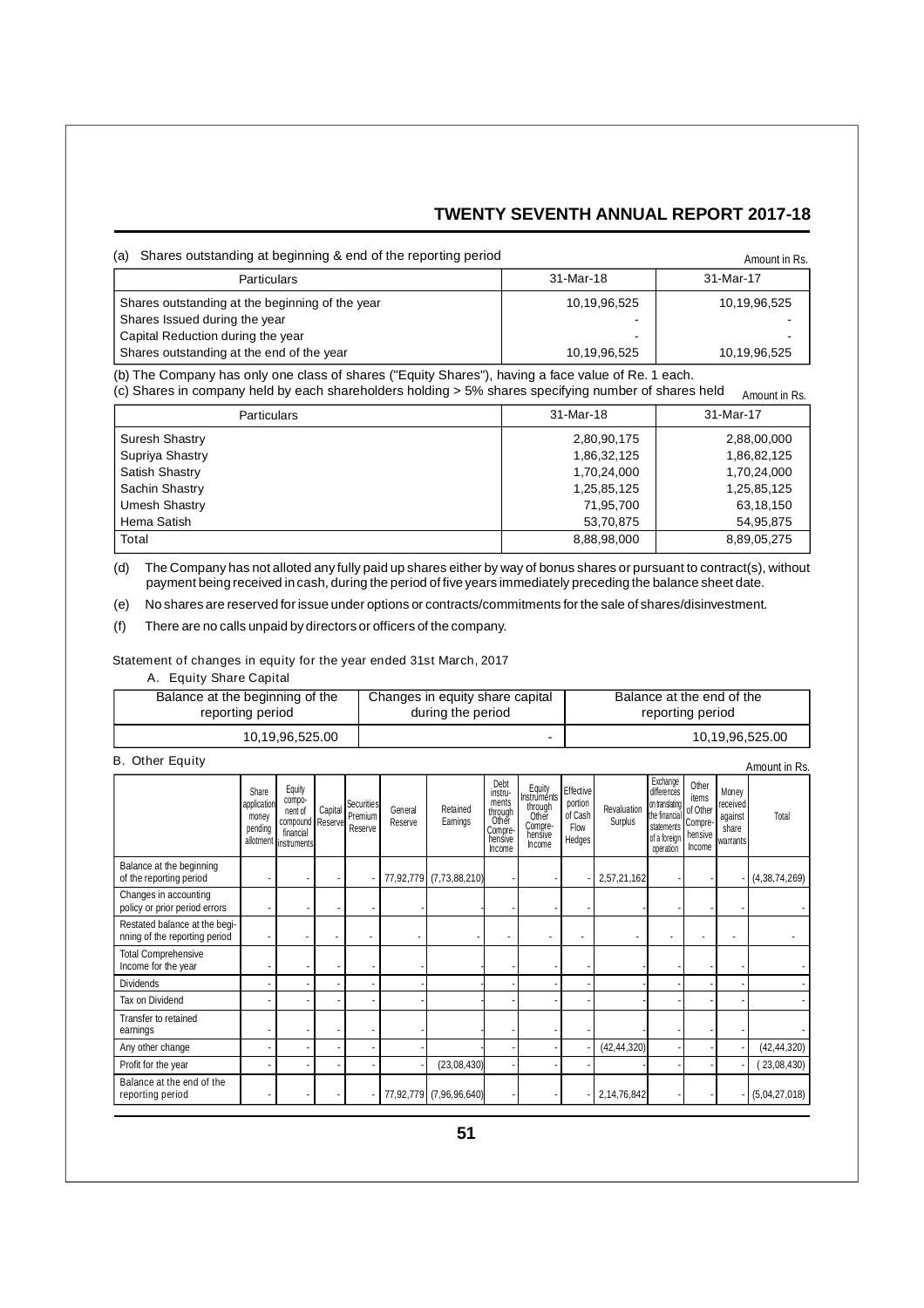(a) Shares outstanding at beginning & end of the reporting period

Amount in Rs.

| Particulars | 31-Mar-18 | 31-Mar-17 |
|---|---|---|
| Shares outstanding at the beginning of the year | 10,19,96,525 | 10,19,96,525 |
| Shares Issued during the year | - | - |
| Capital Reduction during the year | - | - |
| Shares outstanding at the end of the year | 10,19,96,525 | 10,19,96,525 |

(b) The Company has only one class of shares ("Equity Shares"), having a face value of Re. 1 each.

(c) Shares in company held by each shareholders holding > 5% shares specifying number of shares held

Amount in Rs.

| Particulars | 31-Mar-18 | 31-Mar-17 |
|---|---|---|
| Suresh Shastry | 2,80,90,175 | 2,88,00,000 |
| Supriya Shastry | 1,86,32,125 | 1,86,82,125 |
| Satish Shastry | 1,70,24,000 | 1,70,24,000 |
| Sachin Shastry | 1,25,85,125 | 1,25,85,125 |
| Umesh Shastry | 71,95,700 | 63,18,150 |
| Hema Satish | 53,70,875 | 54,95,875 |
| Total | 8,88,98,000 | 8,89,05,275 |

(d) The Company has not alloted any fully paid up shares either by way of bonus shares or pursuant to contract(s), without payment being received in cash, during the period of five years immediately preceding the balance sheet date.

(e) No shares are reserved for issue under options or contracts/commitments for the sale of shares/disinvestment.

(f) There are no calls unpaid by directors or officers of the company.

Statement of changes in equity for the year ended 31st March, 2017

A. Equity Share Capital

| Balance at the beginning of the reporting period | Changes in equity share capital during the period | Balance at the end of the reporting period |
|---|---|---|
| 10,19,96,525.00 | - | 10,19,96,525.00 |

B. Other Equity

Amount in Rs.

| | Share application money pending allotment | Equity component of compound financial instruments | Capital Reserve | Securities Premium Reserve | General Reserve | Retained Earnings | Debt instruments through Other Comprehensive Income | Equity Instruments through Other Comprehensive Income | Effective portion of Cash Flow Hedges | Revaluation Surplus | Exchange differences on translating the financial statements of a foreign operation | Other items of Other Comprehensive Income | Money received against share warrants | Total |
|---|---|---|---|---|---|---|---|---|---|---|---|---|---|---|
| Balance at the beginning of the reporting period | - | - | - | - | 77,92,779 | (7,73,88,210) | - | - | - | 2,57,21,162 | - | - | - | (4,38,74,269) |
| Changes in accounting policy or prior period errors | - | - | - | - | - | - | - | - | - | - | - | - | - | - |
| Restated balance at the beginning of the reporting period | - | - | - | - | - | - | - | - | - | - | - | - | - | - |
| Total Comprehensive Income for the year | - | - | - | - | - | - | - | - | - | - | - | - | - | - |
| Dividends | - | - | - | - | - | - | - | - | - | - | - | - | - | - |
| Tax on Dividend | - | - | - | - | - | - | - | - | - | - | - | - | - | - |
| Transfer to retained earnings | - | - | - | - | - | - | - | - | - | - | - | - | - | - |
| Any other change | - | - | - | - | - | - | - | - | - | (42,44,320) | - | - | - | (42,44,320) |
| Profit for the year | - | - | - | - | - | (23,08,430) | - | - | - | - | - | - | - | (23,08,430) |
| Balance at the end of the reporting period | - | - | - | - | 77,92,779 | (7,96,96,640) | - | - | - | 2,14,76,842 | - | - | - | (5,04,27,018) |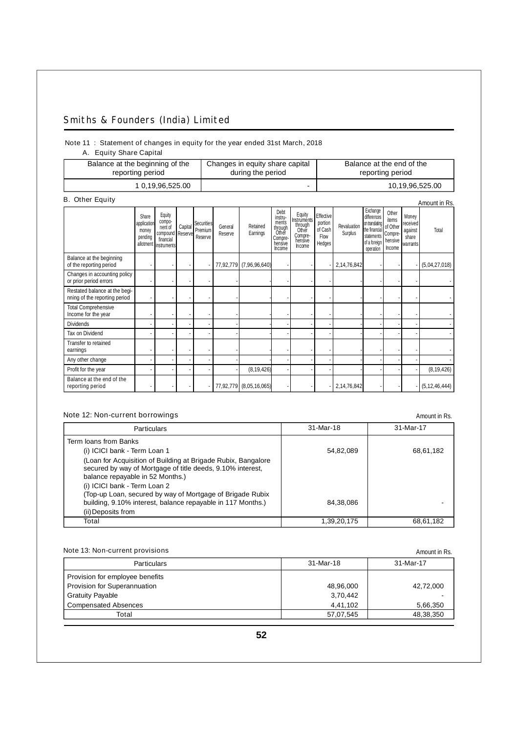# Smiths & Founders (India) Limited

Note 11 : Statement of changes in equity for the year ended 31st March, 2018

A. Equity Share Capital

| Balance at the beginning of the reporting period | Changes in equity share capital during the period | Balance at the end of the reporting period |
|---|---|---|
| 1 0,19,96,525.00 | - | 10,19,96,525.00 |

B. Other Equity

Amount in Rs.

| | Share application money pending allotment | Equity component of compound financial instruments | Capital Reserve | Securities Premium Reserve | General Reserve | Retained Earnings | Debt instruments through Other Comprehensive Income | Equity Instruments through Other Comprehensive Income | Effective portion of Cash Flow Hedges | Revaluation Surplus | Exchange differences on translating the financial statements of a foreign operation | Other items of Other Comprehensive Income | Money received against share warrants | Total |
|---|---|---|---|---|---|---|---|---|---|---|---|---|---|---|
| Balance at the beginning of the reporting period | - | - | - | - | 77,92,779 | (7,96,96,640) | - | - | - | 2,14,76,842 | - | - | - | (5,04,27,018) |
| Changes in accounting policy or prior period errors | - | - | - | - | - | | - | - | - | - | - | - | - | - |
| Restated balance at the beginning of the reporting period | - | - | - | - | - | | - | - | - | - | - | - | - | - |
| Total Comprehensive Income for the year | - | - | - | - | - | | - | - | - | - | - | - | - | - |
| Dividends | - | - | - | - | - | | - | - | - | - | - | - | - | - |
| Tax on Dividend | - | - | - | - | - | | - | - | - | - | - | - | - | - |
| Transfer to retained earnings | - | - | - | - | - | | - | - | - | - | - | - | - | - |
| Any other change | - | - | - | - | - | | - | - | - | - | - | - | - | - |
| Profit for the year | - | - | - | - | - | (8,19,426) | - | - | - | - | - | - | - | (8,19,426) |
| Balance at the end of the reporting period | - | - | - | - | 77,92,779 | (8,05,16,065) | - | - | - | 2,14,76,842 | - | - | - | (5,12,46,444) |

## Note 12: Non-current borrowings

Amount in Rs.

| Particulars | 31-Mar-18 | 31-Mar-17 |
|---|---|---|
| Term loans from Banks | | |
| (i) ICICI bank - Term Loan 1 | 54,82,089 | 68,61,182 |
| (Loan for Acquisition of Building at Brigade Rubix, Bangalore secured by way of Mortgage of title deeds, 9.10% interest, balance repayable in 52 Months.) | | |
| (i) ICICI bank - Term Loan 2 (Top-up Loan, secured by way of Mortgage of Brigade Rubix building, 9.10% interest, balance repayable in 117 Months.) | 84,38,086 | - |
| (ii) Deposits from | | |
| Total | 1,39,20,175 | 68,61,182 |

## Note 13: Non-current provisions

Amount in Rs.

| Particulars | 31-Mar-18 | 31-Mar-17 |
|---|---|---|
| Provision for employee benefits | | |
| Provision for Superannuation | 48,96,000 | 42,72,000 |
| Gratuity Payable | 3,70,442 | - |
| Compensated Absences | 4,41,102 | 5,66,350 |
| Total | 57,07,545 | 48,38,350 |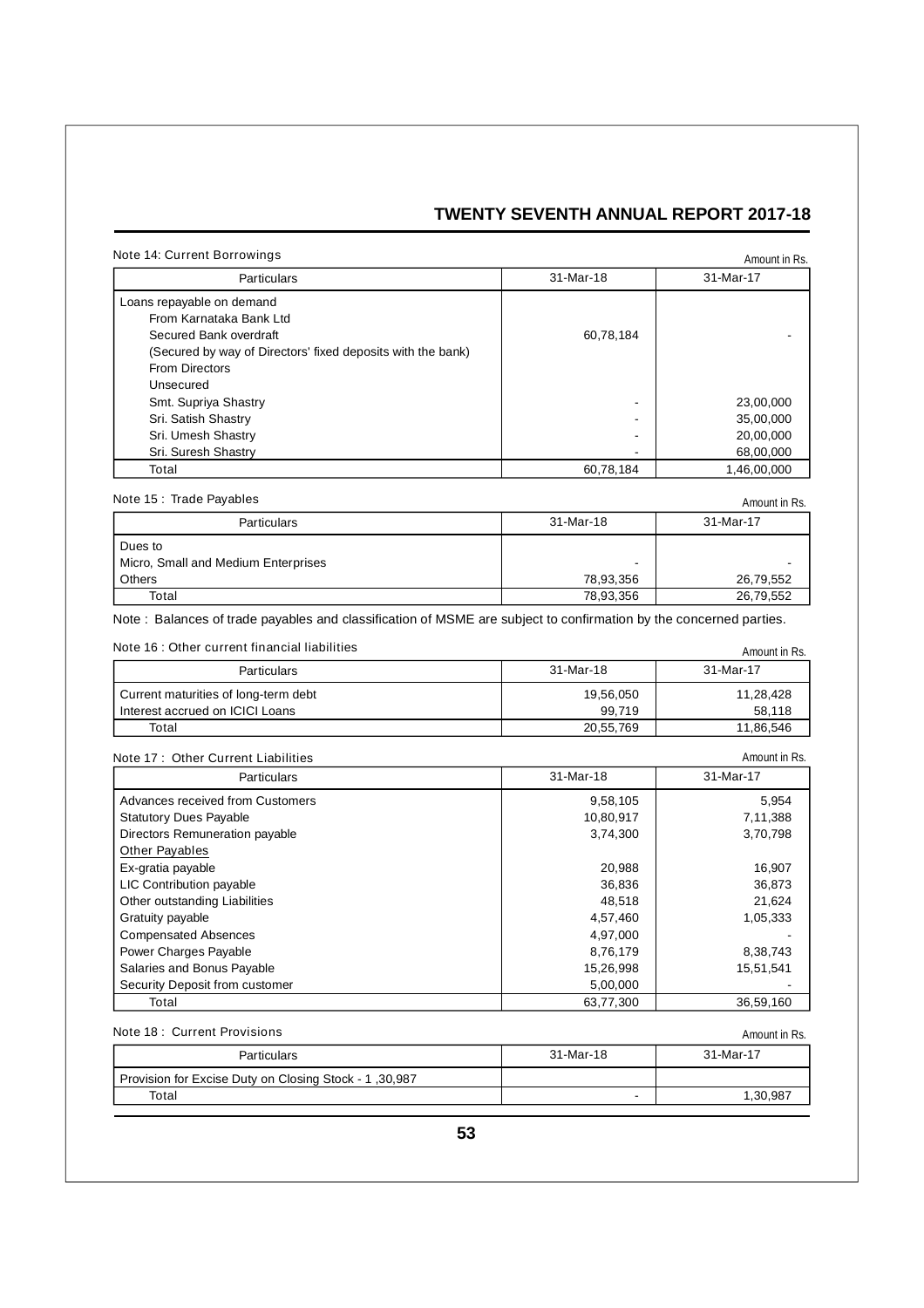### Note 14: Current Borrowings

Amount in Rs.

| Particulars | 31-Mar-18 | 31-Mar-17 |
|---|---|---|
| Loans repayable on demand | | |
| From Karnataka Bank Ltd | | |
| Secured Bank overdraft | 60,78,184 | - |
| (Secured by way of Directors' fixed deposits with the bank) | | |
| From Directors | | |
| Unsecured | | |
| Smt. Supriya Shastry | - | 23,00,000 |
| Sri. Satish Shastry | - | 35,00,000 |
| Sri. Umesh Shastry | - | 20,00,000 |
| Sri. Suresh Shastry | - | 68,00,000 |
| Total | 60,78,184 | 1,46,00,000 |

### Note 15 : Trade Payables

Amount in Rs.

| Particulars | 31-Mar-18 | 31-Mar-17 |
|---|---|---|
| Dues to | | |
| Micro, Small and Medium Enterprises | - | - |
| Others | 78,93,356 | 26,79,552 |
| Total | 78,93,356 | 26,79,552 |

Note : Balances of trade payables and classification of MSME are subject to confirmation by the concerned parties.

### Note 16 : Other current financial liabilities

Amount in Rs.

| Particulars | 31-Mar-18 | 31-Mar-17 |
|---|---|---|
| Current maturities of long-term debt | 19,56,050 | 11,28,428 |
| Interest accrued on ICICI Loans | 99,719 | 58,118 |
| Total | 20,55,769 | 11,86,546 |

### Note 17 : Other Current Liabilities

Amount in Rs.

| Particulars | 31-Mar-18 | 31-Mar-17 |
|---|---|---|
| Advances received from Customers | 9,58,105 | 5,954 |
| Statutory Dues Payable | 10,80,917 | 7,11,388 |
| Directors Remuneration payable | 3,74,300 | 3,70,798 |
| Other Payables | | |
| Ex-gratia payable | 20,988 | 16,907 |
| LIC Contribution payable | 36,836 | 36,873 |
| Other outstanding Liabilities | 48,518 | 21,624 |
| Gratuity payable | 4,57,460 | 1,05,333 |
| Compensated Absences | 4,97,000 | - |
| Power Charges Payable | 8,76,179 | 8,38,743 |
| Salaries and Bonus Payable | 15,26,998 | 15,51,541 |
| Security Deposit from customer | 5,00,000 | - |
| Total | 63,77,300 | 36,59,160 |

### Note 18 : Current Provisions

Amount in Rs.

| Particulars | 31-Mar-18 | 31-Mar-17 |
|---|---|---|
| Provision for Excise Duty on Closing Stock - 1 ,30,987 | | |
| Total | - | 1,30,987 |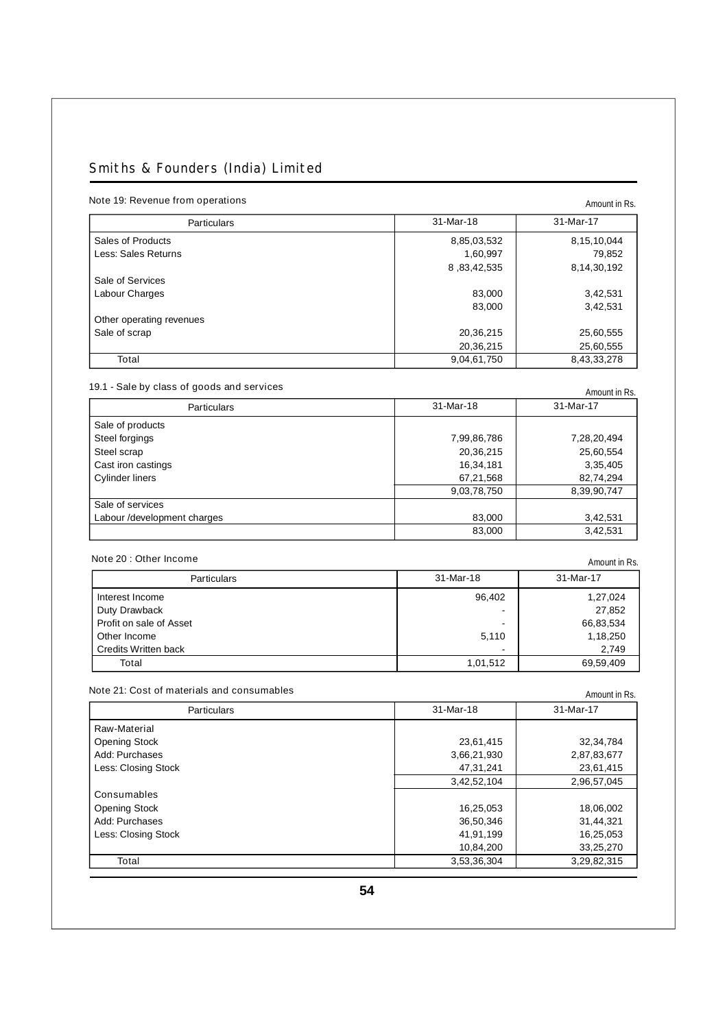## Note 19: Revenue from operations

Amount in Rs.

| Particulars | 31-Mar-18 | 31-Mar-17 |
|---|---|---|
| Sales of Products | 8,85,03,532 | 8,15,10,044 |
| Less: Sales Returns | 1,60,997 | 79,852 |
| | 8 ,83,42,535 | 8,14,30,192 |
| Sale of Services | | |
| Labour Charges | 83,000 | 3,42,531 |
| | 83,000 | 3,42,531 |
| Other operating revenues | | |
| Sale of scrap | 20,36,215 | 25,60,555 |
| | 20,36,215 | 25,60,555 |
| Total | 9,04,61,750 | 8,43,33,278 |

### 19.1 - Sale by class of goods and services

Amount in Rs.

| Particulars | 31-Mar-18 | 31-Mar-17 |
|---|---|---|
| Sale of products | | |
| Steel forgings | 7,99,86,786 | 7,28,20,494 |
| Steel scrap | 20,36,215 | 25,60,554 |
| Cast iron castings | 16,34,181 | 3,35,405 |
| Cylinder liners | 67,21,568 | 82,74,294 |
| | 9,03,78,750 | 8,39,90,747 |
| Sale of services | | |
| Labour /development charges | 83,000 | 3,42,531 |
| | 83,000 | 3,42,531 |

## Note 20 : Other Income

Amount in Rs.

| Particulars | 31-Mar-18 | 31-Mar-17 |
|---|---|---|
| Interest Income | 96,402 | 1,27,024 |
| Duty Drawback | - | 27,852 |
| Profit on sale of Asset | - | 66,83,534 |
| Other Income | 5,110 | 1,18,250 |
| Credits Written back | - | 2,749 |
| Total | 1,01,512 | 69,59,409 |

## Note 21: Cost of materials and consumables

Amount in Rs.

| Particulars | 31-Mar-18 | 31-Mar-17 |
|---|---|---|
| Raw-Material | | |
| Opening Stock | 23,61,415 | 32,34,784 |
| Add: Purchases | 3,66,21,930 | 2,87,83,677 |
| Less: Closing Stock | 47,31,241 | 23,61,415 |
| | 3,42,52,104 | 2,96,57,045 |
| Consumables | | |
| Opening Stock | 16,25,053 | 18,06,002 |
| Add: Purchases | 36,50,346 | 31,44,321 |
| Less: Closing Stock | 41,91,199 | 16,25,053 |
| | 10,84,200 | 33,25,270 |
| Total | 3,53,36,304 | 3,29,82,315 |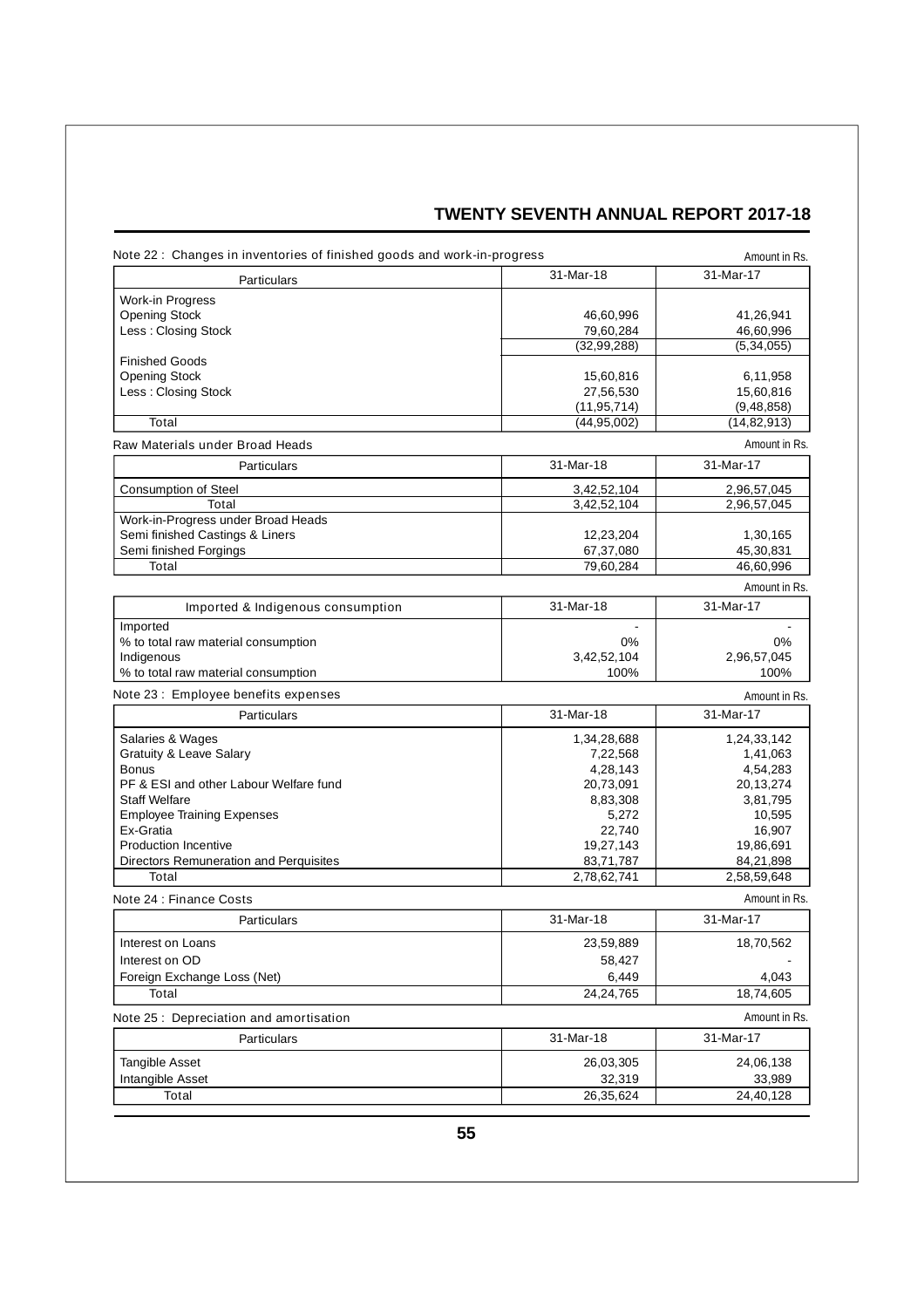Note 22 : Changes in inventories of finished goods and work-in-progress

Amount in Rs.

| Particulars | 31-Mar-18 | 31-Mar-17 |
|---|---|---|
| Work-in Progress | | |
| Opening Stock | 46,60,996 | 41,26,941 |
| Less : Closing Stock | 79,60,284 | 46,60,996 |
| | (32,99,288) | (5,34,055) |
| Finished Goods | | |
| Opening Stock | 15,60,816 | 6,11,958 |
| Less : Closing Stock | 27,56,530 | 15,60,816 |
| | (11,95,714) | (9,48,858) |
| Total | (44,95,002) | (14,82,913) |

Raw Materials under Broad Heads

Amount in Rs.

| Particulars | 31-Mar-18 | 31-Mar-17 |
|---|---|---|
| Consumption of Steel | 3,42,52,104 | 2,96,57,045 |
| Total | 3,42,52,104 | 2,96,57,045 |
| Work-in-Progress under Broad Heads | | |
| Semi finished Castings & Liners | 12,23,204 | 1,30,165 |
| Semi finished Forgings | 67,37,080 | 45,30,831 |
| Total | 79,60,284 | 46,60,996 |

Amount in Rs.

| Imported & Indigenous consumption | 31-Mar-18 | 31-Mar-17 |
|---|---|---|
| Imported | - | - |
| % to total raw material consumption | 0% | 0% |
| Indigenous | 3,42,52,104 | 2,96,57,045 |
| % to total raw material consumption | 100% | 100% |

Note 23 : Employee benefits expenses

Amount in Rs.

| Particulars | 31-Mar-18 | 31-Mar-17 |
|---|---|---|
| Salaries & Wages | 1,34,28,688 | 1,24,33,142 |
| Gratuity & Leave Salary | 7,22,568 | 1,41,063 |
| Bonus | 4,28,143 | 4,54,283 |
| PF & ESI and other Labour Welfare fund | 20,73,091 | 20,13,274 |
| Staff Welfare | 8,83,308 | 3,81,795 |
| Employee Training Expenses | 5,272 | 10,595 |
| Ex-Gratia | 22,740 | 16,907 |
| Production Incentive | 19,27,143 | 19,86,691 |
| Directors Remuneration and Perquisites | 83,71,787 | 84,21,898 |
| Total | 2,78,62,741 | 2,58,59,648 |

Note 24 : Finance Costs

Amount in Rs.

| Particulars | 31-Mar-18 | 31-Mar-17 |
|---|---|---|
| Interest on Loans | 23,59,889 | 18,70,562 |
| Interest on OD | 58,427 | - |
| Foreign Exchange Loss (Net) | 6,449 | 4,043 |
| Total | 24,24,765 | 18,74,605 |

Note 25 : Depreciation and amortisation

Amount in Rs.

| Particulars | 31-Mar-18 | 31-Mar-17 |
|---|---|---|
| Tangible Asset | 26,03,305 | 24,06,138 |
| Intangible Asset | 32,319 | 33,989 |
| Total | 26,35,624 | 24,40,128 |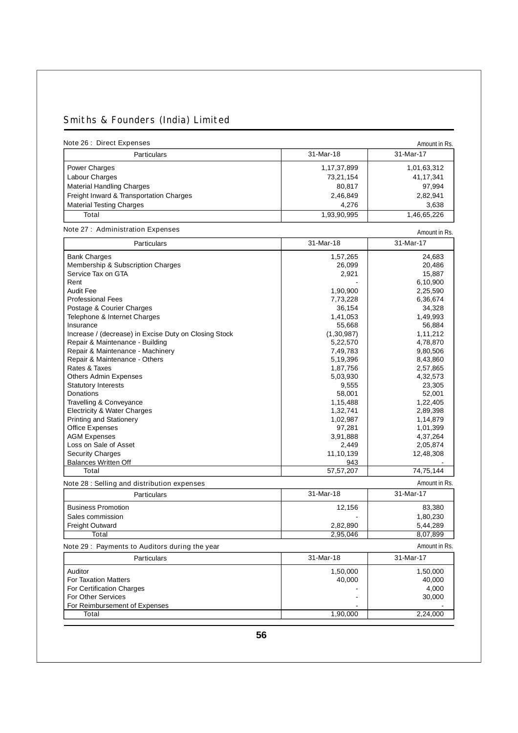### Note 26 : Direct Expenses

Amount in Rs.

| Particulars | 31-Mar-18 | 31-Mar-17 |
|---|---|---|
| Power Charges | 1,17,37,899 | 1,01,63,312 |
| Labour Charges | 73,21,154 | 41,17,341 |
| Material Handling Charges | 80,817 | 97,994 |
| Freight Inward & Transportation Charges | 2,46,849 | 2,82,941 |
| Material Testing Charges | 4,276 | 3,638 |
| Total | 1,93,90,995 | 1,46,65,226 |

### Note 27 : Administration Expenses

Amount in Rs.

| Particulars | 31-Mar-18 | 31-Mar-17 |
|---|---|---|
| Bank Charges | 1,57,265 | 24,683 |
| Membership & Subscription Charges | 26,099 | 20,486 |
| Service Tax on GTA | 2,921 | 15,887 |
| Rent | - | 6,10,900 |
| Audit Fee | 1,90,900 | 2,25,590 |
| Professional Fees | 7,73,228 | 6,36,674 |
| Postage & Courier Charges | 36,154 | 34,328 |
| Telephone & Internet Charges | 1,41,053 | 1,49,993 |
| Insurance | 55,668 | 56,884 |
| Increase / (decrease) in Excise Duty on Closing Stock | (1,30,987) | 1,11,212 |
| Repair & Maintenance - Building | 5,22,570 | 4,78,870 |
| Repair & Maintenance - Machinery | 7,49,783 | 9,80,506 |
| Repair & Maintenance - Others | 5,19,396 | 8,43,860 |
| Rates & Taxes | 1,87,756 | 2,57,865 |
| Others Admin Expenses | 5,03,930 | 4,32,573 |
| Statutory Interests | 9,555 | 23,305 |
| Donations | 58,001 | 52,001 |
| Travelling & Conveyance | 1,15,488 | 1,22,405 |
| Electricity & Water Charges | 1,32,741 | 2,89,398 |
| Printing and Stationery | 1,02,987 | 1,14,879 |
| Office Expenses | 97,281 | 1,01,399 |
| AGM Expenses | 3,91,888 | 4,37,264 |
| Loss on Sale of Asset | 2,449 | 2,05,874 |
| Security Charges | 11,10,139 | 12,48,308 |
| Balances Written Off | 943 | - |
| Total | 57,57,207 | 74,75,144 |

### Note 28 : Selling and distribution expenses

Amount in Rs.

| Particulars | 31-Mar-18 | 31-Mar-17 |
|---|---|---|
| Business Promotion | 12,156 | 83,380 |
| Sales commission | - | 1,80,230 |
| Freight Outward | 2,82,890 | 5,44,289 |
| Total | 2,95,046 | 8,07,899 |

### Note 29 : Payments to Auditors during the year

Amount in Rs.

| Particulars | 31-Mar-18 | 31-Mar-17 |
|---|---|---|
| Auditor | 1,50,000 | 1,50,000 |
| For Taxation Matters | 40,000 | 40,000 |
| For Certification Charges | - | 4,000 |
| For Other Services | - | 30,000 |
| For Reimbursement of Expenses | - | - |
| Total | 1,90,000 | 2,24,000 |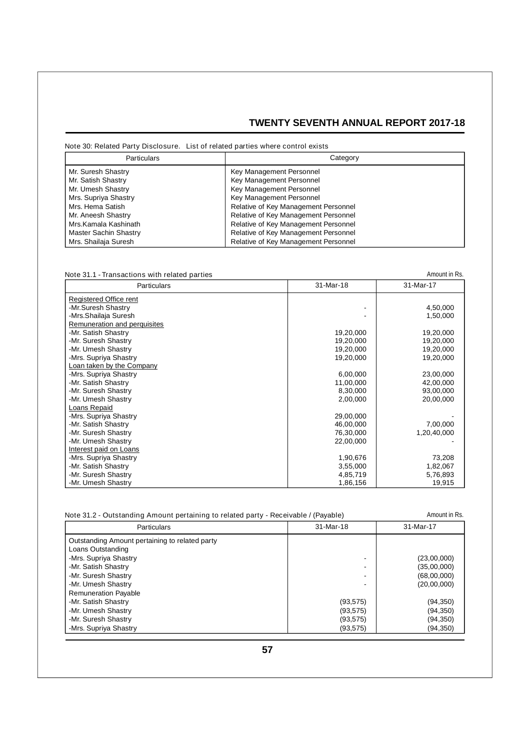Note 30: Related Party Disclosure. List of related parties where control exists

| Particulars | Category |
|---|---|
| Mr. Suresh Shastry | Key Management Personnel |
| Mr. Satish Shastry | Key Management Personnel |
| Mr. Umesh Shastry | Key Management Personnel |
| Mrs. Supriya Shastry | Key Management Personnel |
| Mrs. Hema Satish | Relative of Key Management Personnel |
| Mr. Aneesh Shastry | Relative of Key Management Personnel |
| Mrs.Kamala Kashinath | Relative of Key Management Personnel |
| Master Sachin Shastry | Relative of Key Management Personnel |
| Mrs. Shailaja Suresh | Relative of Key Management Personnel |

Note 31.1 - Transactions with related parties

Amount in Rs.

| Particulars | 31-Mar-18 | 31-Mar-17 |
|---|---|---|
| Registered Office rent | | |
| -Mr.Suresh Shastry | - | 4,50,000 |
| -Mrs.Shailaja Suresh | - | 1,50,000 |
| Remuneration and perquisites | | |
| -Mr. Satish Shastry | 19,20,000 | 19,20,000 |
| -Mr. Suresh Shastry | 19,20,000 | 19,20,000 |
| -Mr. Umesh Shastry | 19,20,000 | 19,20,000 |
| -Mrs. Supriya Shastry | 19,20,000 | 19,20,000 |
| Loan taken by the Company | | |
| -Mrs. Supriya Shastry | 6,00,000 | 23,00,000 |
| -Mr. Satish Shastry | 11,00,000 | 42,00,000 |
| -Mr. Suresh Shastry | 8,30,000 | 93,00,000 |
| -Mr. Umesh Shastry | 2,00,000 | 20,00,000 |
| Loans Repaid | | |
| -Mrs. Supriya Shastry | 29,00,000 | - |
| -Mr. Satish Shastry | 46,00,000 | 7,00,000 |
| -Mr. Suresh Shastry | 76,30,000 | 1,20,40,000 |
| -Mr. Umesh Shastry | 22,00,000 | - |
| Interest paid on Loans | | |
| -Mrs. Supriya Shastry | 1,90,676 | 73,208 |
| -Mr. Satish Shastry | 3,55,000 | 1,82,067 |
| -Mr. Suresh Shastry | 4,85,719 | 5,76,893 |
| -Mr. Umesh Shastry | 1,86,156 | 19,915 |

Note 31.2 - Outstanding Amount pertaining to related party - Receivable / (Payable)

Amount in Rs.

| Particulars | 31-Mar-18 | 31-Mar-17 |
|---|---|---|
| Outstanding Amount pertaining to related party | | |
| Loans Outstanding | | |
| -Mrs. Supriya Shastry | - | (23,00,000) |
| -Mr. Satish Shastry | - | (35,00,000) |
| -Mr. Suresh Shastry | - | (68,00,000) |
| -Mr. Umesh Shastry | - | (20,00,000) |
| Remuneration Payable | | |
| -Mr. Satish Shastry | (93,575) | (94,350) |
| -Mr. Umesh Shastry | (93,575) | (94,350) |
| -Mr. Suresh Shastry | (93,575) | (94,350) |
| -Mrs. Supriya Shastry | (93,575) | (94,350) |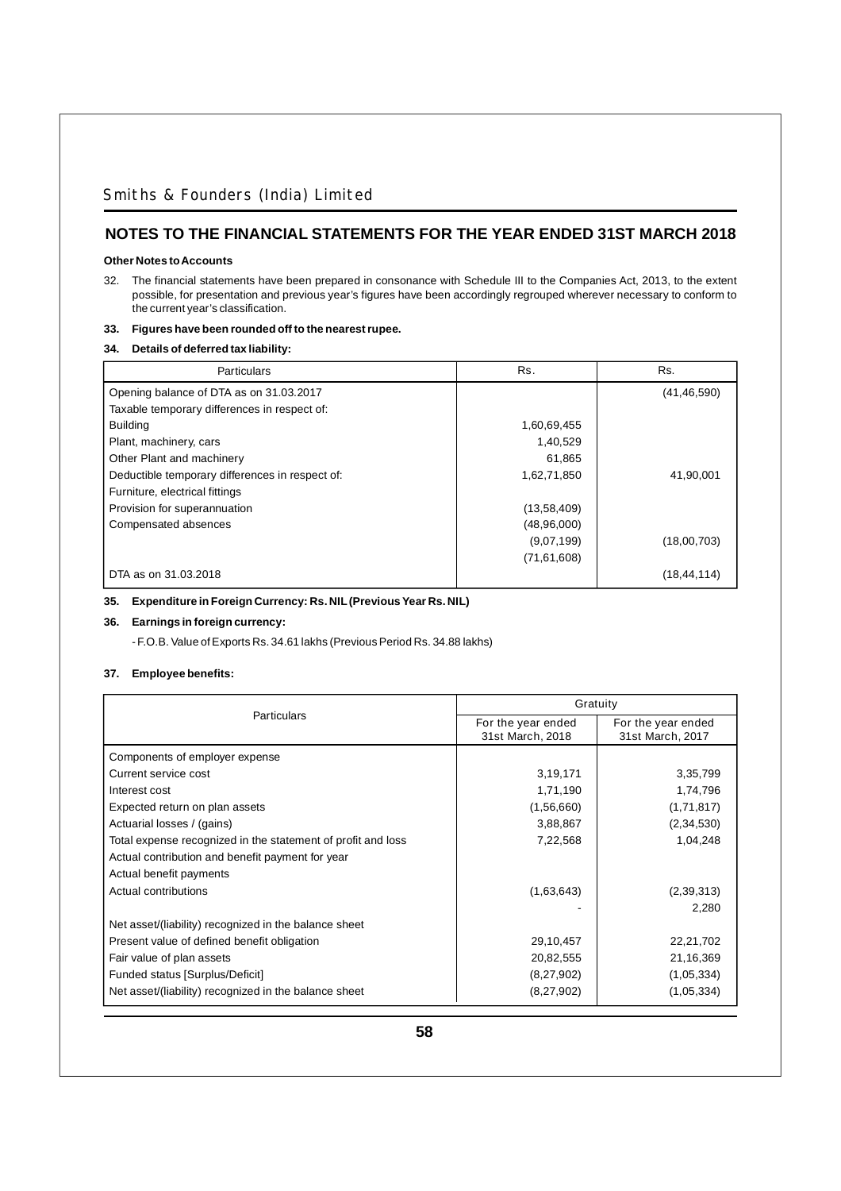# NOTES TO THE FINANCIAL STATEMENTS FOR THE YEAR ENDED 31ST MARCH 2018

**Other Notes to Accounts**

32. The financial statements have been prepared in consonance with Schedule III to the Companies Act, 2013, to the extent possible, for presentation and previous year's figures have been accordingly regrouped wherever necessary to conform to the current year's classification.

**33. Figures have been rounded off to the nearest rupee.**

**34. Details of deferred tax liability:**

| Particulars | Rs. | Rs. |
|---|---|---|
| Opening balance of DTA as on 31.03.2017 | | (41,46,590) |
| Taxable temporary differences in respect of: | | |
| Building | 1,60,69,455 | |
| Plant, machinery, cars | 1,40,529 | |
| Other Plant and machinery | 61,865 | |
| Deductible temporary differences in respect of: | 1,62,71,850 | 41,90,001 |
| Furniture, electrical fittings | | |
| Provision for superannuation | (13,58,409) | |
| Compensated absences | (48,96,000) | |
| | (9,07,199) | (18,00,703) |
| | (71,61,608) | |
| DTA as on 31.03.2018 | | (18,44,114) |

**35. Expenditure in Foreign Currency: Rs. NIL (Previous Year Rs. NIL)**

**36. Earnings in foreign currency:**

- F.O.B. Value of Exports Rs. 34.61 lakhs (Previous Period Rs. 34.88 lakhs)

**37. Employee benefits:**

| Particulars | Gratuity | |
|---|---|---|
| | For the year ended 31st March, 2018 | For the year ended 31st March, 2017 |
| Components of employer expense | | |
| Current service cost | 3,19,171 | 3,35,799 |
| Interest cost | 1,71,190 | 1,74,796 |
| Expected return on plan assets | (1,56,660) | (1,71,817) |
| Actuarial losses / (gains) | 3,88,867 | (2,34,530) |
| Total expense recognized in the statement of profit and loss | 7,22,568 | 1,04,248 |
| Actual contribution and benefit payment for year | | |
| Actual benefit payments | | |
| Actual contributions | (1,63,643) | (2,39,313) |
| | - | 2,280 |
| Net asset/(liability) recognized in the balance sheet | | |
| Present value of defined benefit obligation | 29,10,457 | 22,21,702 |
| Fair value of plan assets | 20,82,555 | 21,16,369 |
| Funded status [Surplus/Deficit] | (8,27,902) | (1,05,334) |
| Net asset/(liability) recognized in the balance sheet | (8,27,902) | (1,05,334) |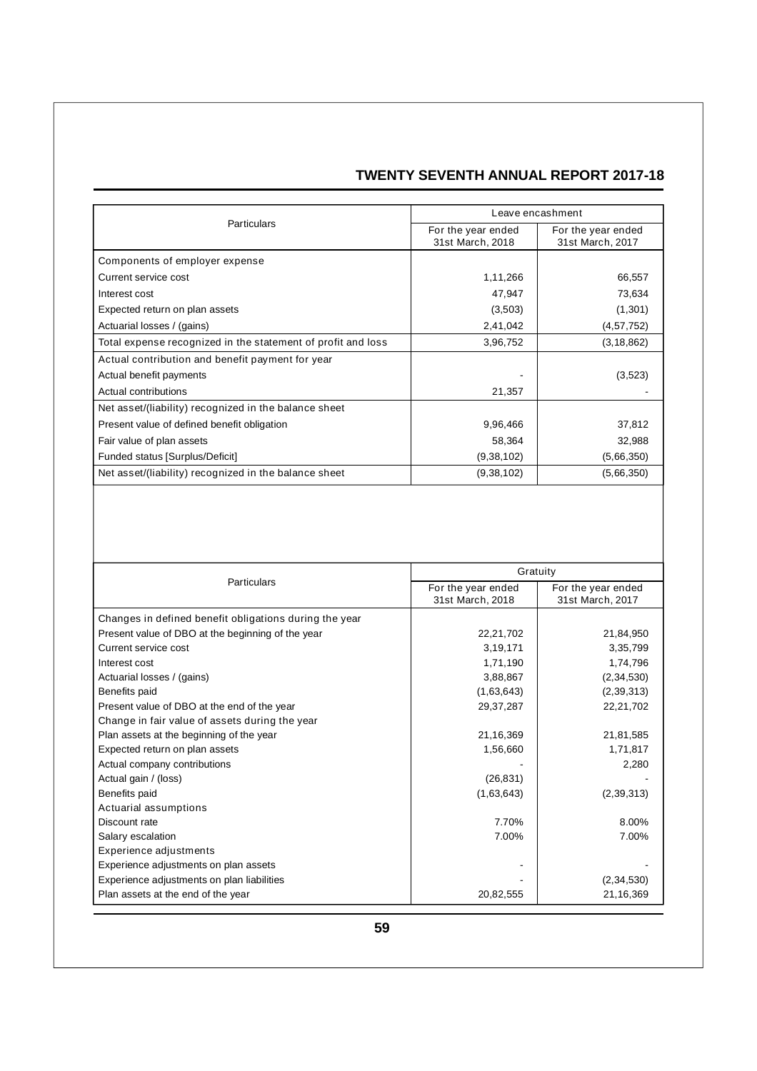| Particulars | Leave encashment | |
|---|---|---|
| | For the year ended 31st March, 2018 | For the year ended 31st March, 2017 |
| Components of employer expense | | |
| Current service cost | 1,11,266 | 66,557 |
| Interest cost | 47,947 | 73,634 |
| Expected return on plan assets | (3,503) | (1,301) |
| Actuarial losses / (gains) | 2,41,042 | (4,57,752) |
| Total expense recognized in the statement of profit and loss | 3,96,752 | (3,18,862) |
| Actual contribution and benefit payment for year | | |
| Actual benefit payments | - | (3,523) |
| Actual contributions | 21,357 | - |
| Net asset/(liability) recognized in the balance sheet | | |
| Present value of defined benefit obligation | 9,96,466 | 37,812 |
| Fair value of plan assets | 58,364 | 32,988 |
| Funded status [Surplus/Deficit] | (9,38,102) | (5,66,350) |
| Net asset/(liability) recognized in the balance sheet | (9,38,102) | (5,66,350) |

| Particulars | Gratuity | |
|---|---|---|
| | For the year ended 31st March, 2018 | For the year ended 31st March, 2017 |
| Changes in defined benefit obligations during the year | | |
| Present value of DBO at the beginning of the year | 22,21,702 | 21,84,950 |
| Current service cost | 3,19,171 | 3,35,799 |
| Interest cost | 1,71,190 | 1,74,796 |
| Actuarial losses / (gains) | 3,88,867 | (2,34,530) |
| Benefits paid | (1,63,643) | (2,39,313) |
| Present value of DBO at the end of the year | 29,37,287 | 22,21,702 |
| Change in fair value of assets during the year | | |
| Plan assets at the beginning of the year | 21,16,369 | 21,81,585 |
| Expected return on plan assets | 1,56,660 | 1,71,817 |
| Actual company contributions | - | 2,280 |
| Actual gain / (loss) | (26,831) | - |
| Benefits paid | (1,63,643) | (2,39,313) |
| Actuarial assumptions | | |
| Discount rate | 7.70% | 8.00% |
| Salary escalation | 7.00% | 7.00% |
| Experience adjustments | | |
| Experience adjustments on plan assets | - | - |
| Experience adjustments on plan liabilities | - | (2,34,530) |
| Plan assets at the end of the year | 20,82,555 | 21,16,369 |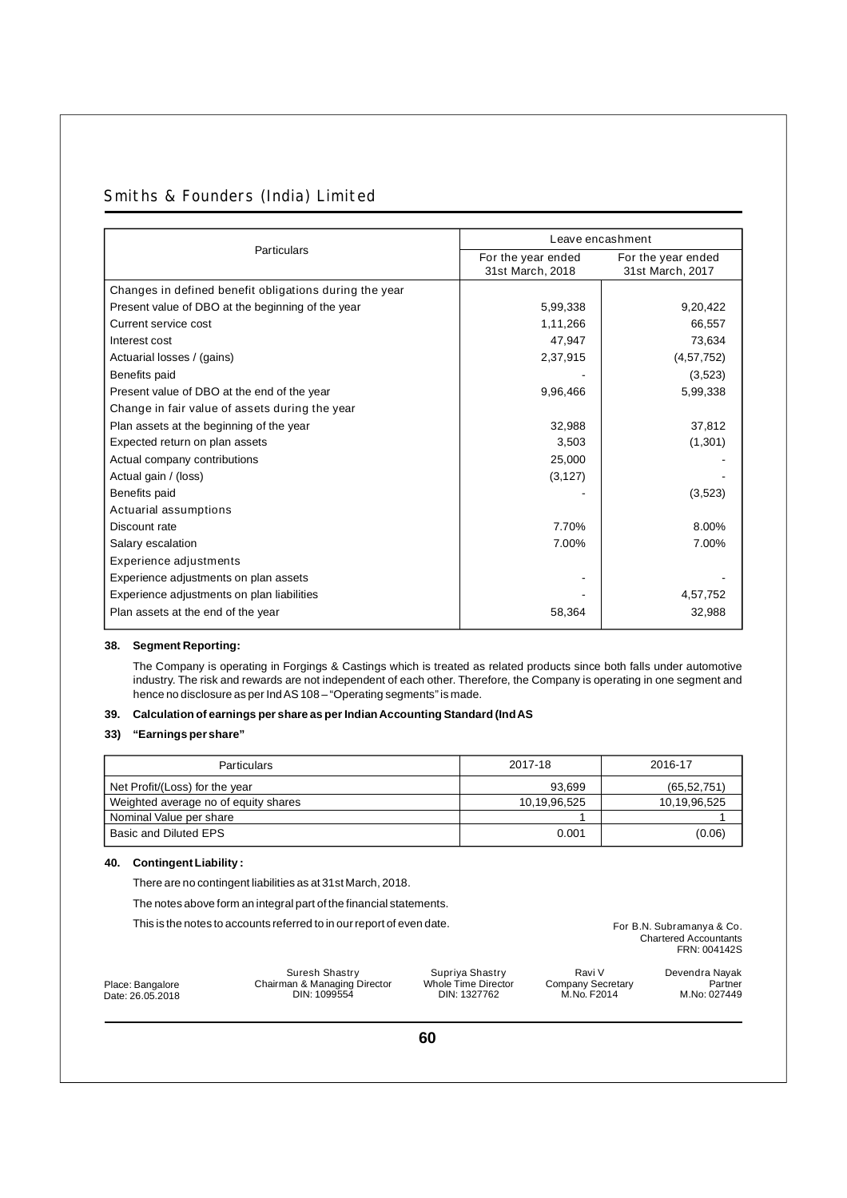| Particulars | Leave encashment | |
|---|---|---|
| | For the year ended 31st March, 2018 | For the year ended 31st March, 2017 |
| Changes in defined benefit obligations during the year | | |
| Present value of DBO at the beginning of the year | 5,99,338 | 9,20,422 |
| Current service cost | 1,11,266 | 66,557 |
| Interest cost | 47,947 | 73,634 |
| Actuarial losses / (gains) | 2,37,915 | (4,57,752) |
| Benefits paid | - | (3,523) |
| Present value of DBO at the end of the year | 9,96,466 | 5,99,338 |
| Change in fair value of assets during the year | | |
| Plan assets at the beginning of the year | 32,988 | 37,812 |
| Expected return on plan assets | 3,503 | (1,301) |
| Actual company contributions | 25,000 | - |
| Actual gain / (loss) | (3,127) | - |
| Benefits paid | - | (3,523) |
| Actuarial assumptions | | |
| Discount rate | 7.70% | 8.00% |
| Salary escalation | 7.00% | 7.00% |
| Experience adjustments | | |
| Experience adjustments on plan assets | - | - |
| Experience adjustments on plan liabilities | - | 4,57,752 |
| Plan assets at the end of the year | 58,364 | 32,988 |

**38. Segment Reporting:**

The Company is operating in Forgings & Castings which is treated as related products since both falls under automotive industry. The risk and rewards are not independent of each other. Therefore, the Company is operating in one segment and hence no disclosure as per Ind AS 108 – "Operating segments" is made.

**39. Calculation of earnings per share as per Indian Accounting Standard (Ind AS 33) "Earnings per share"**

| Particulars | 2017-18 | 2016-17 |
|---|---|---|
| Net Profit/(Loss) for the year | 93,699 | (65,52,751) |
| Weighted average no of equity shares | 10,19,96,525 | 10,19,96,525 |
| Nominal Value per share | 1 | 1 |
| Basic and Diluted EPS | 0.001 | (0.06) |

**40. Contingent Liability :**

There are no contingent liabilities as at 31st March, 2018.

The notes above form an integral part of the financial statements.

This is the notes to accounts referred to in our report of even date.

For B.N. Subramanya & Co.
Chartered Accountants
FRN: 004142S

Place: Bangalore
Date: 26.05.2018

Suresh Shastry
Chairman & Managing Director
DIN: 1099554

Supriya Shastry
Whole Time Director
DIN: 1327762

Ravi V
Company Secretary
M.No. F2014

Devendra Nayak
Partner
M.No: 027449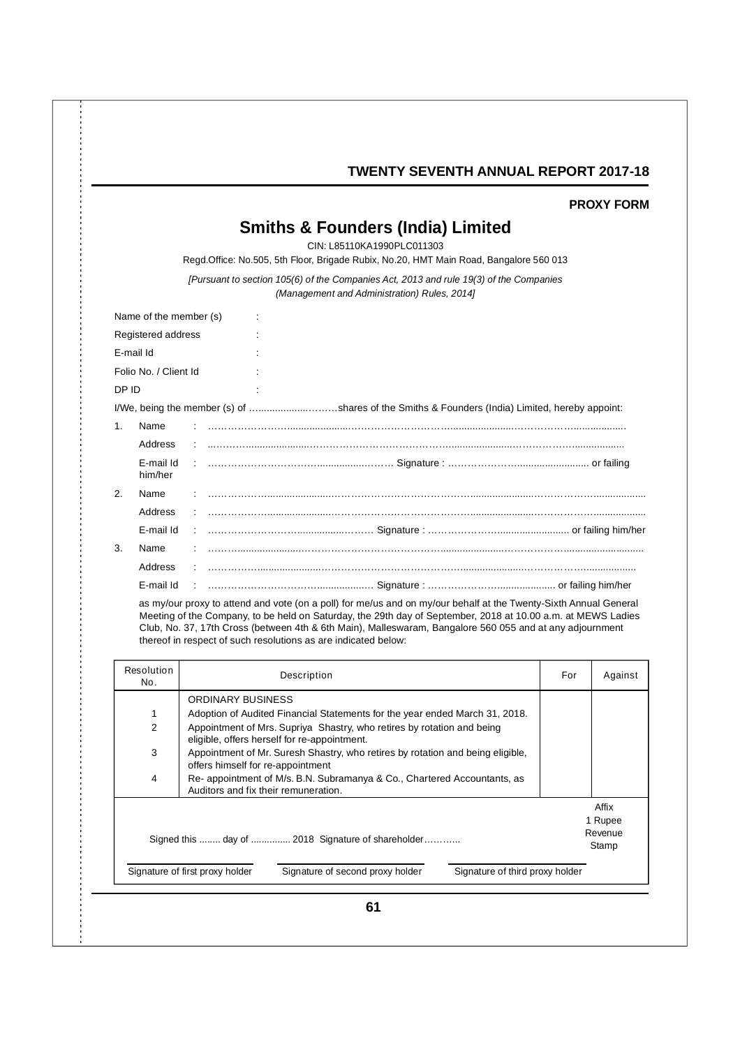**PROXY FORM**

# Smiths & Founders (India) Limited

CIN: L85110KA1990PLC011303

Regd.Office: No.505, 5th Floor, Brigade Rubix, No.20, HMT Main Road, Bangalore 560 013

*[Pursuant to section 105(6) of the Companies Act, 2013 and rule 19(3) of the Companies (Management and Administration) Rules, 2014]*

Name of the member (s) :

Registered address :

E-mail Id :

Folio No. / Client Id :

DP ID :

I/We, being the member (s) of ………………………shares of the Smiths & Founders (India) Limited, hereby appoint:

1. Name : ……………………………………………………………………………………………………

   Address : ……………………………………………………………………………………………………

   E-mail Id : …………………………………………… Signature : ……………………………… or failing him/her

2. Name : ……………………………………………………………………………………………………

   Address : ……………………………………………………………………………………………………

   E-mail Id : …………………………………………… Signature : ……………………………… or failing him/her

3. Name : ……………………………………………………………………………………………………

   Address : ……………………………………………………………………………………………………

   E-mail Id : …………………………………………… Signature : ……………………………… or failing him/her

as my/our proxy to attend and vote (on a poll) for me/us and on my/our behalf at the Twenty-Sixth Annual General Meeting of the Company, to be held on Saturday, the 29th day of September, 2018 at 10.00 a.m. at MEWS Ladies Club, No. 37, 17th Cross (between 4th & 6th Main), Malleswaram, Bangalore 560 055 and at any adjournment thereof in respect of such resolutions as are indicated below:

| Resolution No. | Description | For | Against |
|---|---|---|---|
| | ORDINARY BUSINESS | | |
| 1 | Adoption of Audited Financial Statements for the year ended March 31, 2018. | | |
| 2 | Appointment of Mrs. Supriya Shastry, who retires by rotation and being eligible, offers herself for re-appointment. | | |
| 3 | Appointment of Mr. Suresh Shastry, who retires by rotation and being eligible, offers himself for re-appointment | | |
| 4 | Re- appointment of M/s. B.N. Subramanya & Co., Chartered Accountants, as Auditors and fix their remuneration. | | |

Signed this ........ day of ............... 2018 Signature of shareholder………..

Affix 1 Rupee Revenue Stamp

Signature of first proxy holder | Signature of second proxy holder | Signature of third proxy holder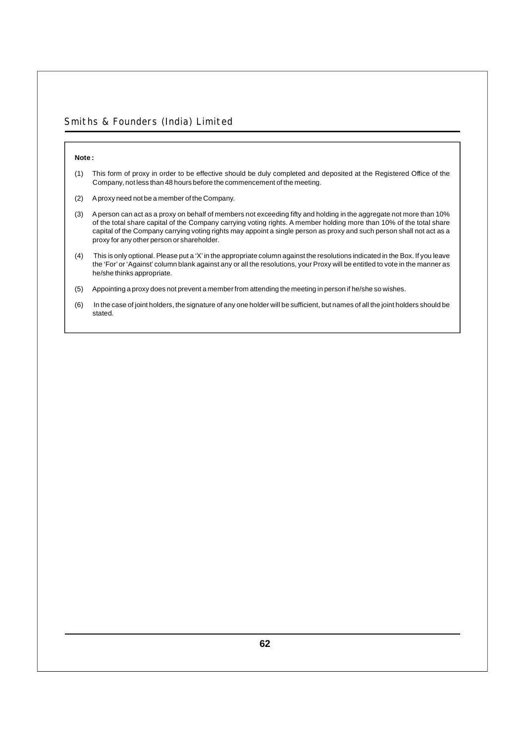**Note :**

(1) This form of proxy in order to be effective should be duly completed and deposited at the Registered Office of the Company, not less than 48 hours before the commencement of the meeting.

(2) A proxy need not be a member of the Company.

(3) A person can act as a proxy on behalf of members not exceeding fifty and holding in the aggregate not more than 10% of the total share capital of the Company carrying voting rights. A member holding more than 10% of the total share capital of the Company carrying voting rights may appoint a single person as proxy and such person shall not act as a proxy for any other person or shareholder.

(4) This is only optional. Please put a 'X' in the appropriate column against the resolutions indicated in the Box. If you leave the 'For' or 'Against' column blank against any or all the resolutions, your Proxy will be entitled to vote in the manner as he/she thinks appropriate.

(5) Appointing a proxy does not prevent a member from attending the meeting in person if he/she so wishes.

(6) In the case of joint holders, the signature of any one holder will be sufficient, but names of all the joint holders should be stated.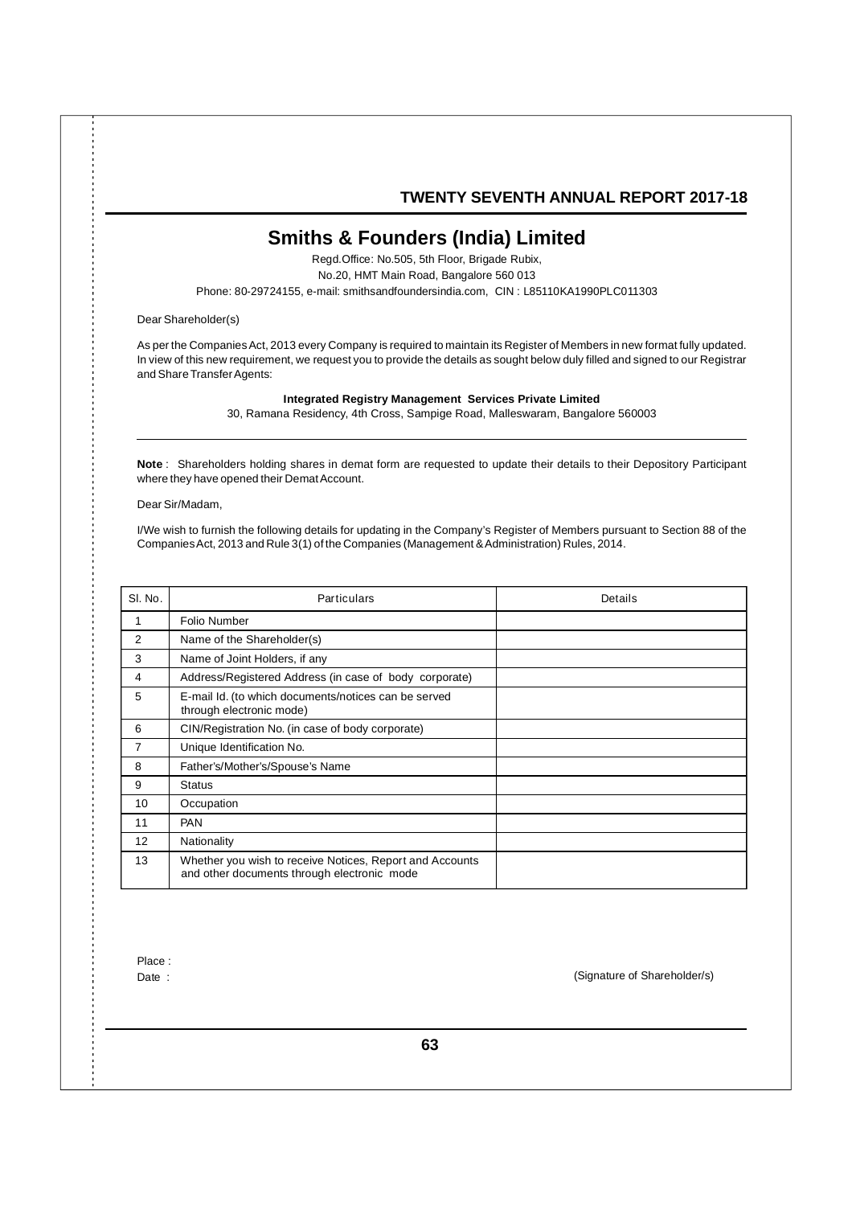# Smiths & Founders (India) Limited

Regd.Office: No.505, 5th Floor, Brigade Rubix,
No.20, HMT Main Road, Bangalore 560 013
Phone: 80-29724155, e-mail: smithsandfoundersindia.com, CIN : L85110KA1990PLC011303

Dear Shareholder(s)

As per the Companies Act, 2013 every Company is required to maintain its Register of Members in new format fully updated. In view of this new requirement, we request you to provide the details as sought below duly filled and signed to our Registrar and Share Transfer Agents:

**Integrated Registry Management Services Private Limited**
30, Ramana Residency, 4th Cross, Sampige Road, Malleswaram, Bangalore 560003

---

**Note** : Shareholders holding shares in demat form are requested to update their details to their Depository Participant where they have opened their Demat Account.

Dear Sir/Madam,

I/We wish to furnish the following details for updating in the Company's Register of Members pursuant to Section 88 of the Companies Act, 2013 and Rule 3(1) of the Companies (Management & Administration) Rules, 2014.

| Sl. No. | Particulars | Details |
|---|---|---|
| 1 | Folio Number | |
| 2 | Name of the Shareholder(s) | |
| 3 | Name of Joint Holders, if any | |
| 4 | Address/Registered Address (in case of body corporate) | |
| 5 | E-mail Id. (to which documents/notices can be served through electronic mode) | |
| 6 | CIN/Registration No. (in case of body corporate) | |
| 7 | Unique Identification No. | |
| 8 | Father's/Mother's/Spouse's Name | |
| 9 | Status | |
| 10 | Occupation | |
| 11 | PAN | |
| 12 | Nationality | |
| 13 | Whether you wish to receive Notices, Report and Accounts and other documents through electronic mode | |

Place :

Date : (Signature of Shareholder/s)